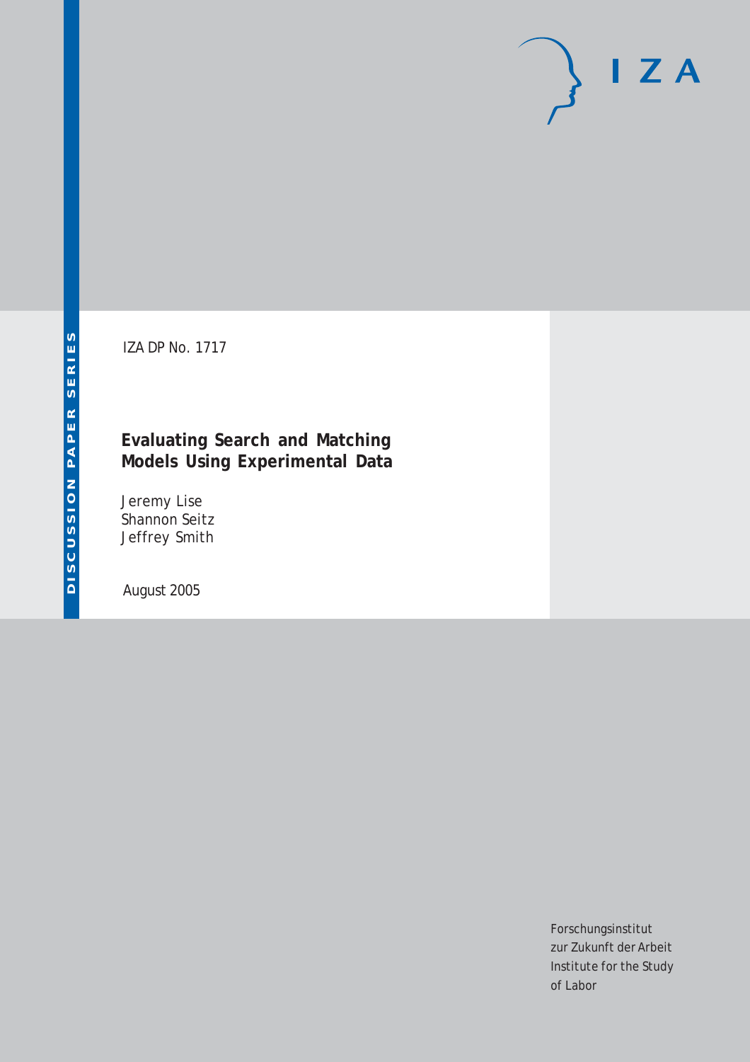IZA DP No. 1717

# Evaluating Search and Matching Models Using Experimental Data

Jeremy Lise
Shannon Seitz
Jeffrey Smith

August 2005

DISCUSSION PAPER SERIES

I Z A

Forschungsinstitut
zur Zukunft der Arbeit
Institute for the Study
of Labor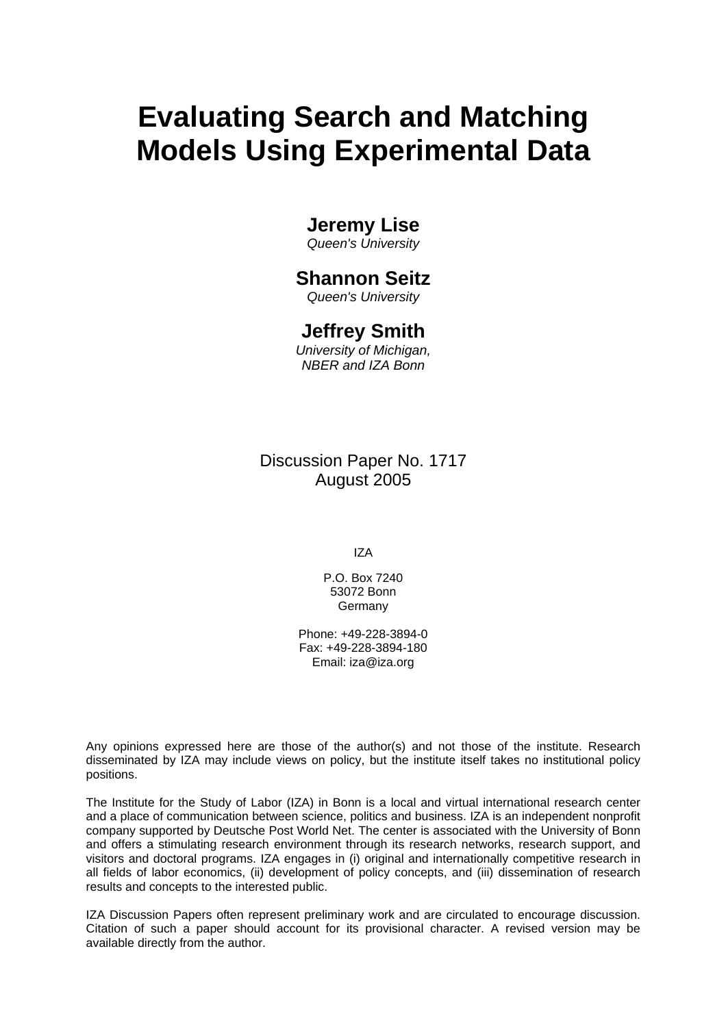# Evaluating Search and Matching Models Using Experimental Data

**Jeremy Lise**
*Queen's University*

**Shannon Seitz**
*Queen's University*

**Jeffrey Smith**
*University of Michigan, NBER and IZA Bonn*

Discussion Paper No. 1717
August 2005

IZA

P.O. Box 7240
53072 Bonn
Germany

Phone: +49-228-3894-0
Fax: +49-228-3894-180
Email: iza@iza.org

Any opinions expressed here are those of the author(s) and not those of the institute. Research disseminated by IZA may include views on policy, but the institute itself takes no institutional policy positions.

The Institute for the Study of Labor (IZA) in Bonn is a local and virtual international research center and a place of communication between science, politics and business. IZA is an independent nonprofit company supported by Deutsche Post World Net. The center is associated with the University of Bonn and offers a stimulating research environment through its research networks, research support, and visitors and doctoral programs. IZA engages in (i) original and internationally competitive research in all fields of labor economics, (ii) development of policy concepts, and (iii) dissemination of research results and concepts to the interested public.

IZA Discussion Papers often represent preliminary work and are circulated to encourage discussion. Citation of such a paper should account for its provisional character. A revised version may be available directly from the author.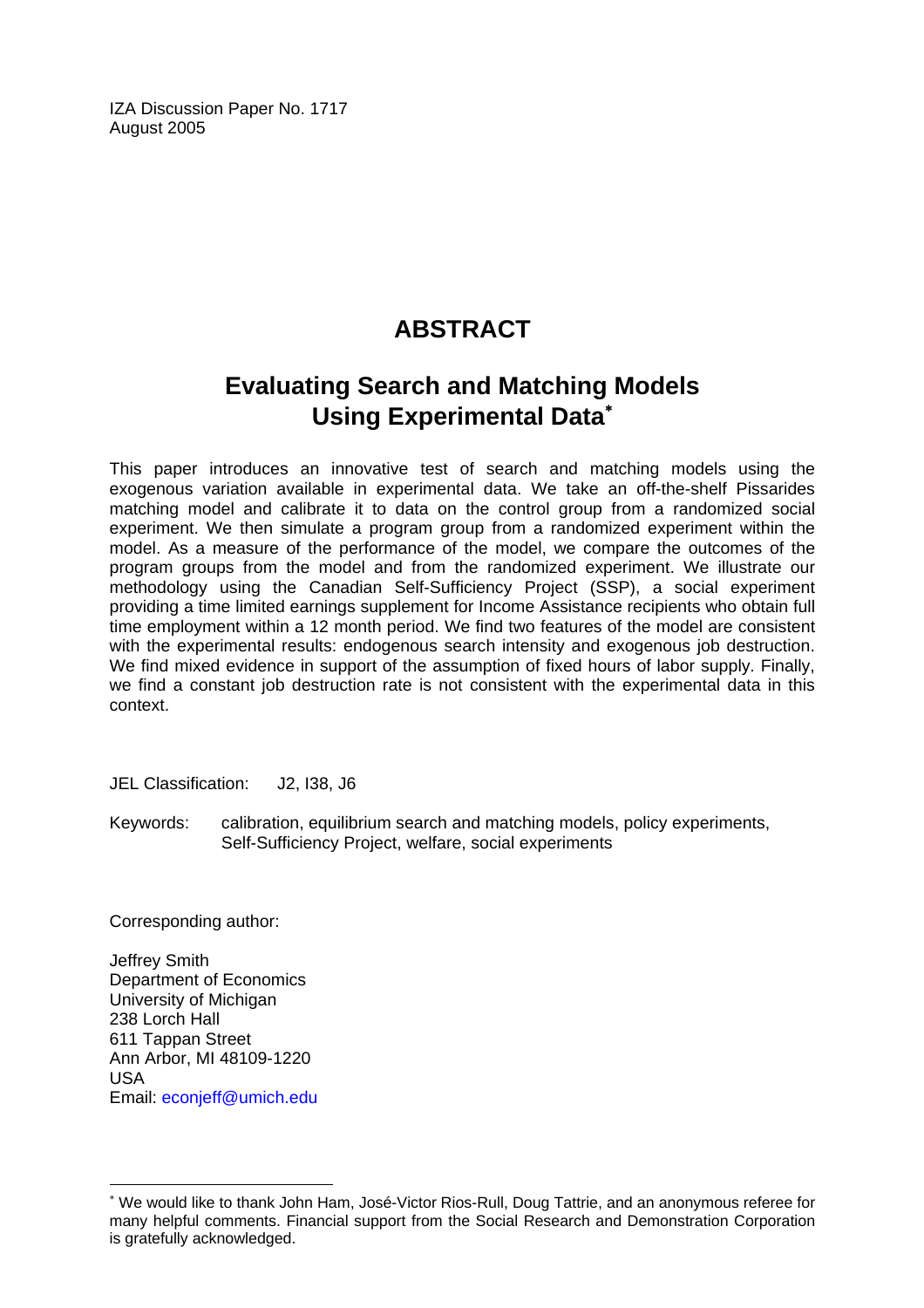IZA Discussion Paper No. 1717
August 2005

## ABSTRACT

## Evaluating Search and Matching Models Using Experimental Data[*]

This paper introduces an innovative test of search and matching models using the exogenous variation available in experimental data. We take an off-the-shelf Pissarides matching model and calibrate it to data on the control group from a randomized social experiment. We then simulate a program group from a randomized experiment within the model. As a measure of the performance of the model, we compare the outcomes of the program groups from the model and from the randomized experiment. We illustrate our methodology using the Canadian Self-Sufficiency Project (SSP), a social experiment providing a time limited earnings supplement for Income Assistance recipients who obtain full time employment within a 12 month period. We find two features of the model are consistent with the experimental results: endogenous search intensity and exogenous job destruction. We find mixed evidence in support of the assumption of fixed hours of labor supply. Finally, we find a constant job destruction rate is not consistent with the experimental data in this context.

JEL Classification: J2, I38, J6

Keywords: calibration, equilibrium search and matching models, policy experiments, Self-Sufficiency Project, welfare, social experiments

Corresponding author:

Jeffrey Smith
Department of Economics
University of Michigan
238 Lorch Hall
611 Tappan Street
Ann Arbor, MI 48109-1220
USA
Email: econjeff@umich.edu

[*] We would like to thank John Ham, José-Victor Rios-Rull, Doug Tattrie, and an anonymous referee for many helpful comments. Financial support from the Social Research and Demonstration Corporation is gratefully acknowledged.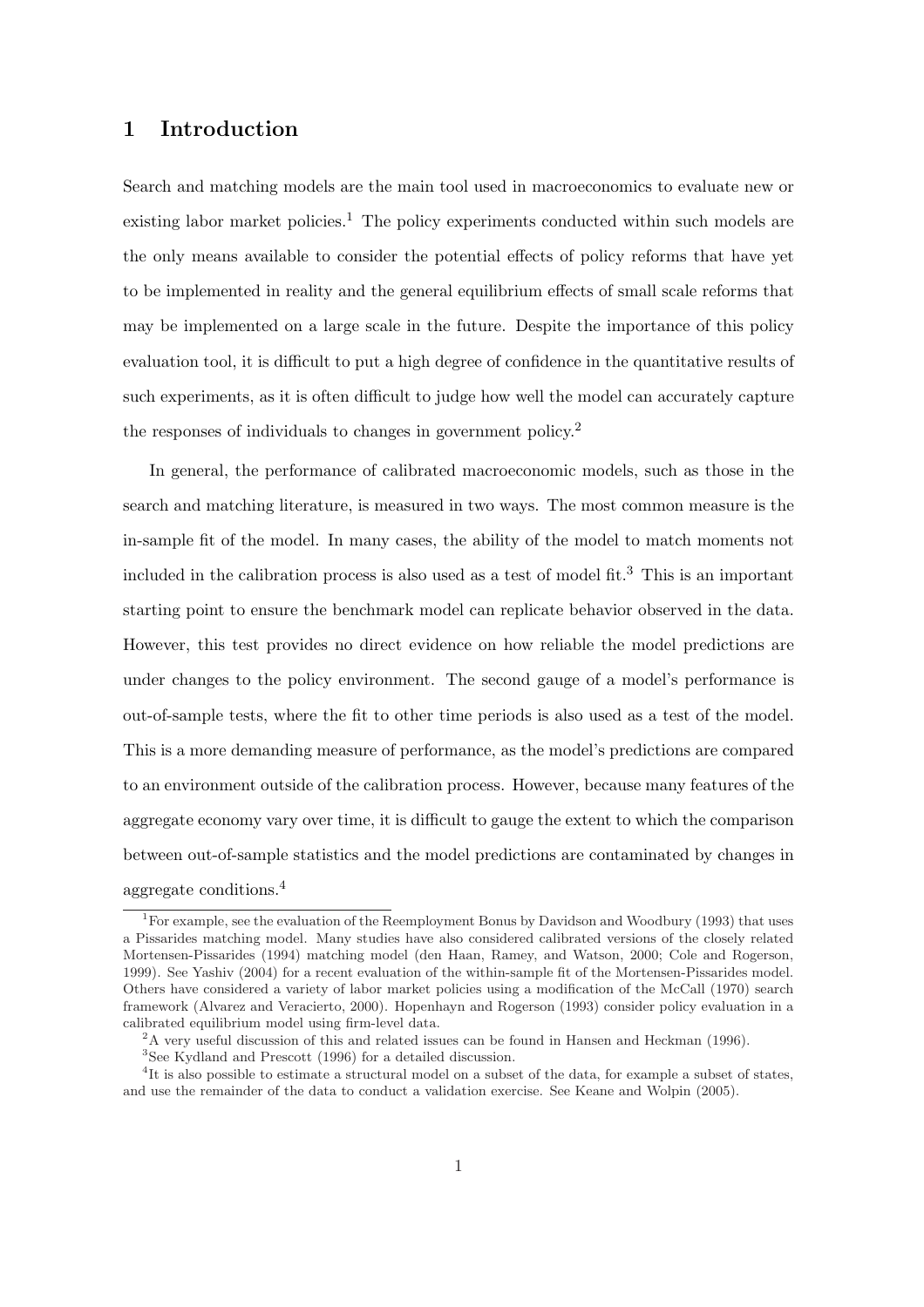# 1 Introduction

Search and matching models are the main tool used in macroeconomics to evaluate new or existing labor market policies.[1] The policy experiments conducted within such models are the only means available to consider the potential effects of policy reforms that have yet to be implemented in reality and the general equilibrium effects of small scale reforms that may be implemented on a large scale in the future. Despite the importance of this policy evaluation tool, it is difficult to put a high degree of confidence in the quantitative results of such experiments, as it is often difficult to judge how well the model can accurately capture the responses of individuals to changes in government policy.[2]

In general, the performance of calibrated macroeconomic models, such as those in the search and matching literature, is measured in two ways. The most common measure is the in-sample fit of the model. In many cases, the ability of the model to match moments not included in the calibration process is also used as a test of model fit.[3] This is an important starting point to ensure the benchmark model can replicate behavior observed in the data. However, this test provides no direct evidence on how reliable the model predictions are under changes to the policy environment. The second gauge of a model's performance is out-of-sample tests, where the fit to other time periods is also used as a test of the model. This is a more demanding measure of performance, as the model's predictions are compared to an environment outside of the calibration process. However, because many features of the aggregate economy vary over time, it is difficult to gauge the extent to which the comparison between out-of-sample statistics and the model predictions are contaminated by changes in aggregate conditions.[4]

[1] For example, see the evaluation of the Reemployment Bonus by Davidson and Woodbury (1993) that uses a Pissarides matching model. Many studies have also considered calibrated versions of the closely related Mortensen-Pissarides (1994) matching model (den Haan, Ramey, and Watson, 2000; Cole and Rogerson, 1999). See Yashiv (2004) for a recent evaluation of the within-sample fit of the Mortensen-Pissarides model. Others have considered a variety of labor market policies using a modification of the McCall (1970) search framework (Alvarez and Veracierto, 2000). Hopenhayn and Rogerson (1993) consider policy evaluation in a calibrated equilibrium model using firm-level data.

[2] A very useful discussion of this and related issues can be found in Hansen and Heckman (1996).

[3] See Kydland and Prescott (1996) for a detailed discussion.

[4] It is also possible to estimate a structural model on a subset of the data, for example a subset of states, and use the remainder of the data to conduct a validation exercise. See Keane and Wolpin (2005).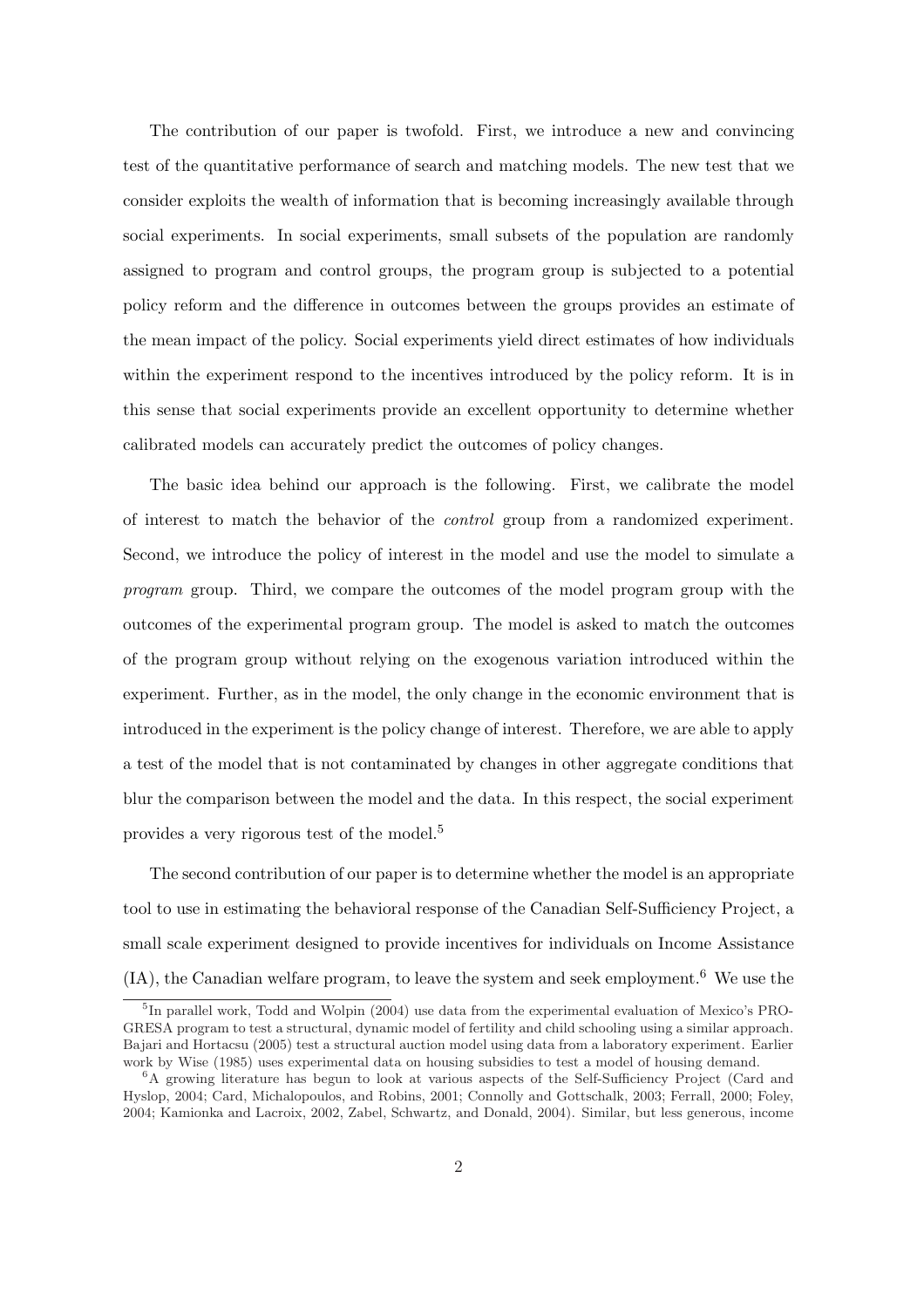The contribution of our paper is twofold. First, we introduce a new and convincing test of the quantitative performance of search and matching models. The new test that we consider exploits the wealth of information that is becoming increasingly available through social experiments. In social experiments, small subsets of the population are randomly assigned to program and control groups, the program group is subjected to a potential policy reform and the difference in outcomes between the groups provides an estimate of the mean impact of the policy. Social experiments yield direct estimates of how individuals within the experiment respond to the incentives introduced by the policy reform. It is in this sense that social experiments provide an excellent opportunity to determine whether calibrated models can accurately predict the outcomes of policy changes.

The basic idea behind our approach is the following. First, we calibrate the model of interest to match the behavior of the *control* group from a randomized experiment. Second, we introduce the policy of interest in the model and use the model to simulate a *program* group. Third, we compare the outcomes of the model program group with the outcomes of the experimental program group. The model is asked to match the outcomes of the program group without relying on the exogenous variation introduced within the experiment. Further, as in the model, the only change in the economic environment that is introduced in the experiment is the policy change of interest. Therefore, we are able to apply a test of the model that is not contaminated by changes in other aggregate conditions that blur the comparison between the model and the data. In this respect, the social experiment provides a very rigorous test of the model.[5]

The second contribution of our paper is to determine whether the model is an appropriate tool to use in estimating the behavioral response of the Canadian Self-Sufficiency Project, a small scale experiment designed to provide incentives for individuals on Income Assistance (IA), the Canadian welfare program, to leave the system and seek employment.[6] We use the

[5] In parallel work, Todd and Wolpin (2004) use data from the experimental evaluation of Mexico's PROGRESA program to test a structural, dynamic model of fertility and child schooling using a similar approach. Bajari and Hortacsu (2005) test a structural auction model using data from a laboratory experiment. Earlier work by Wise (1985) uses experimental data on housing subsidies to test a model of housing demand.

[6] A growing literature has begun to look at various aspects of the Self-Sufficiency Project (Card and Hyslop, 2004; Card, Michalopoulos, and Robins, 2001; Connolly and Gottschalk, 2003; Ferrall, 2000; Foley, 2004; Kamionka and Lacroix, 2002, Zabel, Schwartz, and Donald, 2004). Similar, but less generous, income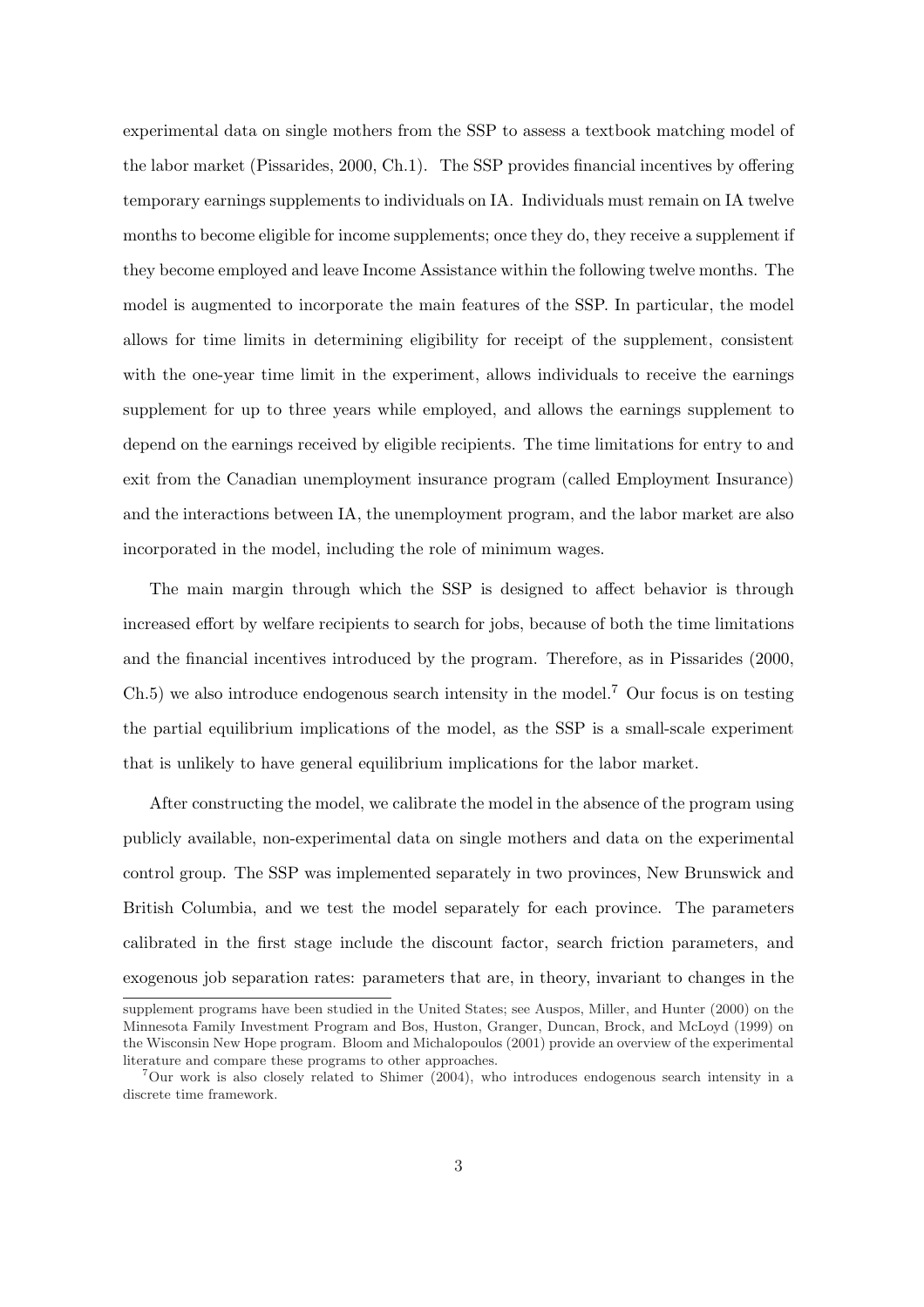experimental data on single mothers from the SSP to assess a textbook matching model of the labor market (Pissarides, 2000, Ch.1). The SSP provides financial incentives by offering temporary earnings supplements to individuals on IA. Individuals must remain on IA twelve months to become eligible for income supplements; once they do, they receive a supplement if they become employed and leave Income Assistance within the following twelve months. The model is augmented to incorporate the main features of the SSP. In particular, the model allows for time limits in determining eligibility for receipt of the supplement, consistent with the one-year time limit in the experiment, allows individuals to receive the earnings supplement for up to three years while employed, and allows the earnings supplement to depend on the earnings received by eligible recipients. The time limitations for entry to and exit from the Canadian unemployment insurance program (called Employment Insurance) and the interactions between IA, the unemployment program, and the labor market are also incorporated in the model, including the role of minimum wages.

The main margin through which the SSP is designed to affect behavior is through increased effort by welfare recipients to search for jobs, because of both the time limitations and the financial incentives introduced by the program. Therefore, as in Pissarides (2000, Ch.5) we also introduce endogenous search intensity in the model.[7] Our focus is on testing the partial equilibrium implications of the model, as the SSP is a small-scale experiment that is unlikely to have general equilibrium implications for the labor market.

After constructing the model, we calibrate the model in the absence of the program using publicly available, non-experimental data on single mothers and data on the experimental control group. The SSP was implemented separately in two provinces, New Brunswick and British Columbia, and we test the model separately for each province. The parameters calibrated in the first stage include the discount factor, search friction parameters, and exogenous job separation rates: parameters that are, in theory, invariant to changes in the

supplement programs have been studied in the United States; see Auspos, Miller, and Hunter (2000) on the Minnesota Family Investment Program and Bos, Huston, Granger, Duncan, Brock, and McLoyd (1999) on the Wisconsin New Hope program. Bloom and Michalopoulos (2001) provide an overview of the experimental literature and compare these programs to other approaches.

[7] Our work is also closely related to Shimer (2004), who introduces endogenous search intensity in a discrete time framework.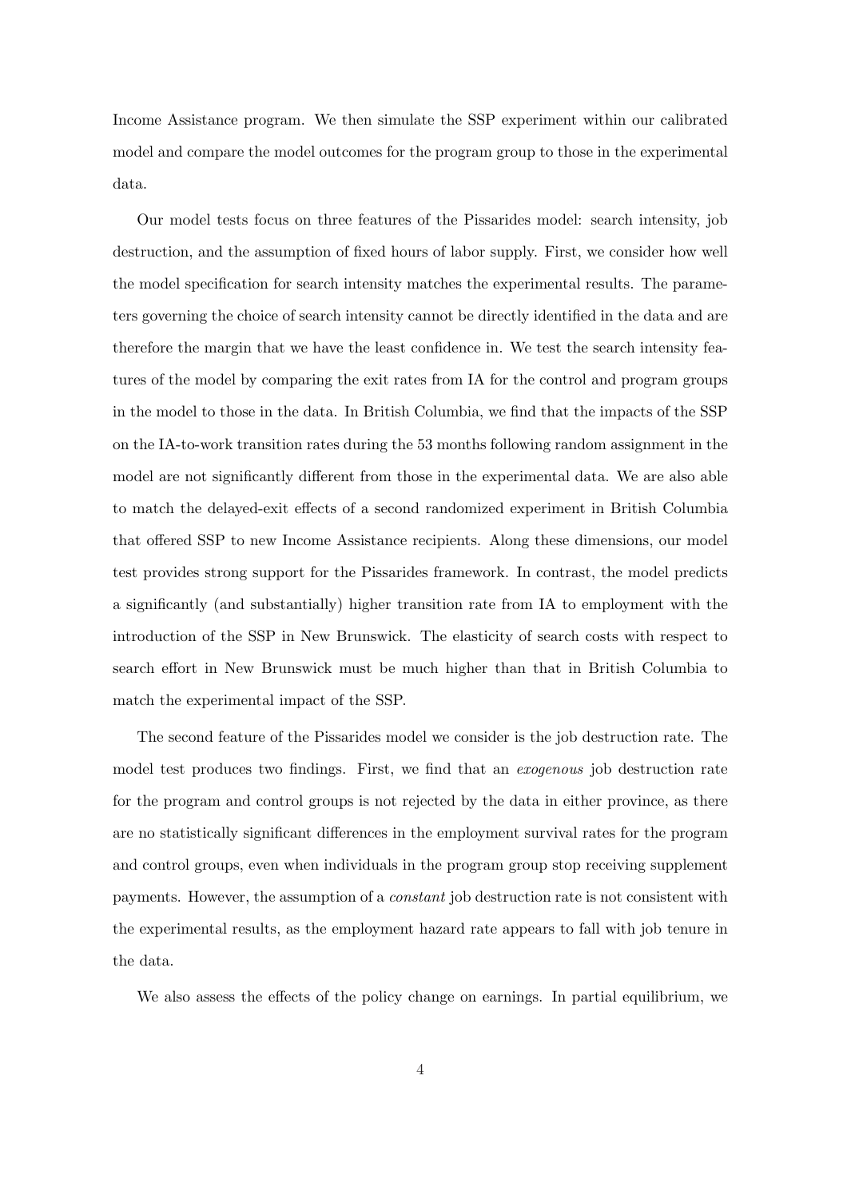Income Assistance program. We then simulate the SSP experiment within our calibrated model and compare the model outcomes for the program group to those in the experimental data.

Our model tests focus on three features of the Pissarides model: search intensity, job destruction, and the assumption of fixed hours of labor supply. First, we consider how well the model specification for search intensity matches the experimental results. The parameters governing the choice of search intensity cannot be directly identified in the data and are therefore the margin that we have the least confidence in. We test the search intensity features of the model by comparing the exit rates from IA for the control and program groups in the model to those in the data. In British Columbia, we find that the impacts of the SSP on the IA-to-work transition rates during the 53 months following random assignment in the model are not significantly different from those in the experimental data. We are also able to match the delayed-exit effects of a second randomized experiment in British Columbia that offered SSP to new Income Assistance recipients. Along these dimensions, our model test provides strong support for the Pissarides framework. In contrast, the model predicts a significantly (and substantially) higher transition rate from IA to employment with the introduction of the SSP in New Brunswick. The elasticity of search costs with respect to search effort in New Brunswick must be much higher than that in British Columbia to match the experimental impact of the SSP.

The second feature of the Pissarides model we consider is the job destruction rate. The model test produces two findings. First, we find that an *exogenous* job destruction rate for the program and control groups is not rejected by the data in either province, as there are no statistically significant differences in the employment survival rates for the program and control groups, even when individuals in the program group stop receiving supplement payments. However, the assumption of a *constant* job destruction rate is not consistent with the experimental results, as the employment hazard rate appears to fall with job tenure in the data.

We also assess the effects of the policy change on earnings. In partial equilibrium, we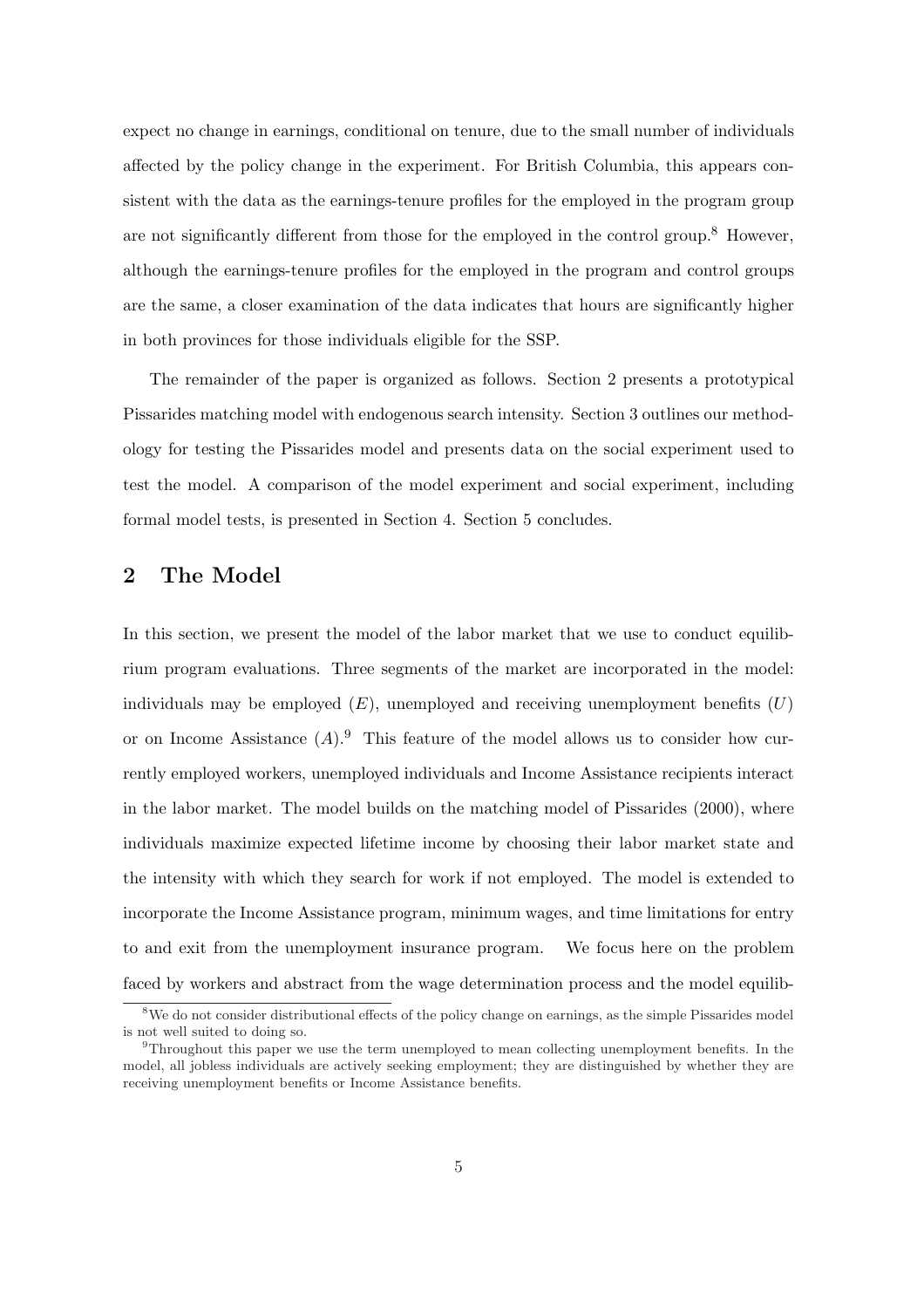expect no change in earnings, conditional on tenure, due to the small number of individuals affected by the policy change in the experiment. For British Columbia, this appears consistent with the data as the earnings-tenure profiles for the employed in the program group are not significantly different from those for the employed in the control group.[8] However, although the earnings-tenure profiles for the employed in the program and control groups are the same, a closer examination of the data indicates that hours are significantly higher in both provinces for those individuals eligible for the SSP.

The remainder of the paper is organized as follows. Section 2 presents a prototypical Pissarides matching model with endogenous search intensity. Section 3 outlines our methodology for testing the Pissarides model and presents data on the social experiment used to test the model. A comparison of the model experiment and social experiment, including formal model tests, is presented in Section 4. Section 5 concludes.

## 2 The Model

In this section, we present the model of the labor market that we use to conduct equilibrium program evaluations. Three segments of the market are incorporated in the model: individuals may be employed ($E$), unemployed and receiving unemployment benefits ($U$) or on Income Assistance ($A$).[9] This feature of the model allows us to consider how currently employed workers, unemployed individuals and Income Assistance recipients interact in the labor market. The model builds on the matching model of Pissarides (2000), where individuals maximize expected lifetime income by choosing their labor market state and the intensity with which they search for work if not employed. The model is extended to incorporate the Income Assistance program, minimum wages, and time limitations for entry to and exit from the unemployment insurance program. We focus here on the problem faced by workers and abstract from the wage determination process and the model equilib-

[8] We do not consider distributional effects of the policy change on earnings, as the simple Pissarides model is not well suited to doing so.

[9] Throughout this paper we use the term unemployed to mean collecting unemployment benefits. In the model, all jobless individuals are actively seeking employment; they are distinguished by whether they are receiving unemployment benefits or Income Assistance benefits.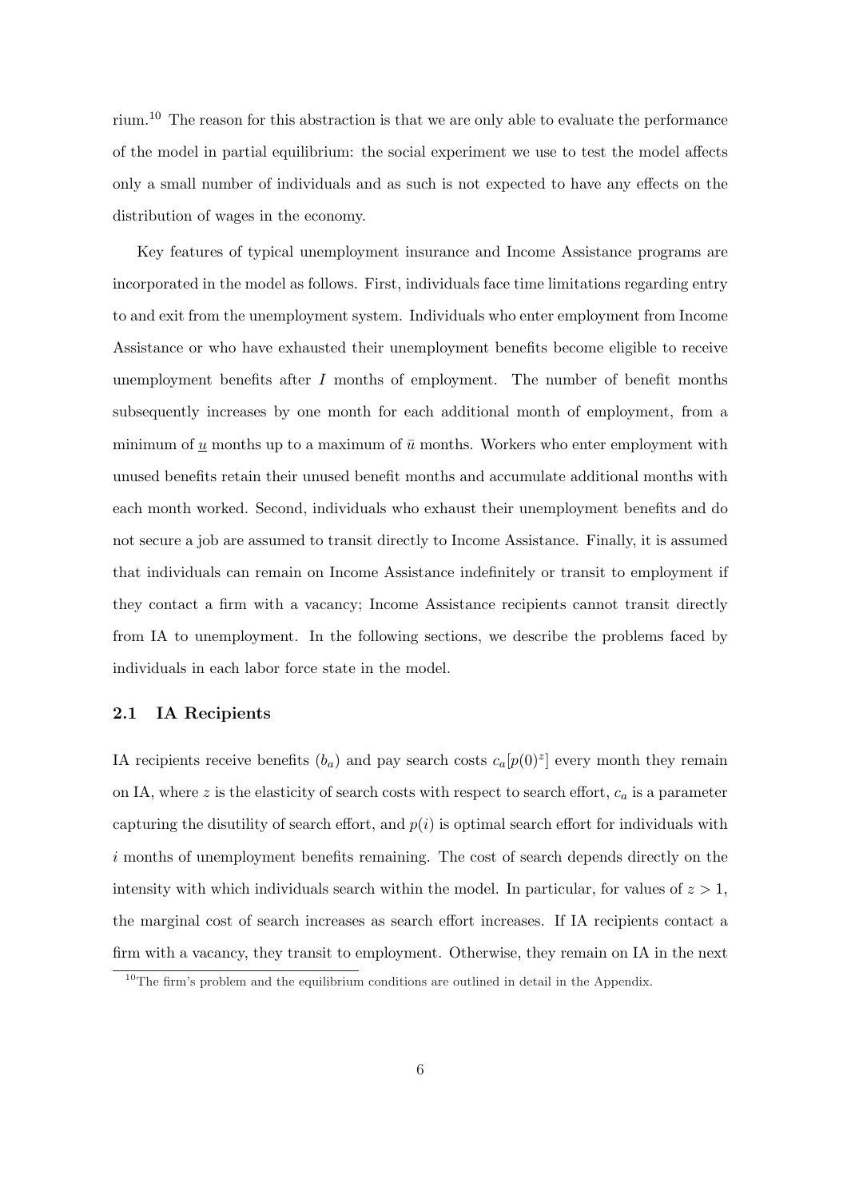rium.[10] The reason for this abstraction is that we are only able to evaluate the performance of the model in partial equilibrium: the social experiment we use to test the model affects only a small number of individuals and as such is not expected to have any effects on the distribution of wages in the economy.

Key features of typical unemployment insurance and Income Assistance programs are incorporated in the model as follows. First, individuals face time limitations regarding entry to and exit from the unemployment system. Individuals who enter employment from Income Assistance or who have exhausted their unemployment benefits become eligible to receive unemployment benefits after $I$ months of employment. The number of benefit months subsequently increases by one month for each additional month of employment, from a minimum of $\underline{u}$ months up to a maximum of $\bar{u}$ months. Workers who enter employment with unused benefits retain their unused benefit months and accumulate additional months with each month worked. Second, individuals who exhaust their unemployment benefits and do not secure a job are assumed to transit directly to Income Assistance. Finally, it is assumed that individuals can remain on Income Assistance indefinitely or transit to employment if they contact a firm with a vacancy; Income Assistance recipients cannot transit directly from IA to unemployment. In the following sections, we describe the problems faced by individuals in each labor force state in the model.

## 2.1 IA Recipients

IA recipients receive benefits ($b_a$) and pay search costs $c_a[p(0)^z]$ every month they remain on IA, where $z$ is the elasticity of search costs with respect to search effort, $c_a$ is a parameter capturing the disutility of search effort, and $p(i)$ is optimal search effort for individuals with $i$ months of unemployment benefits remaining. The cost of search depends directly on the intensity with which individuals search within the model. In particular, for values of $z > 1$, the marginal cost of search increases as search effort increases. If IA recipients contact a firm with a vacancy, they transit to employment. Otherwise, they remain on IA in the next

[10] The firm's problem and the equilibrium conditions are outlined in detail in the Appendix.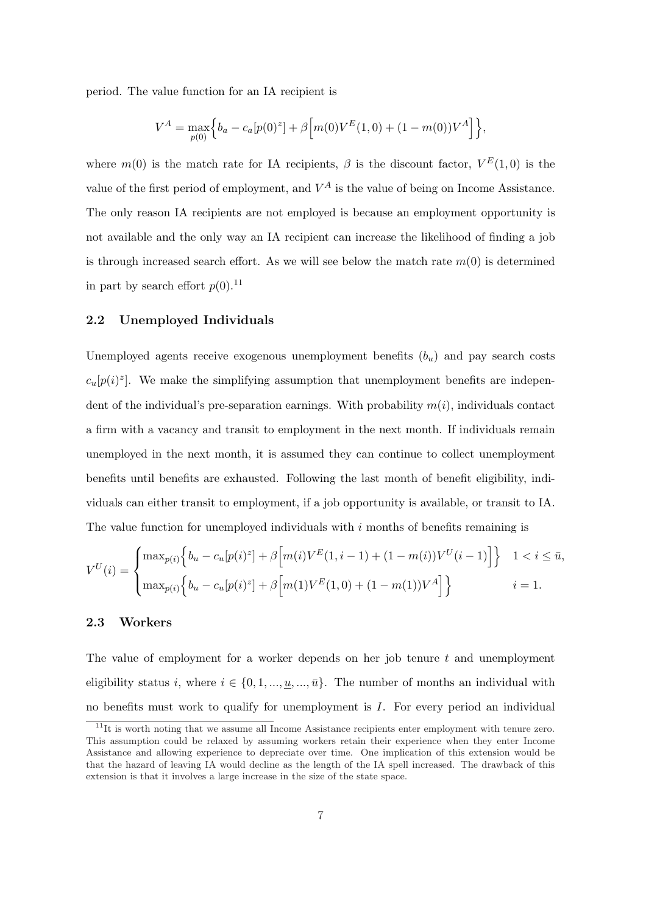period. The value function for an IA recipient is

$$V^A = \max_{p(0)} \Big\{ b_a - c_a[p(0)^z] + \beta \Big[ m(0)V^E(1,0) + (1-m(0))V^A \Big] \Big\},$$

where $m(0)$ is the match rate for IA recipients, $\beta$ is the discount factor, $V^E(1,0)$ is the value of the first period of employment, and $V^A$ is the value of being on Income Assistance. The only reason IA recipients are not employed is because an employment opportunity is not available and the only way an IA recipient can increase the likelihood of finding a job is through increased search effort. As we will see below the match rate $m(0)$ is determined in part by search effort $p(0)$.[11]

## 2.2 Unemployed Individuals

Unemployed agents receive exogenous unemployment benefits ($b_u$) and pay search costs $c_u[p(i)^z]$. We make the simplifying assumption that unemployment benefits are independent of the individual's pre-separation earnings. With probability $m(i)$, individuals contact a firm with a vacancy and transit to employment in the next month. If individuals remain unemployed in the next month, it is assumed they can continue to collect unemployment benefits until benefits are exhausted. Following the last month of benefit eligibility, individuals can either transit to employment, if a job opportunity is available, or transit to IA. The value function for unemployed individuals with $i$ months of benefits remaining is

$$V^U(i) = \begin{cases} \max_{p(i)} \Big\{ b_u - c_u[p(i)^z] + \beta \Big[ m(i)V^E(1, i-1) + (1-m(i))V^U(i-1) \Big] \Big\} & 1 < i \leq \bar{u}, \\ \max_{p(i)} \Big\{ b_u - c_u[p(i)^z] + \beta \Big[ m(1)V^E(1,0) + (1-m(1))V^A \Big] \Big\} & i = 1. \end{cases}$$

## 2.3 Workers

The value of employment for a worker depends on her job tenure $t$ and unemployment eligibility status $i$, where $i \in \{0, 1, ..., \underline{u}, ..., \bar{u}\}$. The number of months an individual with no benefits must work to qualify for unemployment is $I$. For every period an individual

[11] It is worth noting that we assume all Income Assistance recipients enter employment with tenure zero. This assumption could be relaxed by assuming workers retain their experience when they enter Income Assistance and allowing experience to depreciate over time. One implication of this extension would be that the hazard of leaving IA would decline as the length of the IA spell increased. The drawback of this extension is that it involves a large increase in the size of the state space.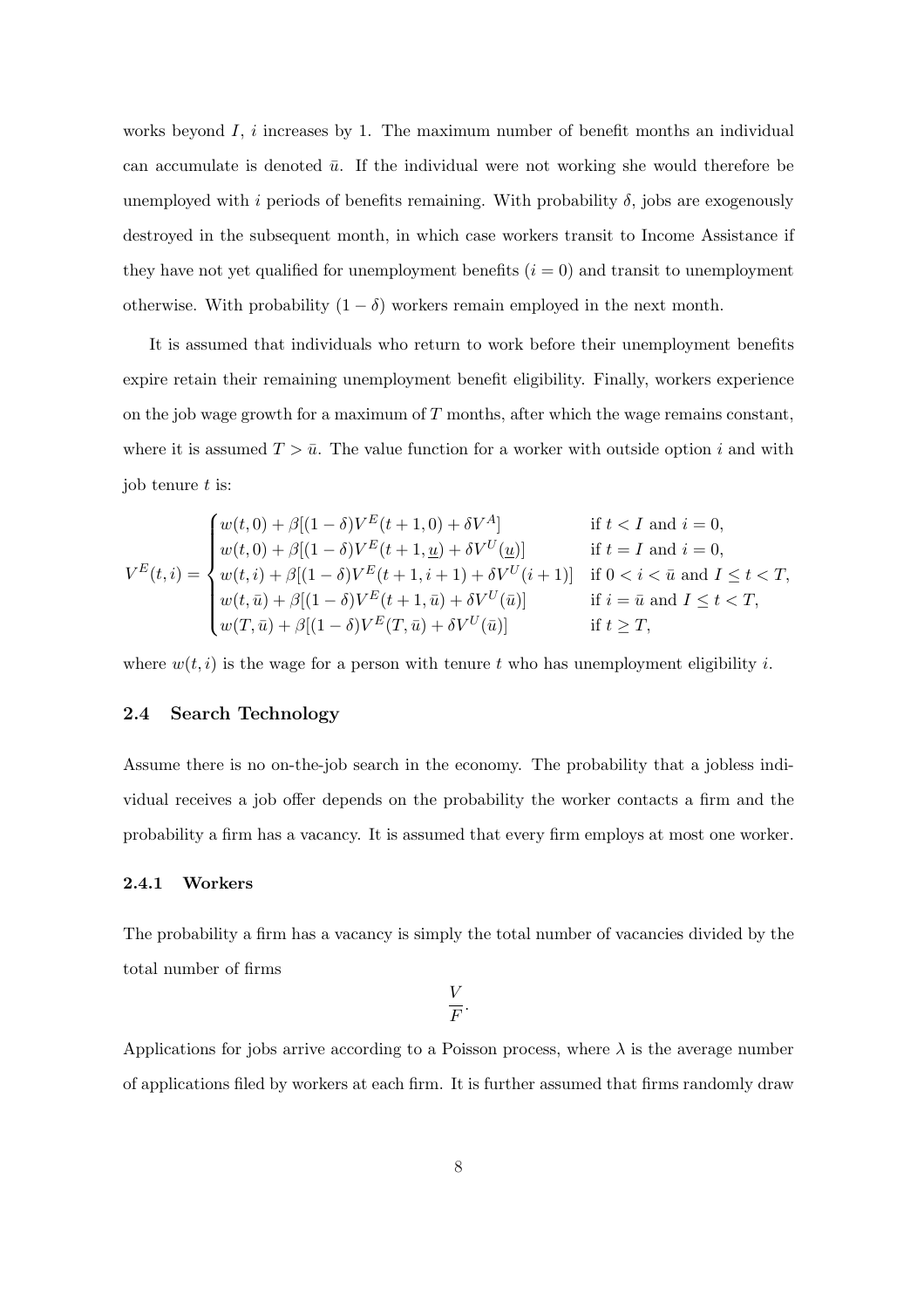works beyond $I$, $i$ increases by 1. The maximum number of benefit months an individual can accumulate is denoted $\bar{u}$. If the individual were not working she would therefore be unemployed with $i$ periods of benefits remaining. With probability $\delta$, jobs are exogenously destroyed in the subsequent month, in which case workers transit to Income Assistance if they have not yet qualified for unemployment benefits ($i = 0$) and transit to unemployment otherwise. With probability $(1 - \delta)$ workers remain employed in the next month.

It is assumed that individuals who return to work before their unemployment benefits expire retain their remaining unemployment benefit eligibility. Finally, workers experience on the job wage growth for a maximum of $T$ months, after which the wage remains constant, where it is assumed $T > \bar{u}$. The value function for a worker with outside option $i$ and with job tenure $t$ is:

$$V^E(t,i) = \begin{cases} w(t,0) + \beta[(1-\delta)V^E(t+1,0) + \delta V^A] & \text{if } t < I \text{ and } i = 0, \\ w(t,0) + \beta[(1-\delta)V^E(t+1,\underline{u}) + \delta V^U(\underline{u})] & \text{if } t = I \text{ and } i = 0, \\ w(t,i) + \beta[(1-\delta)V^E(t+1,i+1) + \delta V^U(i+1)] & \text{if } 0 < i < \bar{u} \text{ and } I \leq t < T, \\ w(t,\bar{u}) + \beta[(1-\delta)V^E(t+1,\bar{u}) + \delta V^U(\bar{u})] & \text{if } i = \bar{u} \text{ and } I \leq t < T, \\ w(T,\bar{u}) + \beta[(1-\delta)V^E(T,\bar{u}) + \delta V^U(\bar{u})] & \text{if } t \geq T, \end{cases}$$

where $w(t, i)$ is the wage for a person with tenure $t$ who has unemployment eligibility $i$.

### 2.4 Search Technology

Assume there is no on-the-job search in the economy. The probability that a jobless individual receives a job offer depends on the probability the worker contacts a firm and the probability a firm has a vacancy. It is assumed that every firm employs at most one worker.

#### 2.4.1 Workers

The probability a firm has a vacancy is simply the total number of vacancies divided by the total number of firms

$$\frac{V}{F}.$$

Applications for jobs arrive according to a Poisson process, where $\lambda$ is the average number of applications filed by workers at each firm. It is further assumed that firms randomly draw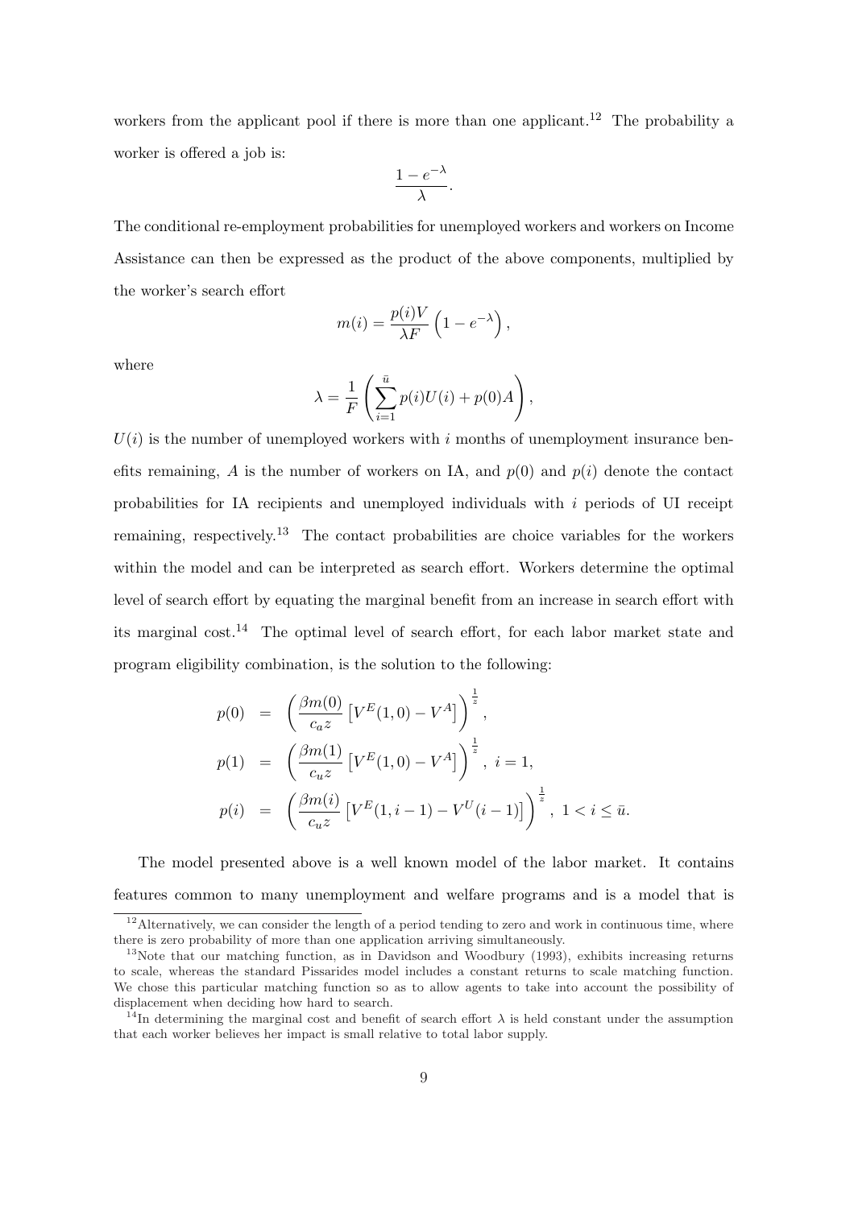workers from the applicant pool if there is more than one applicant.[12] The probability a worker is offered a job is:

$$\frac{1-e^{-\lambda}}{\lambda}.$$

The conditional re-employment probabilities for unemployed workers and workers on Income Assistance can then be expressed as the product of the above components, multiplied by the worker's search effort

$$m(i) = \frac{p(i)V}{\lambda F}\left(1-e^{-\lambda}\right),$$

where

$$\lambda = \frac{1}{F}\left(\sum_{i=1}^{\bar{u}} p(i)U(i) + p(0)A\right),$$

$U(i)$ is the number of unemployed workers with $i$ months of unemployment insurance benefits remaining, $A$ is the number of workers on IA, and $p(0)$ and $p(i)$ denote the contact probabilities for IA recipients and unemployed individuals with $i$ periods of UI receipt remaining, respectively.[13] The contact probabilities are choice variables for the workers within the model and can be interpreted as search effort. Workers determine the optimal level of search effort by equating the marginal benefit from an increase in search effort with its marginal cost.[14] The optimal level of search effort, for each labor market state and program eligibility combination, is the solution to the following:

$$\begin{aligned}
p(0) &= \left(\frac{\beta m(0)}{c_a z}\left[V^E(1,0) - V^A\right]\right)^{\frac{1}{z}}, \\
p(1) &= \left(\frac{\beta m(1)}{c_u z}\left[V^E(1,0) - V^A\right]\right)^{\frac{1}{z}},\ i=1, \\
p(i) &= \left(\frac{\beta m(i)}{c_u z}\left[V^E(1,i-1) - V^U(i-1)\right]\right)^{\frac{1}{z}},\ 1 < i \leq \bar{u}.
\end{aligned}$$

The model presented above is a well known model of the labor market. It contains features common to many unemployment and welfare programs and is a model that is

[12] Alternatively, we can consider the length of a period tending to zero and work in continuous time, where there is zero probability of more than one application arriving simultaneously.

[13] Note that our matching function, as in Davidson and Woodbury (1993), exhibits increasing returns to scale, whereas the standard Pissarides model includes a constant returns to scale matching function. We chose this particular matching function so as to allow agents to take into account the possibility of displacement when deciding how hard to search.

[14] In determining the marginal cost and benefit of search effort $\lambda$ is held constant under the assumption that each worker believes her impact is small relative to total labor supply.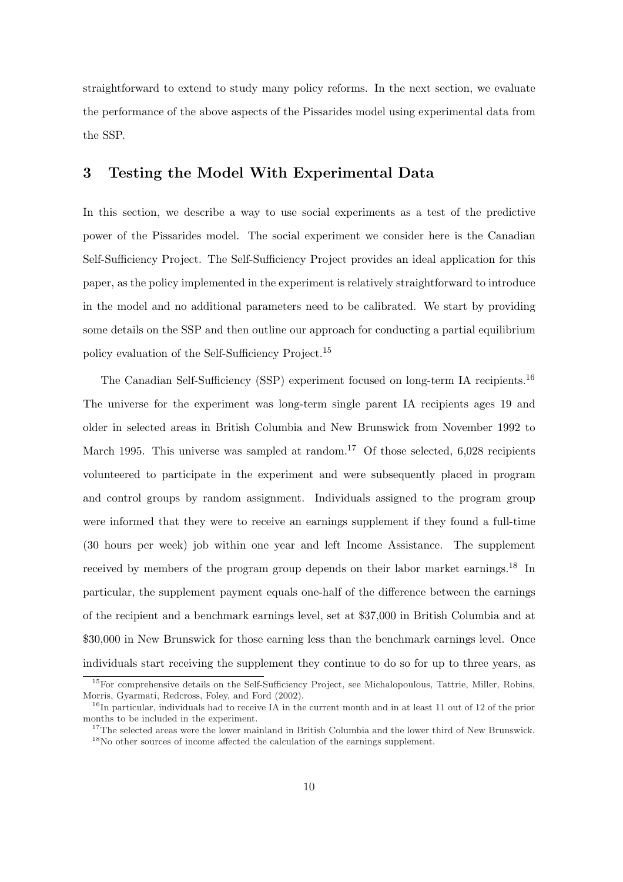straightforward to extend to study many policy reforms. In the next section, we evaluate the performance of the above aspects of the Pissarides model using experimental data from the SSP.

## 3 Testing the Model With Experimental Data

In this section, we describe a way to use social experiments as a test of the predictive power of the Pissarides model. The social experiment we consider here is the Canadian Self-Sufficiency Project. The Self-Sufficiency Project provides an ideal application for this paper, as the policy implemented in the experiment is relatively straightforward to introduce in the model and no additional parameters need to be calibrated. We start by providing some details on the SSP and then outline our approach for conducting a partial equilibrium policy evaluation of the Self-Sufficiency Project.[15]

The Canadian Self-Sufficiency (SSP) experiment focused on long-term IA recipients.[16] The universe for the experiment was long-term single parent IA recipients ages 19 and older in selected areas in British Columbia and New Brunswick from November 1992 to March 1995. This universe was sampled at random.[17] Of those selected, 6,028 recipients volunteered to participate in the experiment and were subsequently placed in program and control groups by random assignment. Individuals assigned to the program group were informed that they were to receive an earnings supplement if they found a full-time (30 hours per week) job within one year and left Income Assistance. The supplement received by members of the program group depends on their labor market earnings.[18] In particular, the supplement payment equals one-half of the difference between the earnings of the recipient and a benchmark earnings level, set at \$37,000 in British Columbia and at \$30,000 in New Brunswick for those earning less than the benchmark earnings level. Once individuals start receiving the supplement they continue to do so for up to three years, as

[15] For comprehensive details on the Self-Sufficiency Project, see Michalopoulous, Tattrie, Miller, Robins, Morris, Gyarmati, Redcross, Foley, and Ford (2002).

[16] In particular, individuals had to receive IA in the current month and in at least 11 out of 12 of the prior months to be included in the experiment.

[17] The selected areas were the lower mainland in British Columbia and the lower third of New Brunswick.

[18] No other sources of income affected the calculation of the earnings supplement.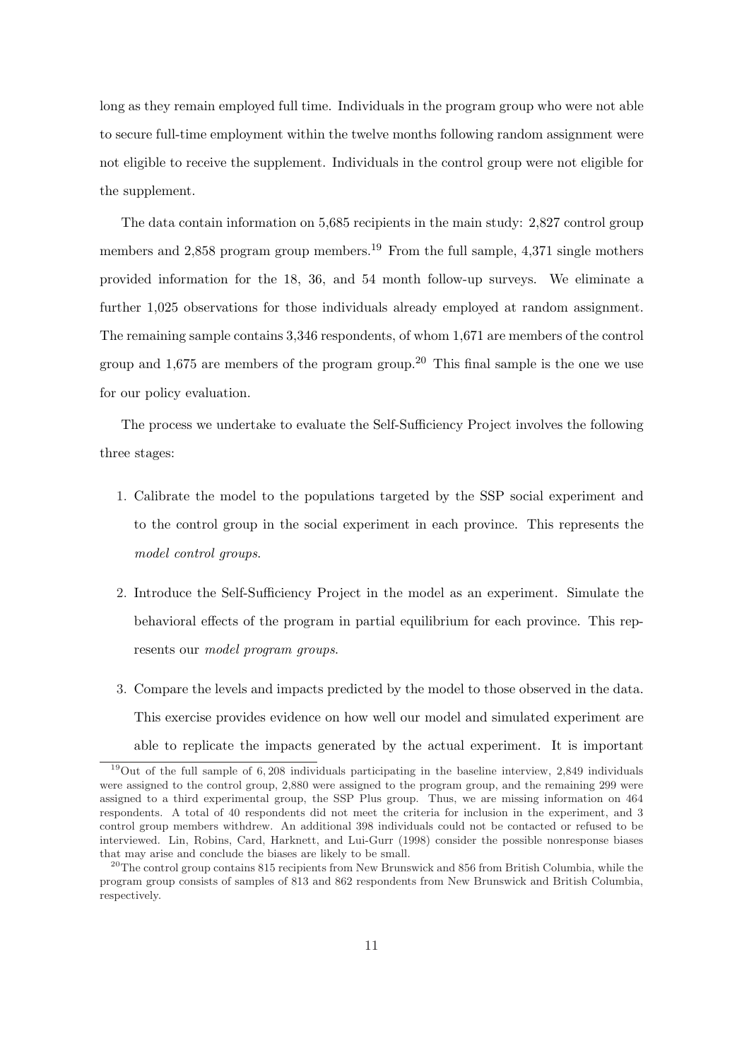long as they remain employed full time. Individuals in the program group who were not able to secure full-time employment within the twelve months following random assignment were not eligible to receive the supplement. Individuals in the control group were not eligible for the supplement.

The data contain information on 5,685 recipients in the main study: 2,827 control group members and 2,858 program group members.[19] From the full sample, 4,371 single mothers provided information for the 18, 36, and 54 month follow-up surveys. We eliminate a further 1,025 observations for those individuals already employed at random assignment. The remaining sample contains 3,346 respondents, of whom 1,671 are members of the control group and 1,675 are members of the program group.[20] This final sample is the one we use for our policy evaluation.

The process we undertake to evaluate the Self-Sufficiency Project involves the following three stages:

1. Calibrate the model to the populations targeted by the SSP social experiment and to the control group in the social experiment in each province. This represents the *model control groups*.
2. Introduce the Self-Sufficiency Project in the model as an experiment. Simulate the behavioral effects of the program in partial equilibrium for each province. This represents our *model program groups*.
3. Compare the levels and impacts predicted by the model to those observed in the data. This exercise provides evidence on how well our model and simulated experiment are able to replicate the impacts generated by the actual experiment. It is important

[19] Out of the full sample of 6,208 individuals participating in the baseline interview, 2,849 individuals were assigned to the control group, 2,880 were assigned to the program group, and the remaining 299 were assigned to a third experimental group, the SSP Plus group. Thus, we are missing information on 464 respondents. A total of 40 respondents did not meet the criteria for inclusion in the experiment, and 3 control group members withdrew. An additional 398 individuals could not be contacted or refused to be interviewed. Lin, Robins, Card, Harknett, and Lui-Gurr (1998) consider the possible nonresponse biases that may arise and conclude the biases are likely to be small.

[20] The control group contains 815 recipients from New Brunswick and 856 from British Columbia, while the program group consists of samples of 813 and 862 respondents from New Brunswick and British Columbia, respectively.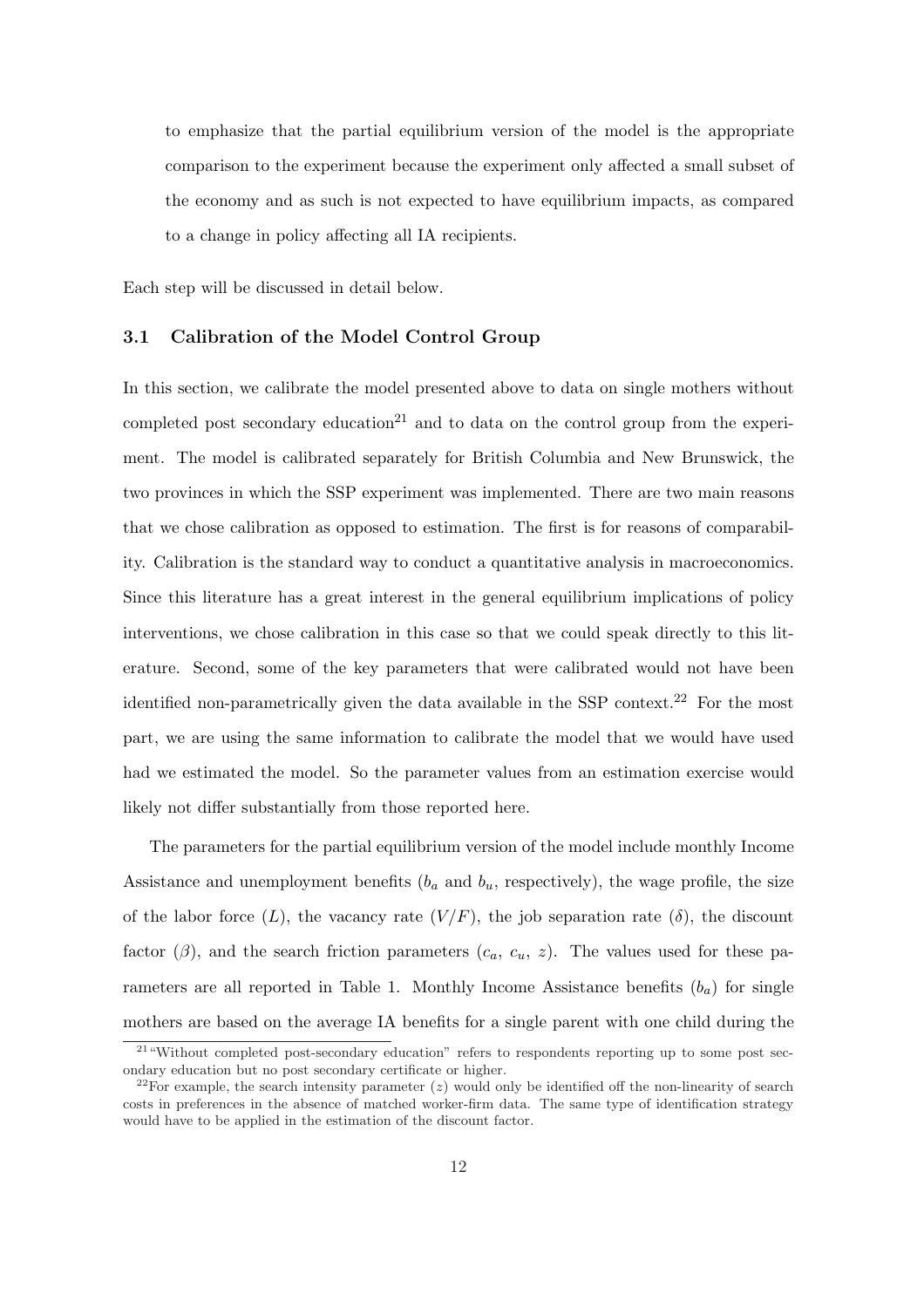to emphasize that the partial equilibrium version of the model is the appropriate comparison to the experiment because the experiment only affected a small subset of the economy and as such is not expected to have equilibrium impacts, as compared to a change in policy affecting all IA recipients.

Each step will be discussed in detail below.

### 3.1 Calibration of the Model Control Group

In this section, we calibrate the model presented above to data on single mothers without completed post secondary education[21] and to data on the control group from the experiment. The model is calibrated separately for British Columbia and New Brunswick, the two provinces in which the SSP experiment was implemented. There are two main reasons that we chose calibration as opposed to estimation. The first is for reasons of comparability. Calibration is the standard way to conduct a quantitative analysis in macroeconomics. Since this literature has a great interest in the general equilibrium implications of policy interventions, we chose calibration in this case so that we could speak directly to this literature. Second, some of the key parameters that were calibrated would not have been identified non-parametrically given the data available in the SSP context.[22] For the most part, we are using the same information to calibrate the model that we would have used had we estimated the model. So the parameter values from an estimation exercise would likely not differ substantially from those reported here.

The parameters for the partial equilibrium version of the model include monthly Income Assistance and unemployment benefits ($b_a$ and $b_u$, respectively), the wage profile, the size of the labor force ($L$), the vacancy rate ($V/F$), the job separation rate ($\delta$), the discount factor ($\beta$), and the search friction parameters ($c_a$, $c_u$, $z$). The values used for these parameters are all reported in Table 1. Monthly Income Assistance benefits ($b_a$) for single mothers are based on the average IA benefits for a single parent with one child during the

[21] "Without completed post-secondary education" refers to respondents reporting up to some post secondary education but no post secondary certificate or higher.

[22] For example, the search intensity parameter ($z$) would only be identified off the non-linearity of search costs in preferences in the absence of matched worker-firm data. The same type of identification strategy would have to be applied in the estimation of the discount factor.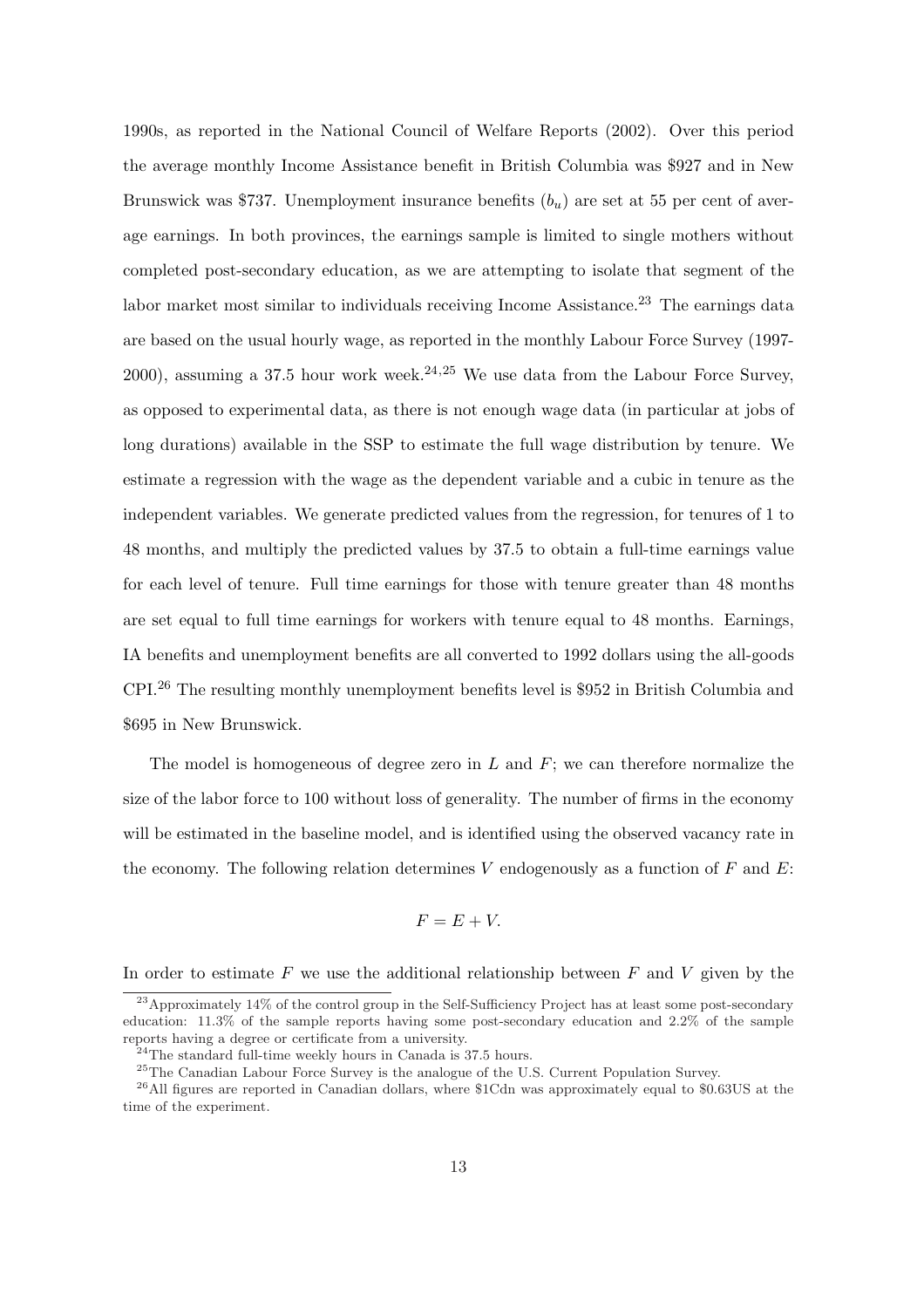1990s, as reported in the National Council of Welfare Reports (2002). Over this period the average monthly Income Assistance benefit in British Columbia was \$927 and in New Brunswick was \$737. Unemployment insurance benefits ($b_u$) are set at 55 per cent of average earnings. In both provinces, the earnings sample is limited to single mothers without completed post-secondary education, as we are attempting to isolate that segment of the labor market most similar to individuals receiving Income Assistance.[23] The earnings data are based on the usual hourly wage, as reported in the monthly Labour Force Survey (1997-2000), assuming a 37.5 hour work week.[24,25] We use data from the Labour Force Survey, as opposed to experimental data, as there is not enough wage data (in particular at jobs of long durations) available in the SSP to estimate the full wage distribution by tenure. We estimate a regression with the wage as the dependent variable and a cubic in tenure as the independent variables. We generate predicted values from the regression, for tenures of 1 to 48 months, and multiply the predicted values by 37.5 to obtain a full-time earnings value for each level of tenure. Full time earnings for those with tenure greater than 48 months are set equal to full time earnings for workers with tenure equal to 48 months. Earnings, IA benefits and unemployment benefits are all converted to 1992 dollars using the all-goods CPI.[26] The resulting monthly unemployment benefits level is \$952 in British Columbia and \$695 in New Brunswick.

The model is homogeneous of degree zero in $L$ and $F$; we can therefore normalize the size of the labor force to 100 without loss of generality. The number of firms in the economy will be estimated in the baseline model, and is identified using the observed vacancy rate in the economy. The following relation determines $V$ endogenously as a function of $F$ and $E$:

$$F = E + V.$$

In order to estimate $F$ we use the additional relationship between $F$ and $V$ given by the

[23] Approximately 14% of the control group in the Self-Sufficiency Project has at least some post-secondary education: 11.3% of the sample reports having some post-secondary education and 2.2% of the sample reports having a degree or certificate from a university.

[24] The standard full-time weekly hours in Canada is 37.5 hours.

[25] The Canadian Labour Force Survey is the analogue of the U.S. Current Population Survey.

[26] All figures are reported in Canadian dollars, where \$1Cdn was approximately equal to \$0.63US at the time of the experiment.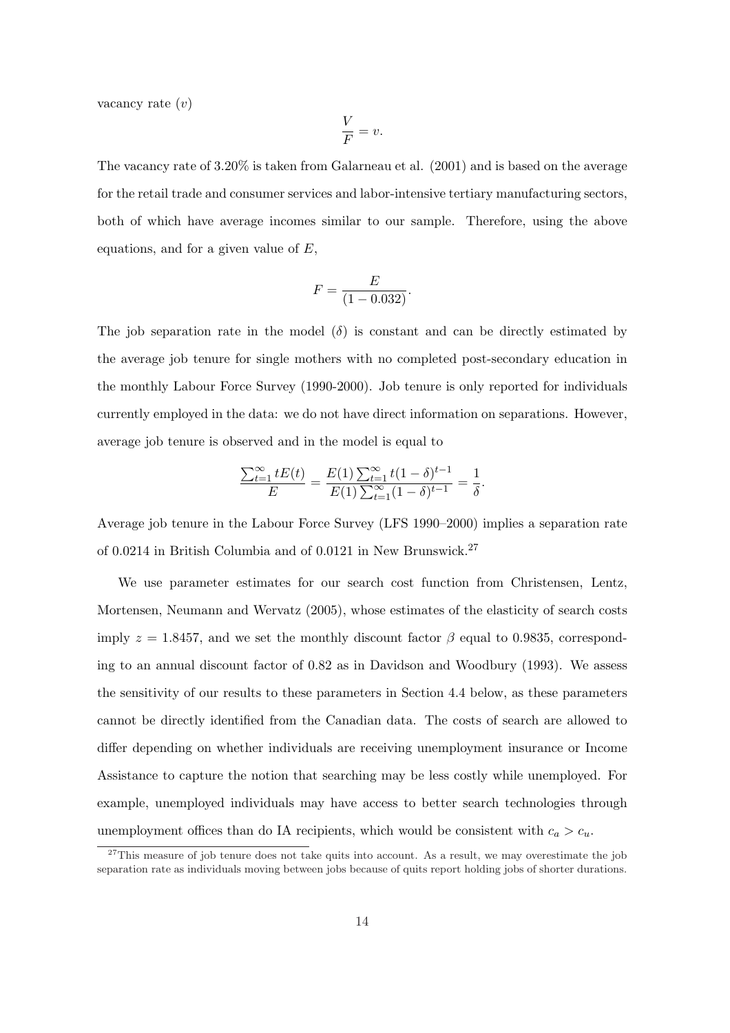vacancy rate ($v$)

$$\frac{V}{F} = v.$$

The vacancy rate of 3.20% is taken from Galarneau et al. (2001) and is based on the average for the retail trade and consumer services and labor-intensive tertiary manufacturing sectors, both of which have average incomes similar to our sample. Therefore, using the above equations, and for a given value of $E$,

$$F = \frac{E}{(1 - 0.032)}.$$

The job separation rate in the model ($\delta$) is constant and can be directly estimated by the average job tenure for single mothers with no completed post-secondary education in the monthly Labour Force Survey (1990-2000). Job tenure is only reported for individuals currently employed in the data: we do not have direct information on separations. However, average job tenure is observed and in the model is equal to

$$\frac{\sum_{t=1}^{\infty} tE(t)}{E} = \frac{E(1)\sum_{t=1}^{\infty} t(1-\delta)^{t-1}}{E(1)\sum_{t=1}^{\infty}(1-\delta)^{t-1}} = \frac{1}{\delta}.$$

Average job tenure in the Labour Force Survey (LFS 1990–2000) implies a separation rate of 0.0214 in British Columbia and of 0.0121 in New Brunswick.[27]

We use parameter estimates for our search cost function from Christensen, Lentz, Mortensen, Neumann and Wervatz (2005), whose estimates of the elasticity of search costs imply $z = 1.8457$, and we set the monthly discount factor $\beta$ equal to 0.9835, corresponding to an annual discount factor of 0.82 as in Davidson and Woodbury (1993). We assess the sensitivity of our results to these parameters in Section 4.4 below, as these parameters cannot be directly identified from the Canadian data. The costs of search are allowed to differ depending on whether individuals are receiving unemployment insurance or Income Assistance to capture the notion that searching may be less costly while unemployed. For example, unemployed individuals may have access to better search technologies through unemployment offices than do IA recipients, which would be consistent with $c_a > c_u$.

[27]This measure of job tenure does not take quits into account. As a result, we may overestimate the job separation rate as individuals moving between jobs because of quits report holding jobs of shorter durations.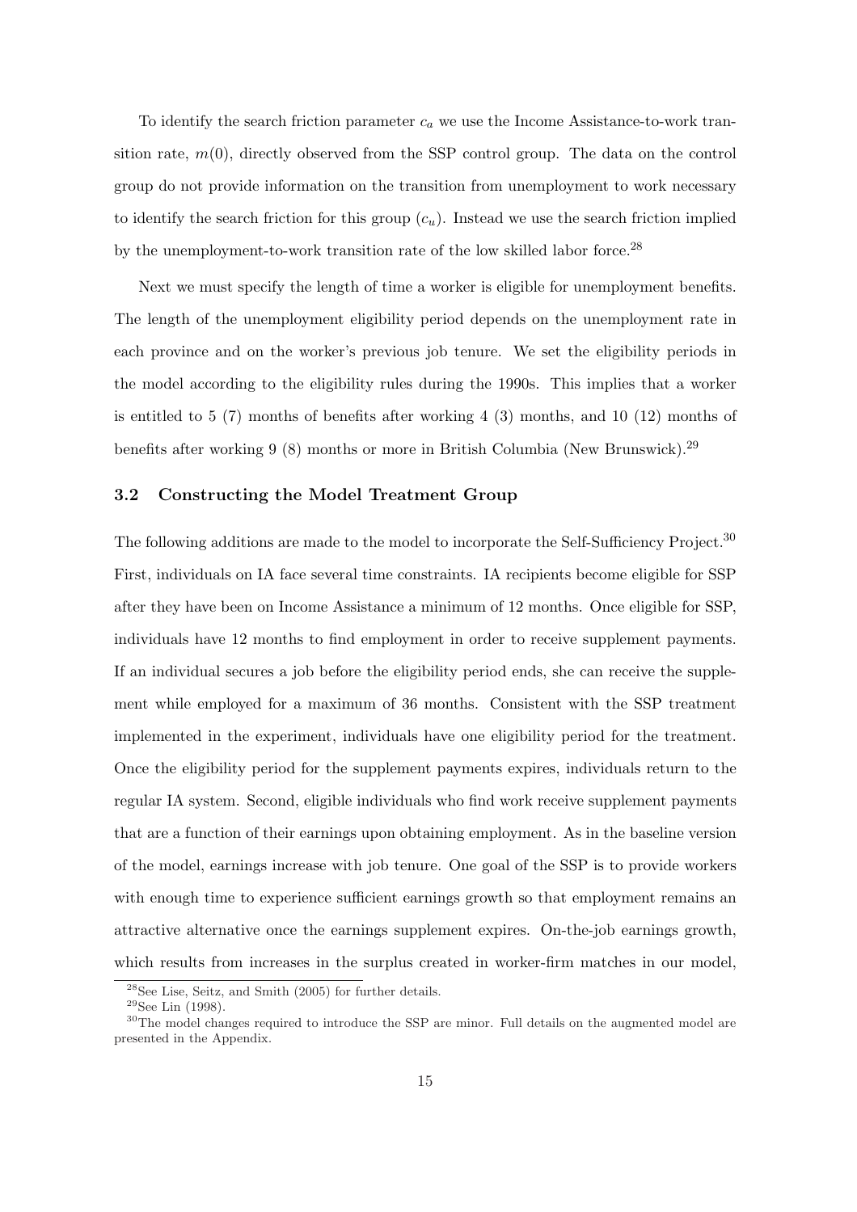To identify the search friction parameter $c_a$ we use the Income Assistance-to-work transition rate, $m(0)$, directly observed from the SSP control group. The data on the control group do not provide information on the transition from unemployment to work necessary to identify the search friction for this group ($c_u$). Instead we use the search friction implied by the unemployment-to-work transition rate of the low skilled labor force.[28]

Next we must specify the length of time a worker is eligible for unemployment benefits. The length of the unemployment eligibility period depends on the unemployment rate in each province and on the worker's previous job tenure. We set the eligibility periods in the model according to the eligibility rules during the 1990s. This implies that a worker is entitled to 5 (7) months of benefits after working 4 (3) months, and 10 (12) months of benefits after working 9 (8) months or more in British Columbia (New Brunswick).[29]

### 3.2 Constructing the Model Treatment Group

The following additions are made to the model to incorporate the Self-Sufficiency Project.[30] First, individuals on IA face several time constraints. IA recipients become eligible for SSP after they have been on Income Assistance a minimum of 12 months. Once eligible for SSP, individuals have 12 months to find employment in order to receive supplement payments. If an individual secures a job before the eligibility period ends, she can receive the supplement while employed for a maximum of 36 months. Consistent with the SSP treatment implemented in the experiment, individuals have one eligibility period for the treatment. Once the eligibility period for the supplement payments expires, individuals return to the regular IA system. Second, eligible individuals who find work receive supplement payments that are a function of their earnings upon obtaining employment. As in the baseline version of the model, earnings increase with job tenure. One goal of the SSP is to provide workers with enough time to experience sufficient earnings growth so that employment remains an attractive alternative once the earnings supplement expires. On-the-job earnings growth, which results from increases in the surplus created in worker-firm matches in our model,

[28] See Lise, Seitz, and Smith (2005) for further details.

[29] See Lin (1998).

[30] The model changes required to introduce the SSP are minor. Full details on the augmented model are presented in the Appendix.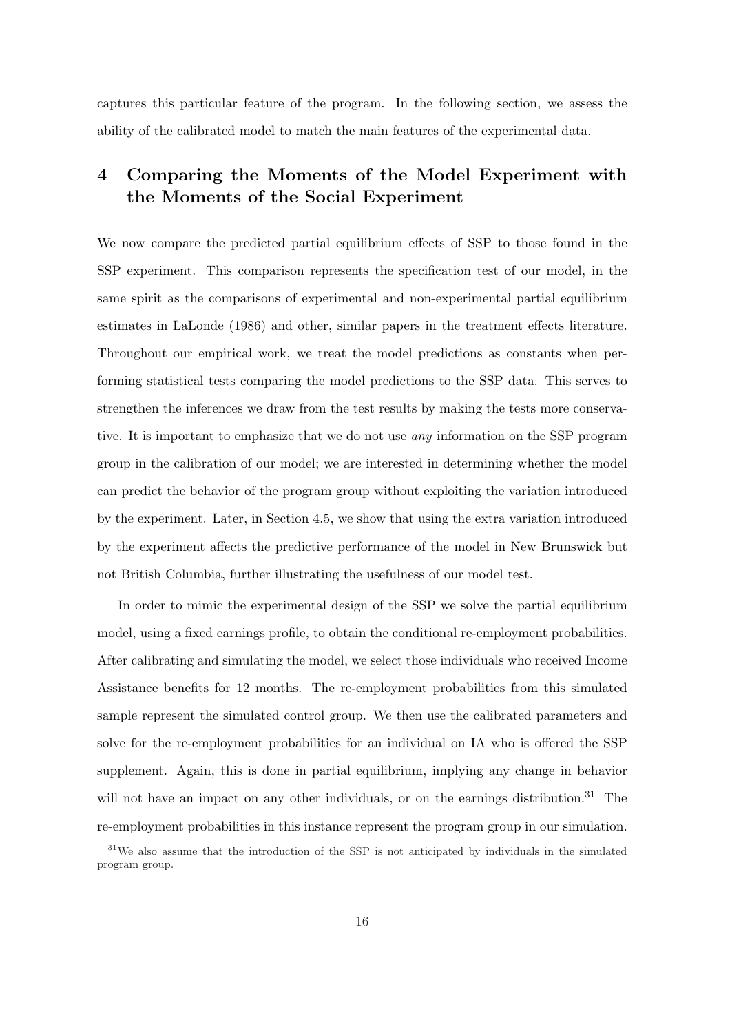captures this particular feature of the program. In the following section, we assess the ability of the calibrated model to match the main features of the experimental data.

## 4 Comparing the Moments of the Model Experiment with the Moments of the Social Experiment

We now compare the predicted partial equilibrium effects of SSP to those found in the SSP experiment. This comparison represents the specification test of our model, in the same spirit as the comparisons of experimental and non-experimental partial equilibrium estimates in LaLonde (1986) and other, similar papers in the treatment effects literature. Throughout our empirical work, we treat the model predictions as constants when performing statistical tests comparing the model predictions to the SSP data. This serves to strengthen the inferences we draw from the test results by making the tests more conservative. It is important to emphasize that we do not use *any* information on the SSP program group in the calibration of our model; we are interested in determining whether the model can predict the behavior of the program group without exploiting the variation introduced by the experiment. Later, in Section 4.5, we show that using the extra variation introduced by the experiment affects the predictive performance of the model in New Brunswick but not British Columbia, further illustrating the usefulness of our model test.

In order to mimic the experimental design of the SSP we solve the partial equilibrium model, using a fixed earnings profile, to obtain the conditional re-employment probabilities. After calibrating and simulating the model, we select those individuals who received Income Assistance benefits for 12 months. The re-employment probabilities from this simulated sample represent the simulated control group. We then use the calibrated parameters and solve for the re-employment probabilities for an individual on IA who is offered the SSP supplement. Again, this is done in partial equilibrium, implying any change in behavior will not have an impact on any other individuals, or on the earnings distribution.[31] The re-employment probabilities in this instance represent the program group in our simulation.

[31] We also assume that the introduction of the SSP is not anticipated by individuals in the simulated program group.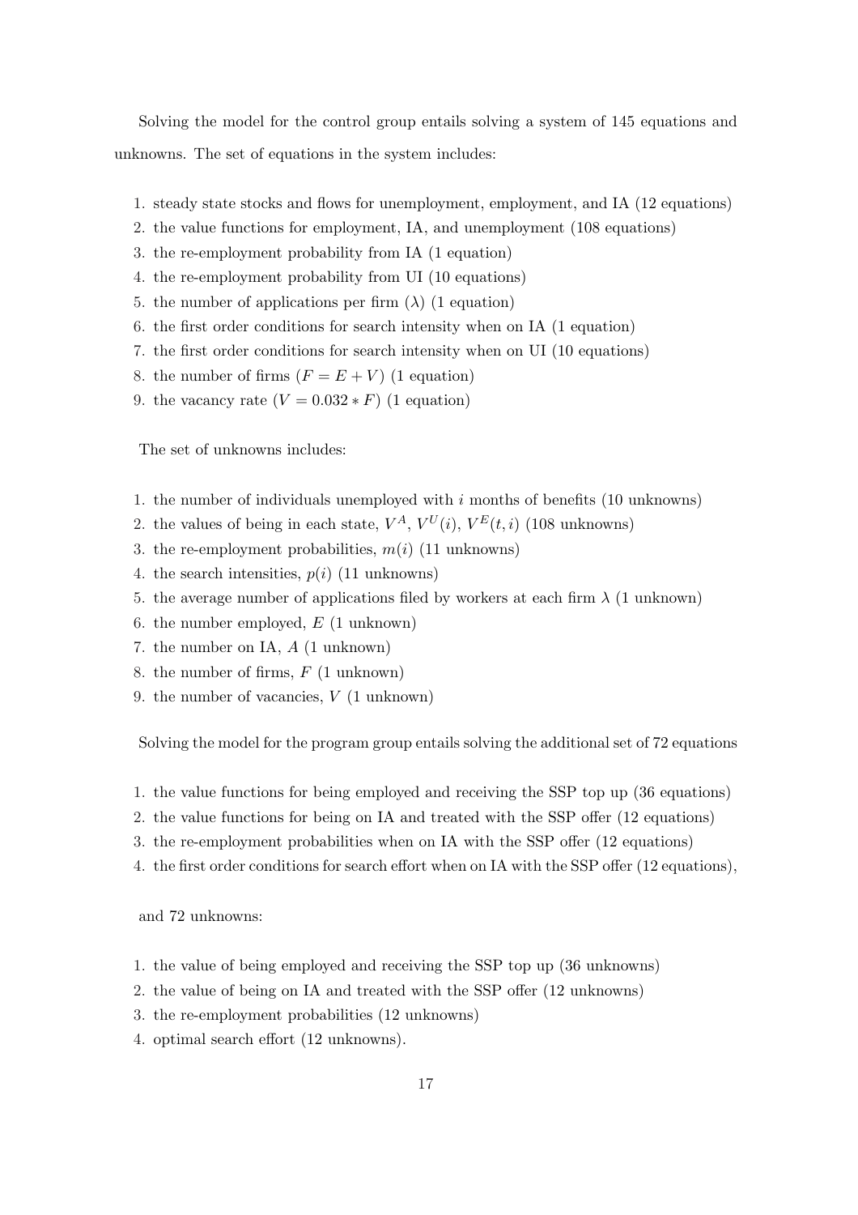Solving the model for the control group entails solving a system of 145 equations and unknowns. The set of equations in the system includes:

1. steady state stocks and flows for unemployment, employment, and IA (12 equations)
2. the value functions for employment, IA, and unemployment (108 equations)
3. the re-employment probability from IA (1 equation)
4. the re-employment probability from UI (10 equations)
5. the number of applications per firm ($\lambda$) (1 equation)
6. the first order conditions for search intensity when on IA (1 equation)
7. the first order conditions for search intensity when on UI (10 equations)
8. the number of firms ($F = E + V$) (1 equation)
9. the vacancy rate ($V = 0.032 * F$) (1 equation)

The set of unknowns includes:

1. the number of individuals unemployed with $i$ months of benefits (10 unknowns)
2. the values of being in each state, $V^A$, $V^U(i)$, $V^E(t,i)$ (108 unknowns)
3. the re-employment probabilities, $m(i)$ (11 unknowns)
4. the search intensities, $p(i)$ (11 unknowns)
5. the average number of applications filed by workers at each firm $\lambda$ (1 unknown)
6. the number employed, $E$ (1 unknown)
7. the number on IA, $A$ (1 unknown)
8. the number of firms, $F$ (1 unknown)
9. the number of vacancies, $V$ (1 unknown)

Solving the model for the program group entails solving the additional set of 72 equations

1. the value functions for being employed and receiving the SSP top up (36 equations)
2. the value functions for being on IA and treated with the SSP offer (12 equations)
3. the re-employment probabilities when on IA with the SSP offer (12 equations)
4. the first order conditions for search effort when on IA with the SSP offer (12 equations),

and 72 unknowns:

1. the value of being employed and receiving the SSP top up (36 unknowns)
2. the value of being on IA and treated with the SSP offer (12 unknowns)
3. the re-employment probabilities (12 unknowns)
4. optimal search effort (12 unknowns).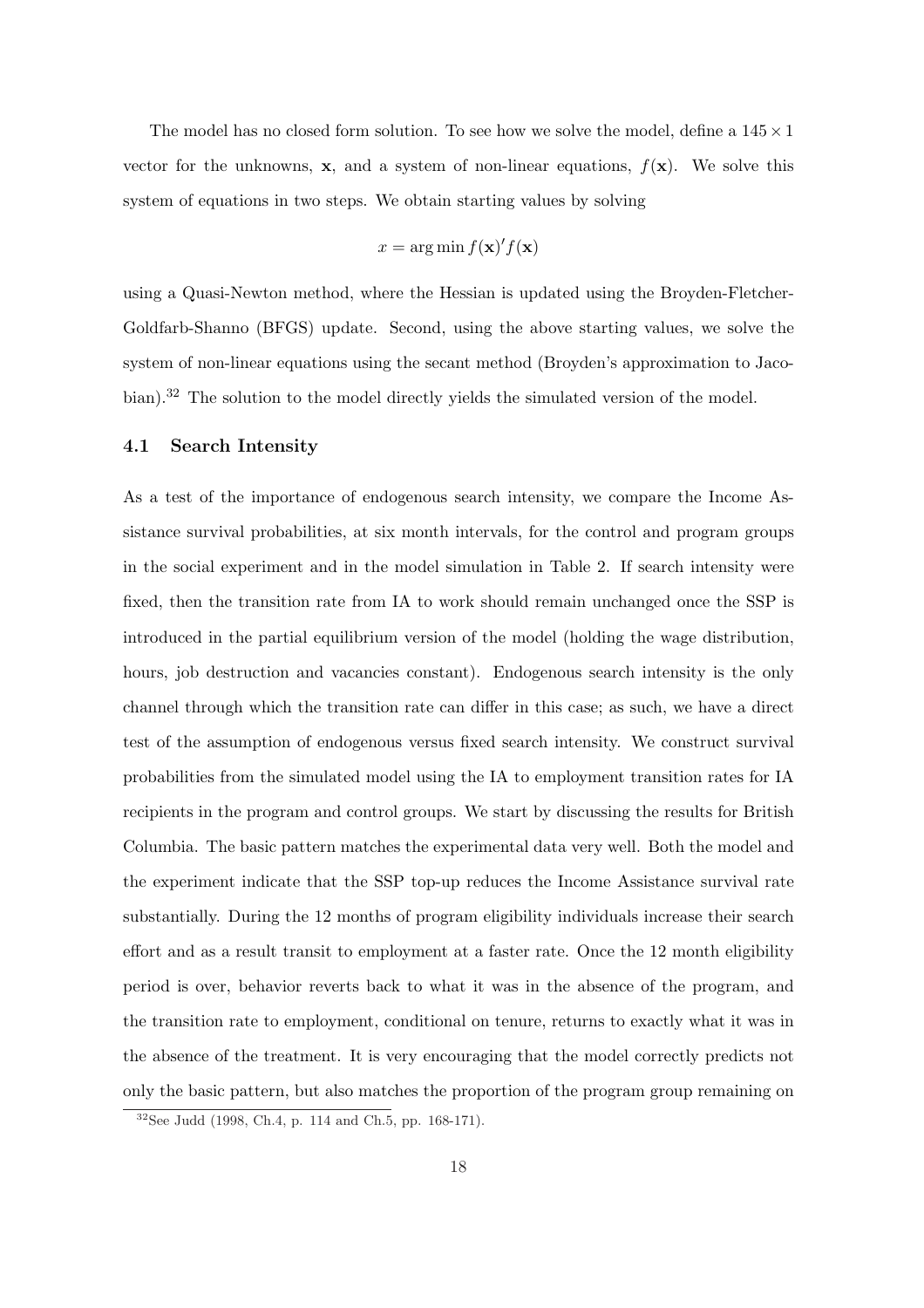The model has no closed form solution. To see how we solve the model, define a $145 \times 1$ vector for the unknowns, $\mathbf{x}$, and a system of non-linear equations, $f(\mathbf{x})$. We solve this system of equations in two steps. We obtain starting values by solving

$$x = \arg\min f(\mathbf{x})' f(\mathbf{x})$$

using a Quasi-Newton method, where the Hessian is updated using the Broyden-Fletcher-Goldfarb-Shanno (BFGS) update. Second, using the above starting values, we solve the system of non-linear equations using the secant method (Broyden's approximation to Jacobian).[32] The solution to the model directly yields the simulated version of the model.

### 4.1 Search Intensity

As a test of the importance of endogenous search intensity, we compare the Income Assistance survival probabilities, at six month intervals, for the control and program groups in the social experiment and in the model simulation in Table 2. If search intensity were fixed, then the transition rate from IA to work should remain unchanged once the SSP is introduced in the partial equilibrium version of the model (holding the wage distribution, hours, job destruction and vacancies constant). Endogenous search intensity is the only channel through which the transition rate can differ in this case; as such, we have a direct test of the assumption of endogenous versus fixed search intensity. We construct survival probabilities from the simulated model using the IA to employment transition rates for IA recipients in the program and control groups. We start by discussing the results for British Columbia. The basic pattern matches the experimental data very well. Both the model and the experiment indicate that the SSP top-up reduces the Income Assistance survival rate substantially. During the 12 months of program eligibility individuals increase their search effort and as a result transit to employment at a faster rate. Once the 12 month eligibility period is over, behavior reverts back to what it was in the absence of the program, and the transition rate to employment, conditional on tenure, returns to exactly what it was in the absence of the treatment. It is very encouraging that the model correctly predicts not only the basic pattern, but also matches the proportion of the program group remaining on

[32] See Judd (1998, Ch.4, p. 114 and Ch.5, pp. 168-171).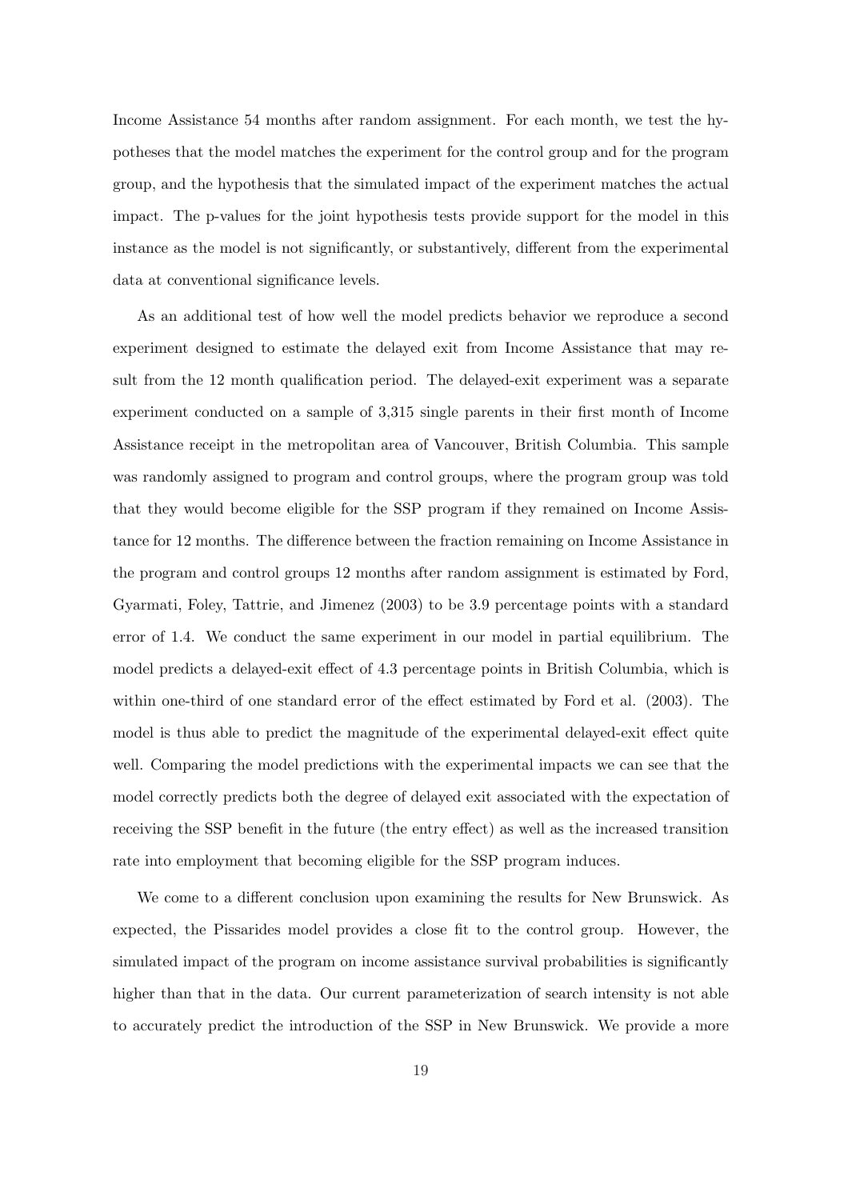Income Assistance 54 months after random assignment. For each month, we test the hypotheses that the model matches the experiment for the control group and for the program group, and the hypothesis that the simulated impact of the experiment matches the actual impact. The p-values for the joint hypothesis tests provide support for the model in this instance as the model is not significantly, or substantively, different from the experimental data at conventional significance levels.

As an additional test of how well the model predicts behavior we reproduce a second experiment designed to estimate the delayed exit from Income Assistance that may result from the 12 month qualification period. The delayed-exit experiment was a separate experiment conducted on a sample of 3,315 single parents in their first month of Income Assistance receipt in the metropolitan area of Vancouver, British Columbia. This sample was randomly assigned to program and control groups, where the program group was told that they would become eligible for the SSP program if they remained on Income Assistance for 12 months. The difference between the fraction remaining on Income Assistance in the program and control groups 12 months after random assignment is estimated by Ford, Gyarmati, Foley, Tattrie, and Jimenez (2003) to be 3.9 percentage points with a standard error of 1.4. We conduct the same experiment in our model in partial equilibrium. The model predicts a delayed-exit effect of 4.3 percentage points in British Columbia, which is within one-third of one standard error of the effect estimated by Ford et al. (2003). The model is thus able to predict the magnitude of the experimental delayed-exit effect quite well. Comparing the model predictions with the experimental impacts we can see that the model correctly predicts both the degree of delayed exit associated with the expectation of receiving the SSP benefit in the future (the entry effect) as well as the increased transition rate into employment that becoming eligible for the SSP program induces.

We come to a different conclusion upon examining the results for New Brunswick. As expected, the Pissarides model provides a close fit to the control group. However, the simulated impact of the program on income assistance survival probabilities is significantly higher than that in the data. Our current parameterization of search intensity is not able to accurately predict the introduction of the SSP in New Brunswick. We provide a more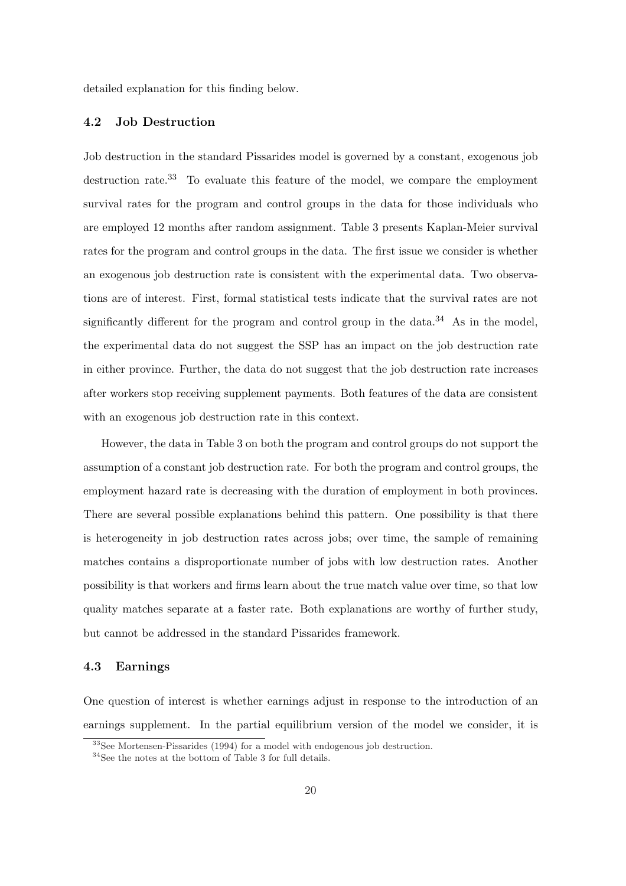detailed explanation for this finding below.

### 4.2 Job Destruction

Job destruction in the standard Pissarides model is governed by a constant, exogenous job destruction rate.[33] To evaluate this feature of the model, we compare the employment survival rates for the program and control groups in the data for those individuals who are employed 12 months after random assignment. Table 3 presents Kaplan-Meier survival rates for the program and control groups in the data. The first issue we consider is whether an exogenous job destruction rate is consistent with the experimental data. Two observations are of interest. First, formal statistical tests indicate that the survival rates are not significantly different for the program and control group in the data.[34] As in the model, the experimental data do not suggest the SSP has an impact on the job destruction rate in either province. Further, the data do not suggest that the job destruction rate increases after workers stop receiving supplement payments. Both features of the data are consistent with an exogenous job destruction rate in this context.

However, the data in Table 3 on both the program and control groups do not support the assumption of a constant job destruction rate. For both the program and control groups, the employment hazard rate is decreasing with the duration of employment in both provinces. There are several possible explanations behind this pattern. One possibility is that there is heterogeneity in job destruction rates across jobs; over time, the sample of remaining matches contains a disproportionate number of jobs with low destruction rates. Another possibility is that workers and firms learn about the true match value over time, so that low quality matches separate at a faster rate. Both explanations are worthy of further study, but cannot be addressed in the standard Pissarides framework.

### 4.3 Earnings

One question of interest is whether earnings adjust in response to the introduction of an earnings supplement. In the partial equilibrium version of the model we consider, it is

[33] See Mortensen-Pissarides (1994) for a model with endogenous job destruction.

[34] See the notes at the bottom of Table 3 for full details.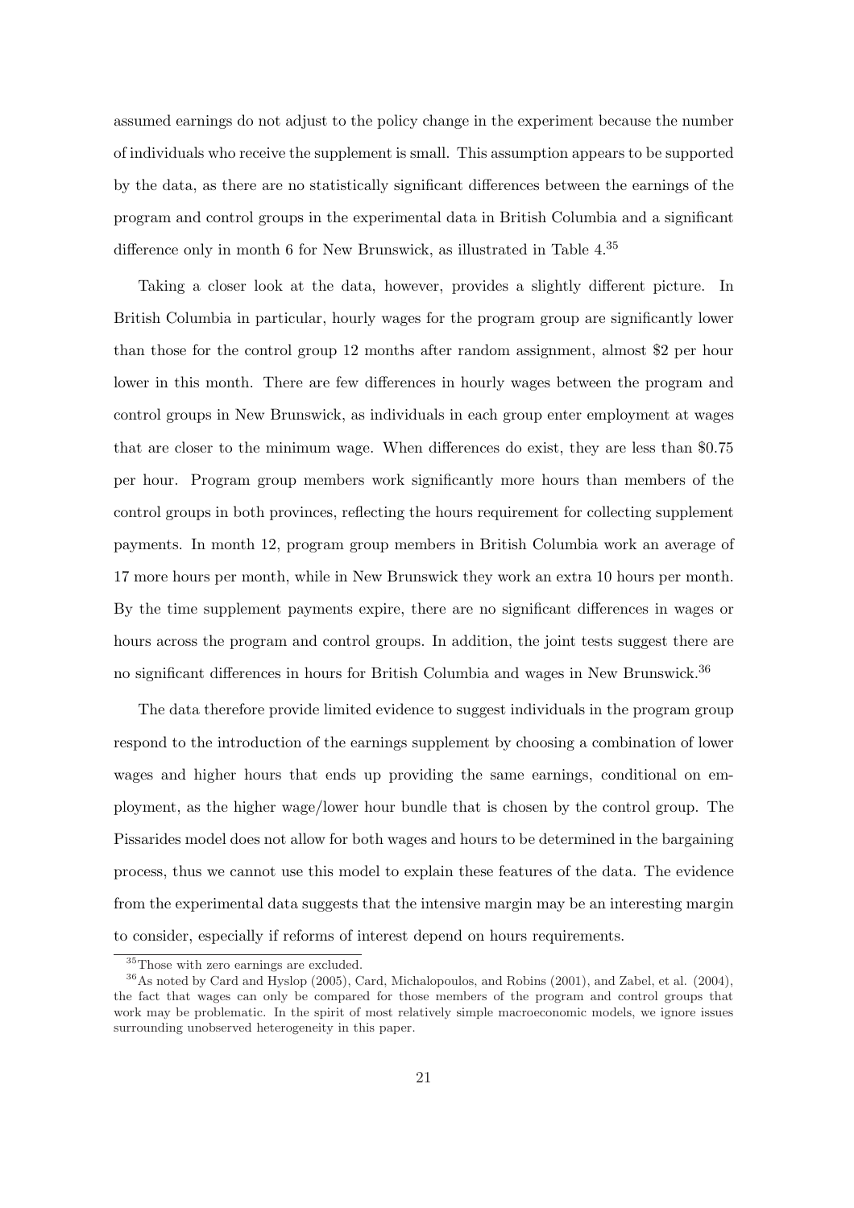assumed earnings do not adjust to the policy change in the experiment because the number of individuals who receive the supplement is small. This assumption appears to be supported by the data, as there are no statistically significant differences between the earnings of the program and control groups in the experimental data in British Columbia and a significant difference only in month 6 for New Brunswick, as illustrated in Table 4.[35]

Taking a closer look at the data, however, provides a slightly different picture. In British Columbia in particular, hourly wages for the program group are significantly lower than those for the control group 12 months after random assignment, almost $2 per hour lower in this month. There are few differences in hourly wages between the program and control groups in New Brunswick, as individuals in each group enter employment at wages that are closer to the minimum wage. When differences do exist, they are less than $0.75 per hour. Program group members work significantly more hours than members of the control groups in both provinces, reflecting the hours requirement for collecting supplement payments. In month 12, program group members in British Columbia work an average of 17 more hours per month, while in New Brunswick they work an extra 10 hours per month. By the time supplement payments expire, there are no significant differences in wages or hours across the program and control groups. In addition, the joint tests suggest there are no significant differences in hours for British Columbia and wages in New Brunswick.[36]

The data therefore provide limited evidence to suggest individuals in the program group respond to the introduction of the earnings supplement by choosing a combination of lower wages and higher hours that ends up providing the same earnings, conditional on employment, as the higher wage/lower hour bundle that is chosen by the control group. The Pissarides model does not allow for both wages and hours to be determined in the bargaining process, thus we cannot use this model to explain these features of the data. The evidence from the experimental data suggests that the intensive margin may be an interesting margin to consider, especially if reforms of interest depend on hours requirements.

[35] Those with zero earnings are excluded.

[36] As noted by Card and Hyslop (2005), Card, Michalopoulos, and Robins (2001), and Zabel, et al. (2004), the fact that wages can only be compared for those members of the program and control groups that work may be problematic. In the spirit of most relatively simple macroeconomic models, we ignore issues surrounding unobserved heterogeneity in this paper.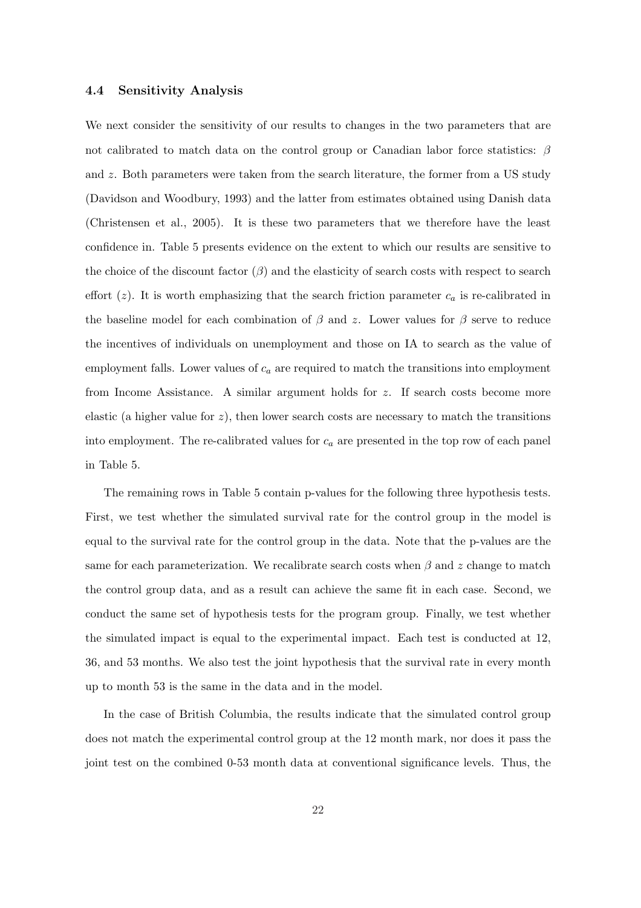### 4.4 Sensitivity Analysis

We next consider the sensitivity of our results to changes in the two parameters that are not calibrated to match data on the control group or Canadian labor force statistics: $\beta$ and $z$. Both parameters were taken from the search literature, the former from a US study (Davidson and Woodbury, 1993) and the latter from estimates obtained using Danish data (Christensen et al., 2005). It is these two parameters that we therefore have the least confidence in. Table 5 presents evidence on the extent to which our results are sensitive to the choice of the discount factor ($\beta$) and the elasticity of search costs with respect to search effort ($z$). It is worth emphasizing that the search friction parameter $c_a$ is re-calibrated in the baseline model for each combination of $\beta$ and $z$. Lower values for $\beta$ serve to reduce the incentives of individuals on unemployment and those on IA to search as the value of employment falls. Lower values of $c_a$ are required to match the transitions into employment from Income Assistance. A similar argument holds for $z$. If search costs become more elastic (a higher value for $z$), then lower search costs are necessary to match the transitions into employment. The re-calibrated values for $c_a$ are presented in the top row of each panel in Table 5.

The remaining rows in Table 5 contain p-values for the following three hypothesis tests. First, we test whether the simulated survival rate for the control group in the model is equal to the survival rate for the control group in the data. Note that the p-values are the same for each parameterization. We recalibrate search costs when $\beta$ and $z$ change to match the control group data, and as a result can achieve the same fit in each case. Second, we conduct the same set of hypothesis tests for the program group. Finally, we test whether the simulated impact is equal to the experimental impact. Each test is conducted at 12, 36, and 53 months. We also test the joint hypothesis that the survival rate in every month up to month 53 is the same in the data and in the model.

In the case of British Columbia, the results indicate that the simulated control group does not match the experimental control group at the 12 month mark, nor does it pass the joint test on the combined 0-53 month data at conventional significance levels. Thus, the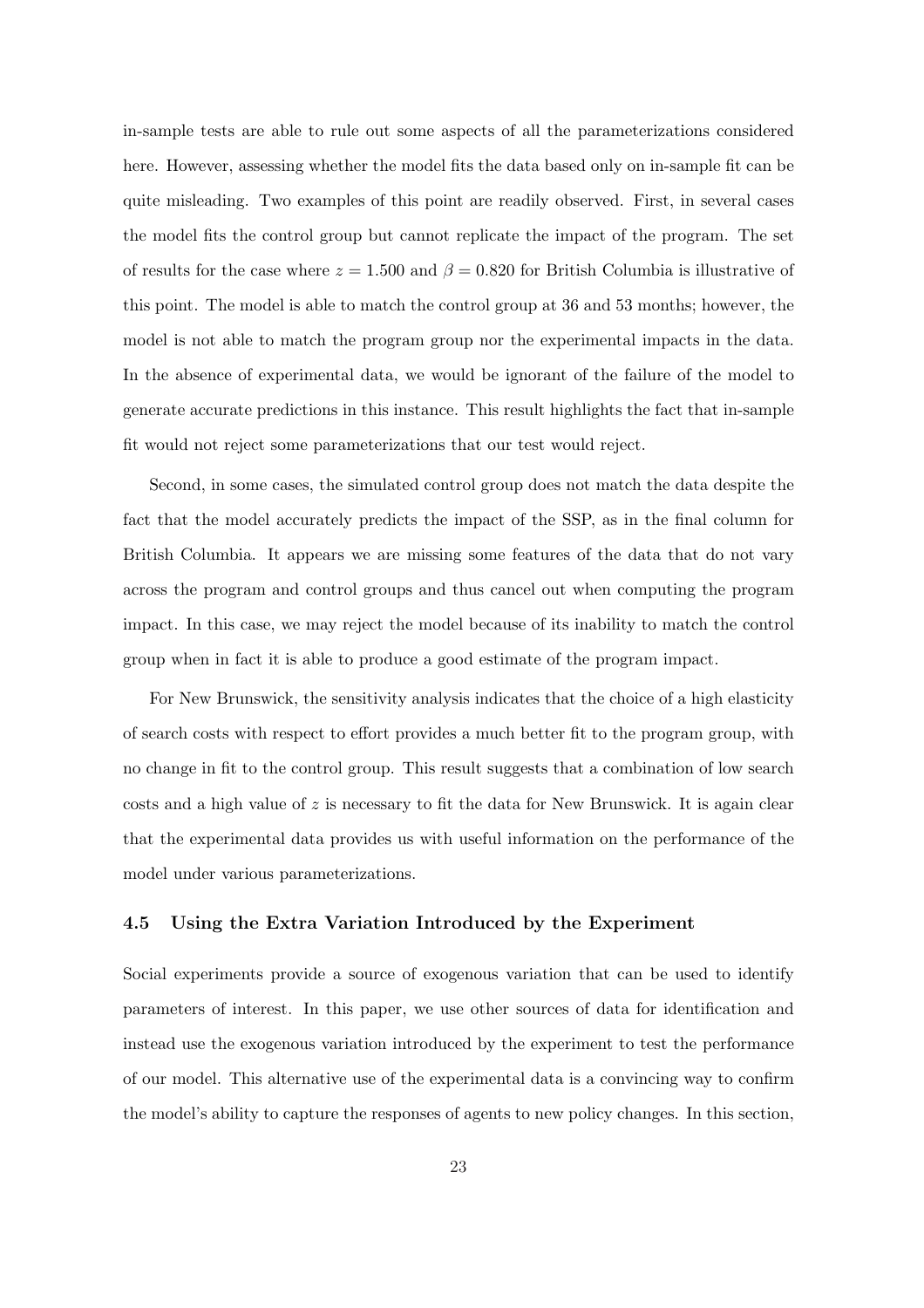in-sample tests are able to rule out some aspects of all the parameterizations considered here. However, assessing whether the model fits the data based only on in-sample fit can be quite misleading. Two examples of this point are readily observed. First, in several cases the model fits the control group but cannot replicate the impact of the program. The set of results for the case where $z = 1.500$ and $\beta = 0.820$ for British Columbia is illustrative of this point. The model is able to match the control group at 36 and 53 months; however, the model is not able to match the program group nor the experimental impacts in the data. In the absence of experimental data, we would be ignorant of the failure of the model to generate accurate predictions in this instance. This result highlights the fact that in-sample fit would not reject some parameterizations that our test would reject.

Second, in some cases, the simulated control group does not match the data despite the fact that the model accurately predicts the impact of the SSP, as in the final column for British Columbia. It appears we are missing some features of the data that do not vary across the program and control groups and thus cancel out when computing the program impact. In this case, we may reject the model because of its inability to match the control group when in fact it is able to produce a good estimate of the program impact.

For New Brunswick, the sensitivity analysis indicates that the choice of a high elasticity of search costs with respect to effort provides a much better fit to the program group, with no change in fit to the control group. This result suggests that a combination of low search costs and a high value of $z$ is necessary to fit the data for New Brunswick. It is again clear that the experimental data provides us with useful information on the performance of the model under various parameterizations.

### 4.5 Using the Extra Variation Introduced by the Experiment

Social experiments provide a source of exogenous variation that can be used to identify parameters of interest. In this paper, we use other sources of data for identification and instead use the exogenous variation introduced by the experiment to test the performance of our model. This alternative use of the experimental data is a convincing way to confirm the model's ability to capture the responses of agents to new policy changes. In this section,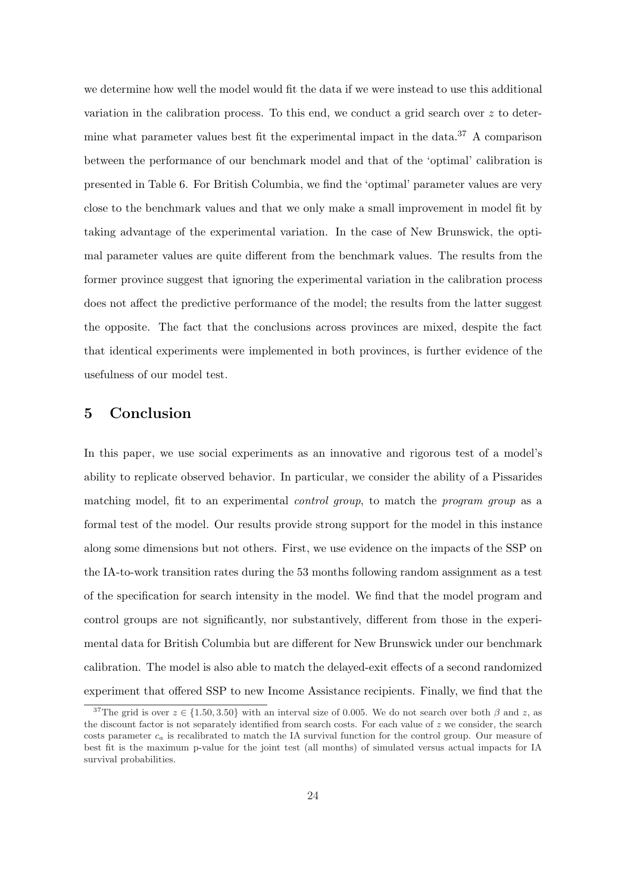we determine how well the model would fit the data if we were instead to use this additional variation in the calibration process. To this end, we conduct a grid search over $z$ to determine what parameter values best fit the experimental impact in the data.[37] A comparison between the performance of our benchmark model and that of the 'optimal' calibration is presented in Table 6. For British Columbia, we find the 'optimal' parameter values are very close to the benchmark values and that we only make a small improvement in model fit by taking advantage of the experimental variation. In the case of New Brunswick, the optimal parameter values are quite different from the benchmark values. The results from the former province suggest that ignoring the experimental variation in the calibration process does not affect the predictive performance of the model; the results from the latter suggest the opposite. The fact that the conclusions across provinces are mixed, despite the fact that identical experiments were implemented in both provinces, is further evidence of the usefulness of our model test.

# 5 Conclusion

In this paper, we use social experiments as an innovative and rigorous test of a model's ability to replicate observed behavior. In particular, we consider the ability of a Pissarides matching model, fit to an experimental *control group*, to match the *program group* as a formal test of the model. Our results provide strong support for the model in this instance along some dimensions but not others. First, we use evidence on the impacts of the SSP on the IA-to-work transition rates during the 53 months following random assignment as a test of the specification for search intensity in the model. We find that the model program and control groups are not significantly, nor substantively, different from those in the experimental data for British Columbia but are different for New Brunswick under our benchmark calibration. The model is also able to match the delayed-exit effects of a second randomized experiment that offered SSP to new Income Assistance recipients. Finally, we find that the

[37] The grid is over $z \in \{1.50, 3.50\}$ with an interval size of 0.005. We do not search over both $\beta$ and $z$, as the discount factor is not separately identified from search costs. For each value of $z$ we consider, the search costs parameter $c_a$ is recalibrated to match the IA survival function for the control group. Our measure of best fit is the maximum p-value for the joint test (all months) of simulated versus actual impacts for IA survival probabilities.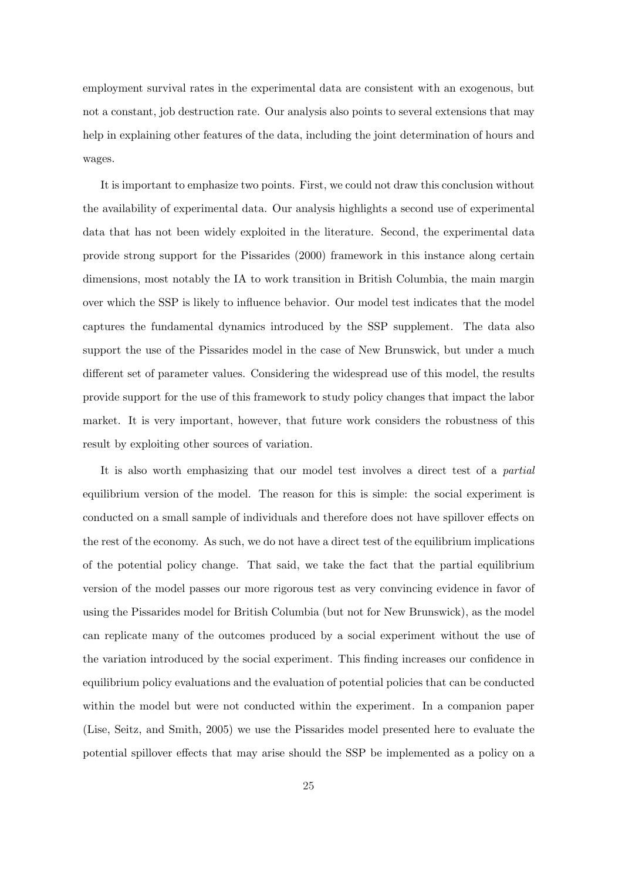employment survival rates in the experimental data are consistent with an exogenous, but not a constant, job destruction rate. Our analysis also points to several extensions that may help in explaining other features of the data, including the joint determination of hours and wages.

It is important to emphasize two points. First, we could not draw this conclusion without the availability of experimental data. Our analysis highlights a second use of experimental data that has not been widely exploited in the literature. Second, the experimental data provide strong support for the Pissarides (2000) framework in this instance along certain dimensions, most notably the IA to work transition in British Columbia, the main margin over which the SSP is likely to influence behavior. Our model test indicates that the model captures the fundamental dynamics introduced by the SSP supplement. The data also support the use of the Pissarides model in the case of New Brunswick, but under a much different set of parameter values. Considering the widespread use of this model, the results provide support for the use of this framework to study policy changes that impact the labor market. It is very important, however, that future work considers the robustness of this result by exploiting other sources of variation.

It is also worth emphasizing that our model test involves a direct test of a *partial* equilibrium version of the model. The reason for this is simple: the social experiment is conducted on a small sample of individuals and therefore does not have spillover effects on the rest of the economy. As such, we do not have a direct test of the equilibrium implications of the potential policy change. That said, we take the fact that the partial equilibrium version of the model passes our more rigorous test as very convincing evidence in favor of using the Pissarides model for British Columbia (but not for New Brunswick), as the model can replicate many of the outcomes produced by a social experiment without the use of the variation introduced by the social experiment. This finding increases our confidence in equilibrium policy evaluations and the evaluation of potential policies that can be conducted within the model but were not conducted within the experiment. In a companion paper (Lise, Seitz, and Smith, 2005) we use the Pissarides model presented here to evaluate the potential spillover effects that may arise should the SSP be implemented as a policy on a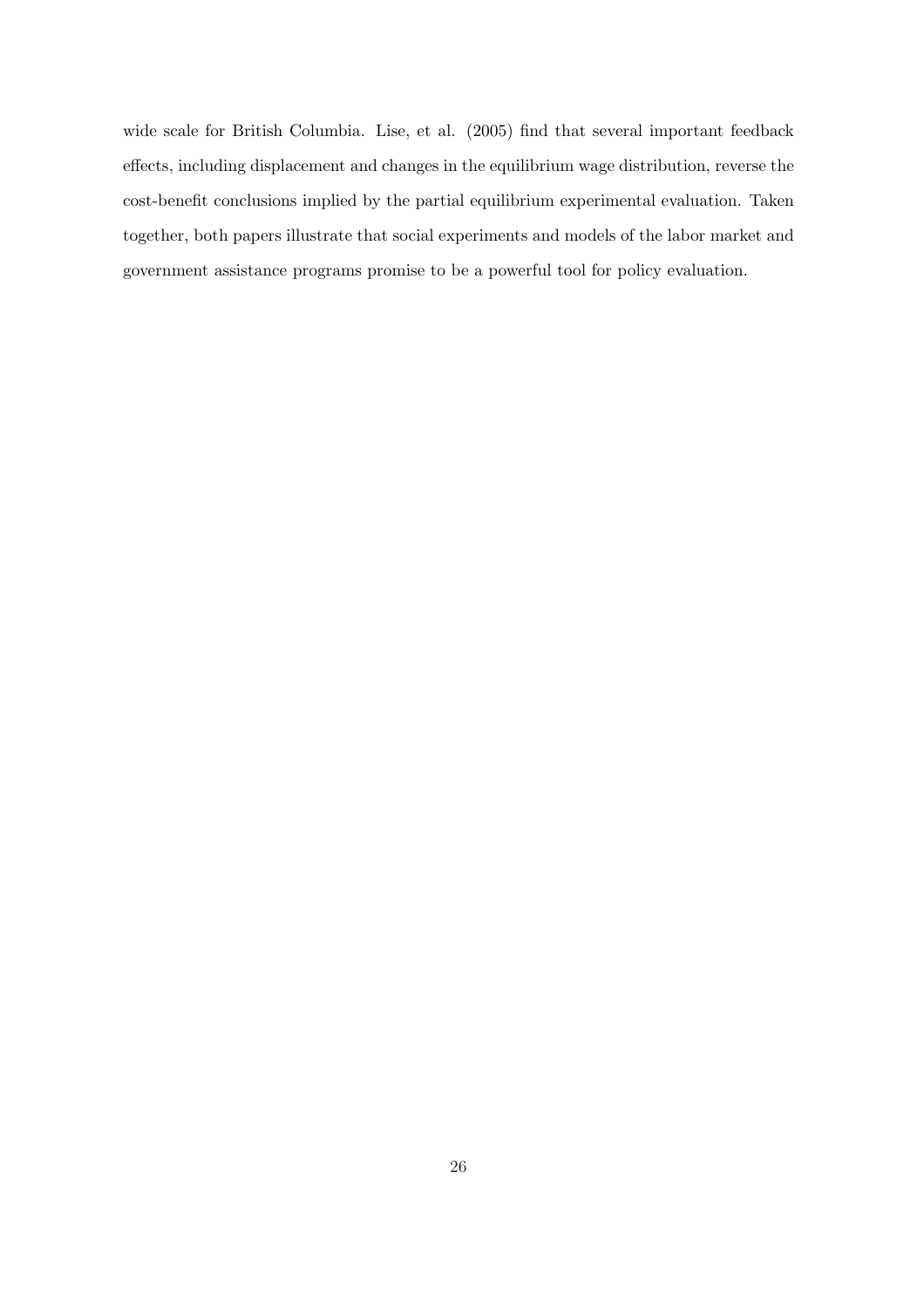wide scale for British Columbia. Lise, et al. (2005) find that several important feedback effects, including displacement and changes in the equilibrium wage distribution, reverse the cost-benefit conclusions implied by the partial equilibrium experimental evaluation. Taken together, both papers illustrate that social experiments and models of the labor market and government assistance programs promise to be a powerful tool for policy evaluation.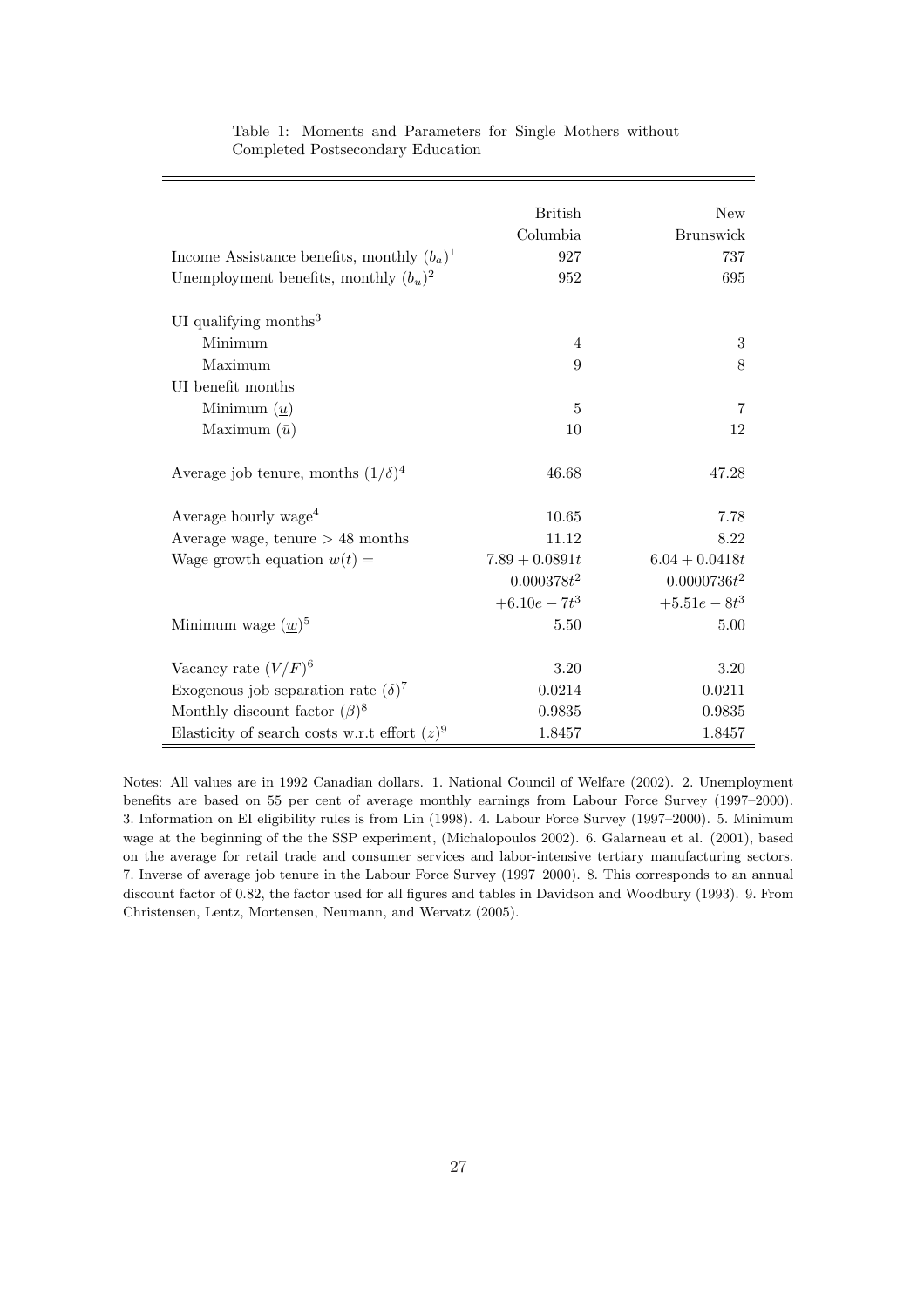Table 1: Moments and Parameters for Single Mothers without Completed Postsecondary Education

| | British Columbia | New Brunswick |
|---|---|---|
| Income Assistance benefits, monthly ($b_a$)[1] | 927 | 737 |
| Unemployment benefits, monthly ($b_u$)[2] | 952 | 695 |
| UI qualifying months[3] | | |
| Minimum | 4 | 3 |
| Maximum | 9 | 8 |
| UI benefit months | | |
| Minimum ($\underline{u}$) | 5 | 7 |
| Maximum ($\bar{u}$) | 10 | 12 |
| Average job tenure, months ($1/\delta$)[4] | 46.68 | 47.28 |
| Average hourly wage[4] | 10.65 | 7.78 |
| Average wage, tenure > 48 months | 11.12 | 8.22 |
| Wage growth equation $w(t) =$ | $7.89 + 0.0891t$ $-0.000378t^2$ $+6.10e-7t^3$ | $6.04 + 0.0418t$ $-0.0000736t^2$ $+5.51e-8t^3$ |
| Minimum wage ($\underline{w}$)[5] | 5.50 | 5.00 |
| Vacancy rate ($V/F$)[6] | 3.20 | 3.20 |
| Exogenous job separation rate ($\delta$)[7] | 0.0214 | 0.0211 |
| Monthly discount factor ($\beta$)[8] | 0.9835 | 0.9835 |
| Elasticity of search costs w.r.t effort ($z$)[9] | 1.8457 | 1.8457 |

Notes: All values are in 1992 Canadian dollars. 1. National Council of Welfare (2002). 2. Unemployment benefits are based on 55 per cent of average monthly earnings from Labour Force Survey (1997–2000). 3. Information on EI eligibility rules is from Lin (1998). 4. Labour Force Survey (1997–2000). 5. Minimum wage at the beginning of the the SSP experiment, (Michalopoulos 2002). 6. Galarneau et al. (2001), based on the average for retail trade and consumer services and labor-intensive tertiary manufacturing sectors. 7. Inverse of average job tenure in the Labour Force Survey (1997–2000). 8. This corresponds to an annual discount factor of 0.82, the factor used for all figures and tables in Davidson and Woodbury (1993). 9. From Christensen, Lentz, Mortensen, Neumann, and Wervatz (2005).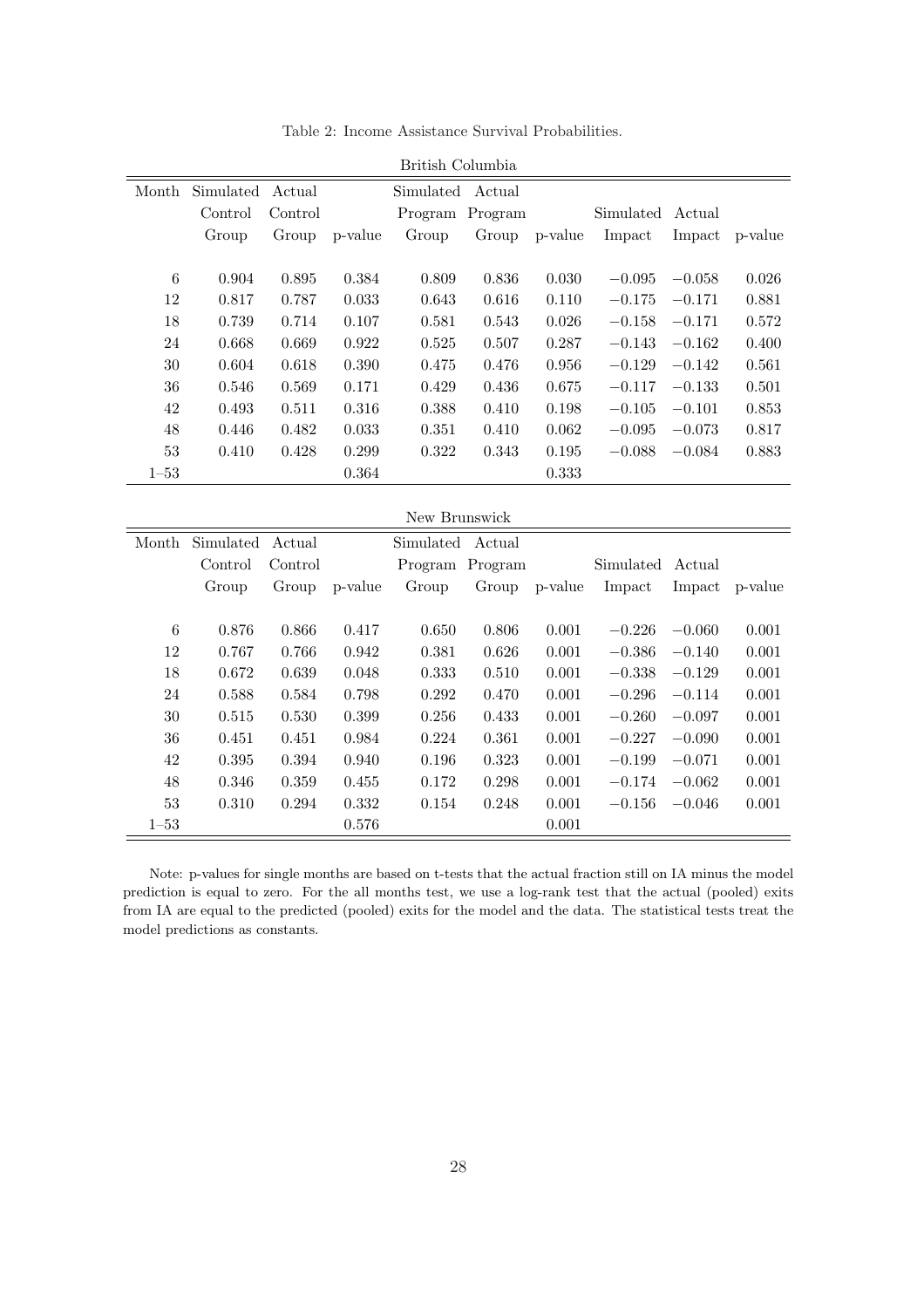Table 2: Income Assistance Survival Probabilities.

British Columbia

| Month | Simulated Control Group | Actual Control Group | p-value | Simulated Program Group | Actual Program Group | p-value | Simulated Impact | Actual Impact | p-value |
|---|---|---|---|---|---|---|---|---|---|
| 6 | 0.904 | 0.895 | 0.384 | 0.809 | 0.836 | 0.030 | −0.095 | −0.058 | 0.026 |
| 12 | 0.817 | 0.787 | 0.033 | 0.643 | 0.616 | 0.110 | −0.175 | −0.171 | 0.881 |
| 18 | 0.739 | 0.714 | 0.107 | 0.581 | 0.543 | 0.026 | −0.158 | −0.171 | 0.572 |
| 24 | 0.668 | 0.669 | 0.922 | 0.525 | 0.507 | 0.287 | −0.143 | −0.162 | 0.400 |
| 30 | 0.604 | 0.618 | 0.390 | 0.475 | 0.476 | 0.956 | −0.129 | −0.142 | 0.561 |
| 36 | 0.546 | 0.569 | 0.171 | 0.429 | 0.436 | 0.675 | −0.117 | −0.133 | 0.501 |
| 42 | 0.493 | 0.511 | 0.316 | 0.388 | 0.410 | 0.198 | −0.105 | −0.101 | 0.853 |
| 48 | 0.446 | 0.482 | 0.033 | 0.351 | 0.410 | 0.062 | −0.095 | −0.073 | 0.817 |
| 53 | 0.410 | 0.428 | 0.299 | 0.322 | 0.343 | 0.195 | −0.088 | −0.084 | 0.883 |
| 1–53 | | | 0.364 | | | 0.333 | | | |

New Brunswick

| Month | Simulated Control Group | Actual Control Group | p-value | Simulated Program Group | Actual Program Group | p-value | Simulated Impact | Actual Impact | p-value |
|---|---|---|---|---|---|---|---|---|---|
| 6 | 0.876 | 0.866 | 0.417 | 0.650 | 0.806 | 0.001 | −0.226 | −0.060 | 0.001 |
| 12 | 0.767 | 0.766 | 0.942 | 0.381 | 0.626 | 0.001 | −0.386 | −0.140 | 0.001 |
| 18 | 0.672 | 0.639 | 0.048 | 0.333 | 0.510 | 0.001 | −0.338 | −0.129 | 0.001 |
| 24 | 0.588 | 0.584 | 0.798 | 0.292 | 0.470 | 0.001 | −0.296 | −0.114 | 0.001 |
| 30 | 0.515 | 0.530 | 0.399 | 0.256 | 0.433 | 0.001 | −0.260 | −0.097 | 0.001 |
| 36 | 0.451 | 0.451 | 0.984 | 0.224 | 0.361 | 0.001 | −0.227 | −0.090 | 0.001 |
| 42 | 0.395 | 0.394 | 0.940 | 0.196 | 0.323 | 0.001 | −0.199 | −0.071 | 0.001 |
| 48 | 0.346 | 0.359 | 0.455 | 0.172 | 0.298 | 0.001 | −0.174 | −0.062 | 0.001 |
| 53 | 0.310 | 0.294 | 0.332 | 0.154 | 0.248 | 0.001 | −0.156 | −0.046 | 0.001 |
| 1–53 | | | 0.576 | | | 0.001 | | | |

Note: p-values for single months are based on t-tests that the actual fraction still on IA minus the model prediction is equal to zero. For the all months test, we use a log-rank test that the actual (pooled) exits from IA are equal to the predicted (pooled) exits for the model and the data. The statistical tests treat the model predictions as constants.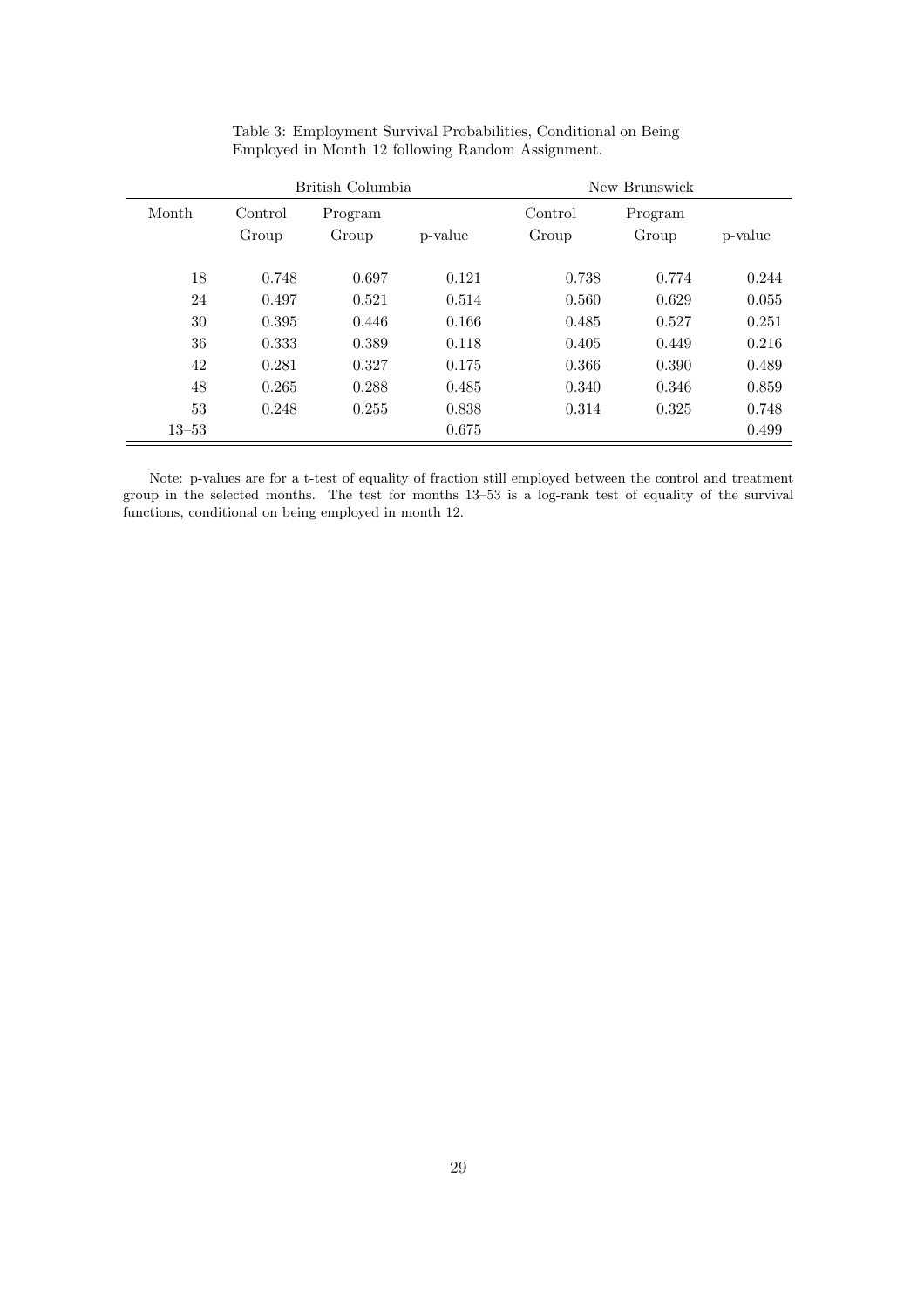Table 3: Employment Survival Probabilities, Conditional on Being Employed in Month 12 following Random Assignment.

| | British Columbia | | | New Brunswick | | |
|---|---|---|---|---|---|---|
| Month | Control Group | Program Group | p-value | Control Group | Program Group | p-value |
| 18 | 0.748 | 0.697 | 0.121 | 0.738 | 0.774 | 0.244 |
| 24 | 0.497 | 0.521 | 0.514 | 0.560 | 0.629 | 0.055 |
| 30 | 0.395 | 0.446 | 0.166 | 0.485 | 0.527 | 0.251 |
| 36 | 0.333 | 0.389 | 0.118 | 0.405 | 0.449 | 0.216 |
| 42 | 0.281 | 0.327 | 0.175 | 0.366 | 0.390 | 0.489 |
| 48 | 0.265 | 0.288 | 0.485 | 0.340 | 0.346 | 0.859 |
| 53 | 0.248 | 0.255 | 0.838 | 0.314 | 0.325 | 0.748 |
| 13–53 | | | 0.675 | | | 0.499 |

Note: p-values are for a t-test of equality of fraction still employed between the control and treatment group in the selected months. The test for months 13–53 is a log-rank test of equality of the survival functions, conditional on being employed in month 12.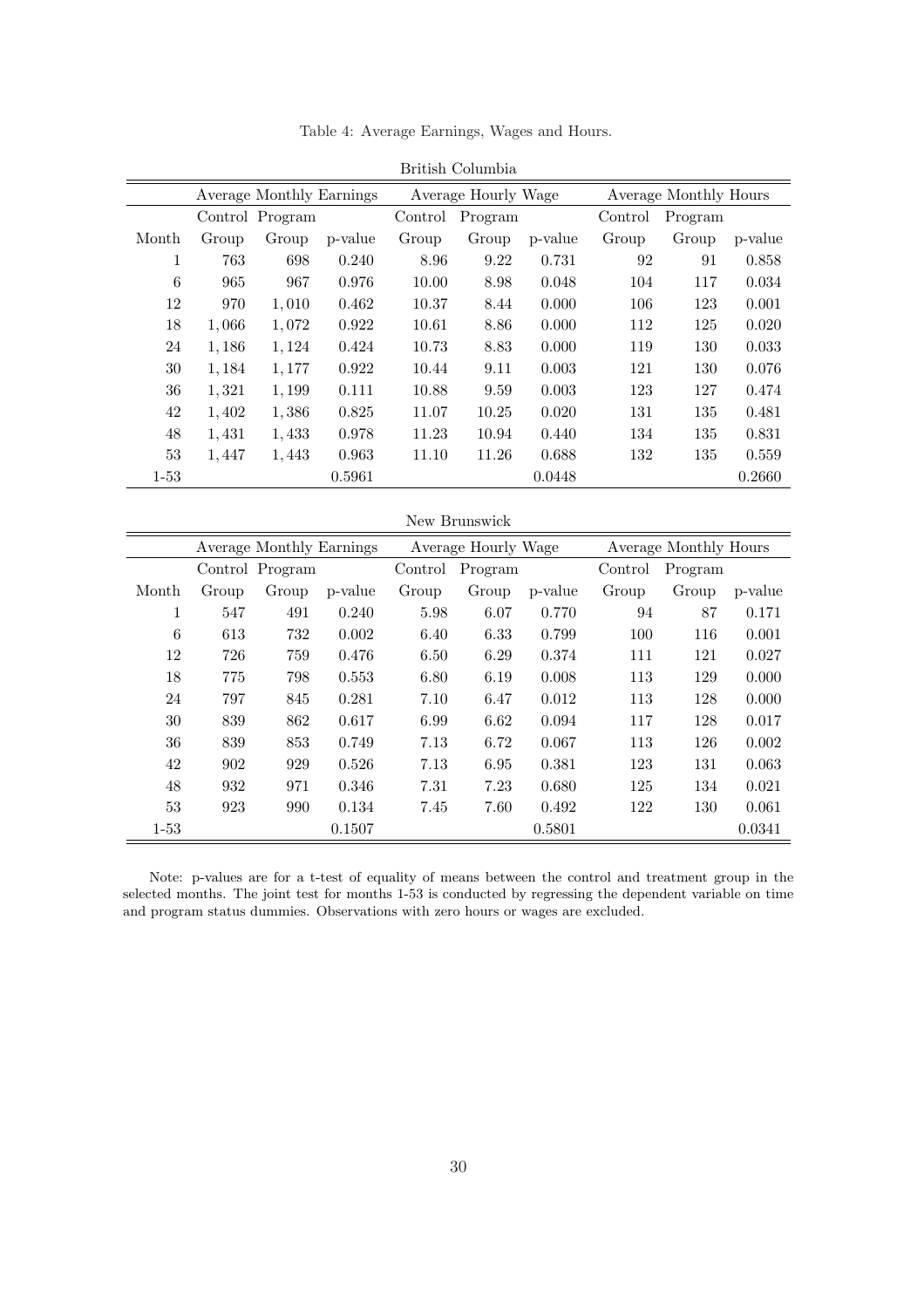Table 4: Average Earnings, Wages and Hours.

British Columbia

| | Average Monthly Earnings | | | Average Hourly Wage | | | Average Monthly Hours | | |
|---|---|---|---|---|---|---|---|---|---|
| | Control | Program | | Control | Program | | Control | Program | |
| Month | Group | Group | p-value | Group | Group | p-value | Group | Group | p-value |
| 1 | 763 | 698 | 0.240 | 8.96 | 9.22 | 0.731 | 92 | 91 | 0.858 |
| 6 | 965 | 967 | 0.976 | 10.00 | 8.98 | 0.048 | 104 | 117 | 0.034 |
| 12 | 970 | 1,010 | 0.462 | 10.37 | 8.44 | 0.000 | 106 | 123 | 0.001 |
| 18 | 1,066 | 1,072 | 0.922 | 10.61 | 8.86 | 0.000 | 112 | 125 | 0.020 |
| 24 | 1,186 | 1,124 | 0.424 | 10.73 | 8.83 | 0.000 | 119 | 130 | 0.033 |
| 30 | 1,184 | 1,177 | 0.922 | 10.44 | 9.11 | 0.003 | 121 | 130 | 0.076 |
| 36 | 1,321 | 1,199 | 0.111 | 10.88 | 9.59 | 0.003 | 123 | 127 | 0.474 |
| 42 | 1,402 | 1,386 | 0.825 | 11.07 | 10.25 | 0.020 | 131 | 135 | 0.481 |
| 48 | 1,431 | 1,433 | 0.978 | 11.23 | 10.94 | 0.440 | 134 | 135 | 0.831 |
| 53 | 1,447 | 1,443 | 0.963 | 11.10 | 11.26 | 0.688 | 132 | 135 | 0.559 |
| 1-53 | | | 0.5961 | | | 0.0448 | | | 0.2660 |

New Brunswick

| | Average Monthly Earnings | | | Average Hourly Wage | | | Average Monthly Hours | | |
|---|---|---|---|---|---|---|---|---|---|
| | Control | Program | | Control | Program | | Control | Program | |
| Month | Group | Group | p-value | Group | Group | p-value | Group | Group | p-value |
| 1 | 547 | 491 | 0.240 | 5.98 | 6.07 | 0.770 | 94 | 87 | 0.171 |
| 6 | 613 | 732 | 0.002 | 6.40 | 6.33 | 0.799 | 100 | 116 | 0.001 |
| 12 | 726 | 759 | 0.476 | 6.50 | 6.29 | 0.374 | 111 | 121 | 0.027 |
| 18 | 775 | 798 | 0.553 | 6.80 | 6.19 | 0.008 | 113 | 129 | 0.000 |
| 24 | 797 | 845 | 0.281 | 7.10 | 6.47 | 0.012 | 113 | 128 | 0.000 |
| 30 | 839 | 862 | 0.617 | 6.99 | 6.62 | 0.094 | 117 | 128 | 0.017 |
| 36 | 839 | 853 | 0.749 | 7.13 | 6.72 | 0.067 | 113 | 126 | 0.002 |
| 42 | 902 | 929 | 0.526 | 7.13 | 6.95 | 0.381 | 123 | 131 | 0.063 |
| 48 | 932 | 971 | 0.346 | 7.31 | 7.23 | 0.680 | 125 | 134 | 0.021 |
| 53 | 923 | 990 | 0.134 | 7.45 | 7.60 | 0.492 | 122 | 130 | 0.061 |
| 1-53 | | | 0.1507 | | | 0.5801 | | | 0.0341 |

Note: p-values are for a t-test of equality of means between the control and treatment group in the selected months. The joint test for months 1-53 is conducted by regressing the dependent variable on time and program status dummies. Observations with zero hours or wages are excluded.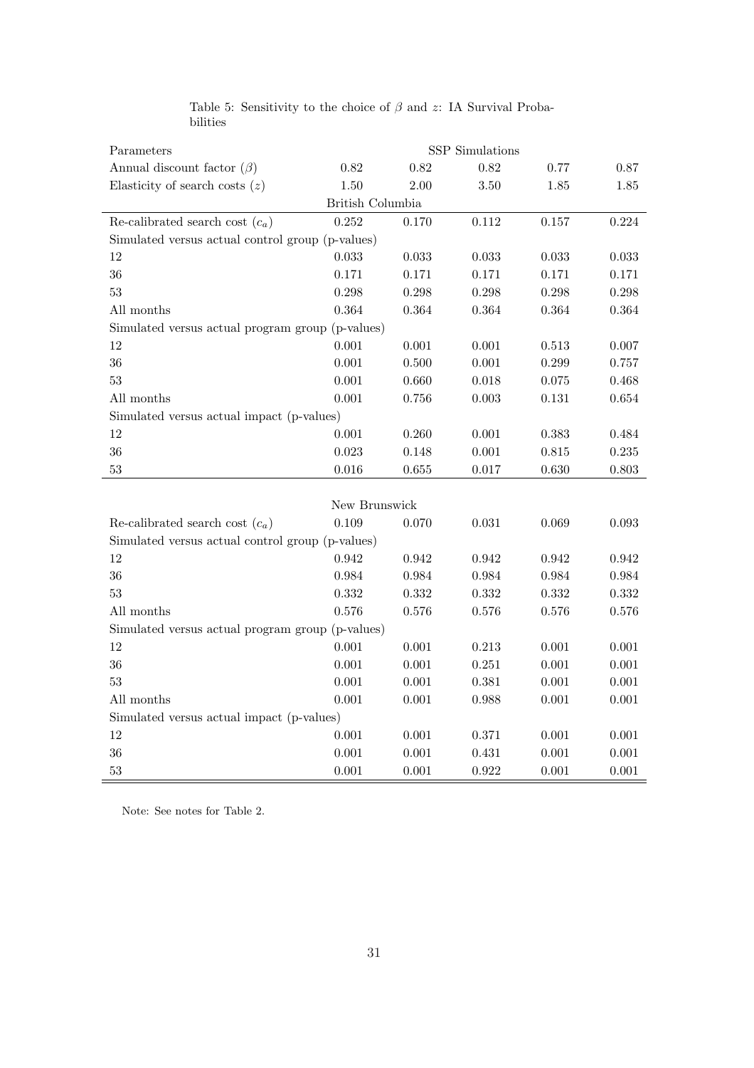Table 5: Sensitivity to the choice of $\beta$ and $z$: IA Survival Probabilities

| Parameters | SSP Simulations | | | | |
|---|---|---|---|---|---|
| Annual discount factor ($\beta$) | 0.82 | 0.82 | 0.82 | 0.77 | 0.87 |
| Elasticity of search costs ($z$) | 1.50 | 2.00 | 3.50 | 1.85 | 1.85 |
| **British Columbia** | | | | | |
| Re-calibrated search cost ($c_a$) | 0.252 | 0.170 | 0.112 | 0.157 | 0.224 |
| Simulated versus actual control group (p-values) | | | | | |
| 12 | 0.033 | 0.033 | 0.033 | 0.033 | 0.033 |
| 36 | 0.171 | 0.171 | 0.171 | 0.171 | 0.171 |
| 53 | 0.298 | 0.298 | 0.298 | 0.298 | 0.298 |
| All months | 0.364 | 0.364 | 0.364 | 0.364 | 0.364 |
| Simulated versus actual program group (p-values) | | | | | |
| 12 | 0.001 | 0.001 | 0.001 | 0.513 | 0.007 |
| 36 | 0.001 | 0.500 | 0.001 | 0.299 | 0.757 |
| 53 | 0.001 | 0.660 | 0.018 | 0.075 | 0.468 |
| All months | 0.001 | 0.756 | 0.003 | 0.131 | 0.654 |
| Simulated versus actual impact (p-values) | | | | | |
| 12 | 0.001 | 0.260 | 0.001 | 0.383 | 0.484 |
| 36 | 0.023 | 0.148 | 0.001 | 0.815 | 0.235 |
| 53 | 0.016 | 0.655 | 0.017 | 0.630 | 0.803 |
| **New Brunswick** | | | | | |
| Re-calibrated search cost ($c_a$) | 0.109 | 0.070 | 0.031 | 0.069 | 0.093 |
| Simulated versus actual control group (p-values) | | | | | |
| 12 | 0.942 | 0.942 | 0.942 | 0.942 | 0.942 |
| 36 | 0.984 | 0.984 | 0.984 | 0.984 | 0.984 |
| 53 | 0.332 | 0.332 | 0.332 | 0.332 | 0.332 |
| All months | 0.576 | 0.576 | 0.576 | 0.576 | 0.576 |
| Simulated versus actual program group (p-values) | | | | | |
| 12 | 0.001 | 0.001 | 0.213 | 0.001 | 0.001 |
| 36 | 0.001 | 0.001 | 0.251 | 0.001 | 0.001 |
| 53 | 0.001 | 0.001 | 0.381 | 0.001 | 0.001 |
| All months | 0.001 | 0.001 | 0.988 | 0.001 | 0.001 |
| Simulated versus actual impact (p-values) | | | | | |
| 12 | 0.001 | 0.001 | 0.371 | 0.001 | 0.001 |
| 36 | 0.001 | 0.001 | 0.431 | 0.001 | 0.001 |
| 53 | 0.001 | 0.001 | 0.922 | 0.001 | 0.001 |

Note: See notes for Table 2.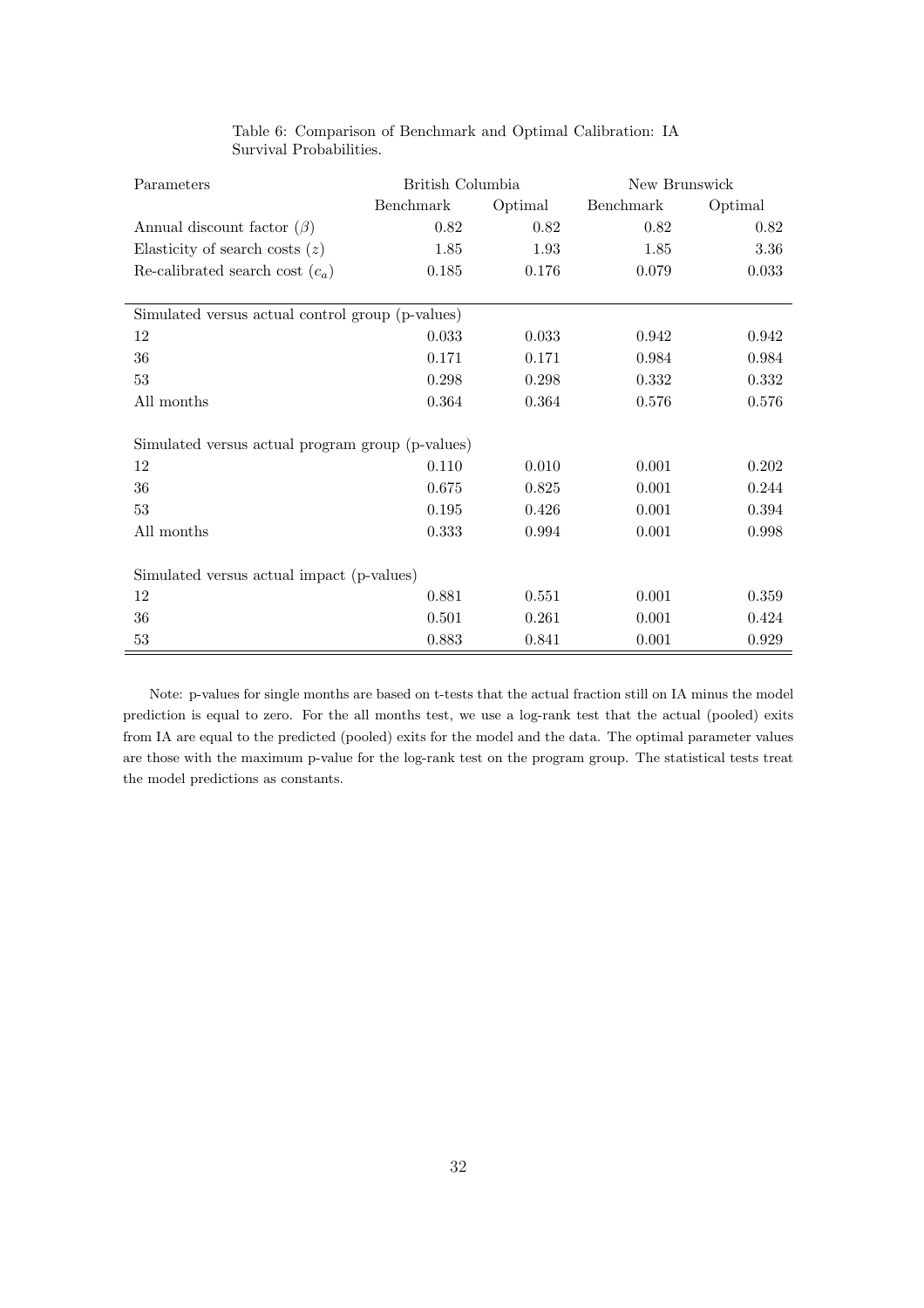Table 6: Comparison of Benchmark and Optimal Calibration: IA Survival Probabilities.

| Parameters | British Columbia | | New Brunswick | |
|---|---|---|---|---|
| | Benchmark | Optimal | Benchmark | Optimal |
| Annual discount factor ($\beta$) | 0.82 | 0.82 | 0.82 | 0.82 |
| Elasticity of search costs ($z$) | 1.85 | 1.93 | 1.85 | 3.36 |
| Re-calibrated search cost ($c_a$) | 0.185 | 0.176 | 0.079 | 0.033 |
| Simulated versus actual control group (p-values) | | | | |
| 12 | 0.033 | 0.033 | 0.942 | 0.942 |
| 36 | 0.171 | 0.171 | 0.984 | 0.984 |
| 53 | 0.298 | 0.298 | 0.332 | 0.332 |
| All months | 0.364 | 0.364 | 0.576 | 0.576 |
| Simulated versus actual program group (p-values) | | | | |
| 12 | 0.110 | 0.010 | 0.001 | 0.202 |
| 36 | 0.675 | 0.825 | 0.001 | 0.244 |
| 53 | 0.195 | 0.426 | 0.001 | 0.394 |
| All months | 0.333 | 0.994 | 0.001 | 0.998 |
| Simulated versus actual impact (p-values) | | | | |
| 12 | 0.881 | 0.551 | 0.001 | 0.359 |
| 36 | 0.501 | 0.261 | 0.001 | 0.424 |
| 53 | 0.883 | 0.841 | 0.001 | 0.929 |

Note: p-values for single months are based on t-tests that the actual fraction still on IA minus the model prediction is equal to zero. For the all months test, we use a log-rank test that the actual (pooled) exits from IA are equal to the predicted (pooled) exits for the model and the data. The optimal parameter values are those with the maximum p-value for the log-rank test on the program group. The statistical tests treat the model predictions as constants.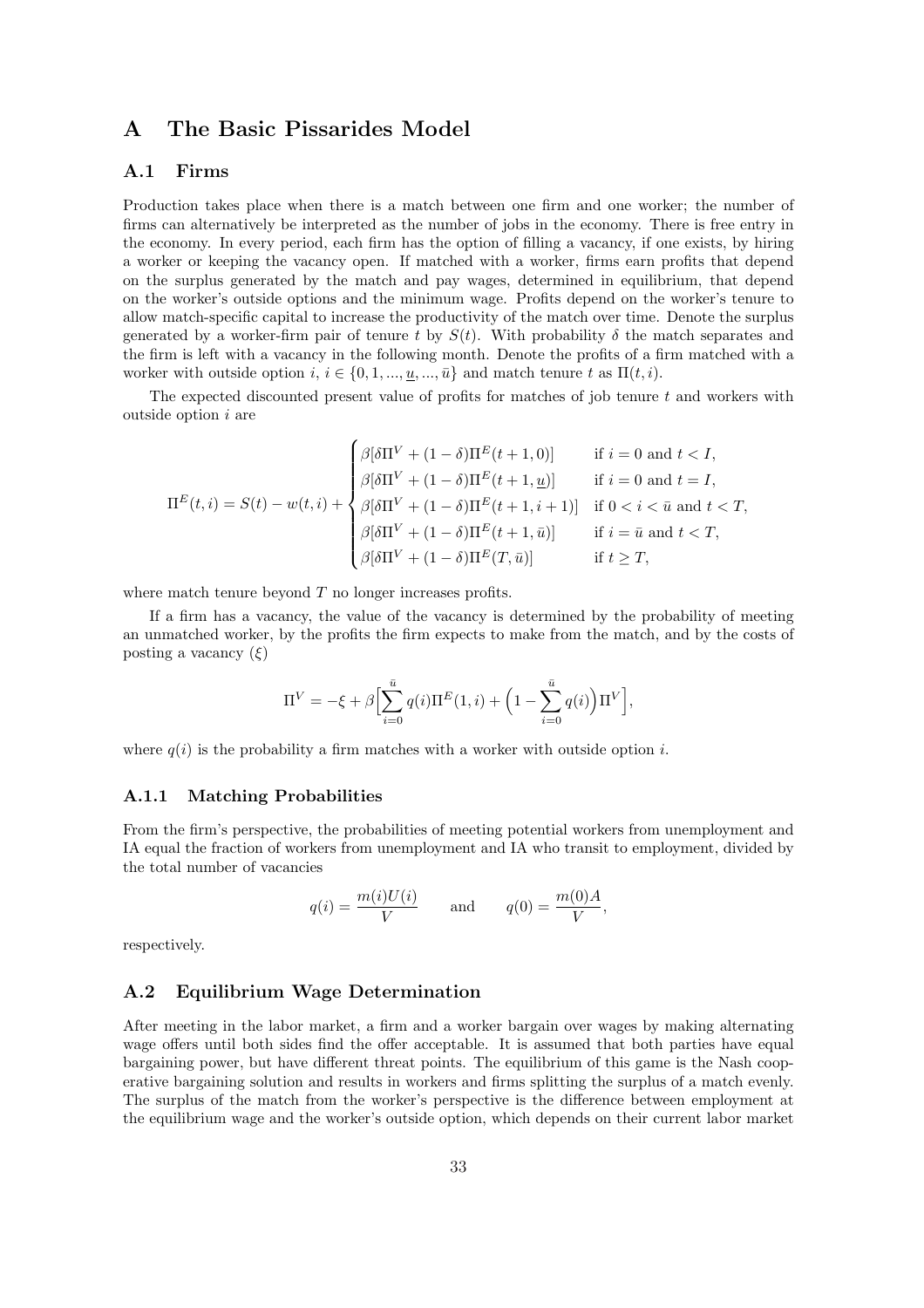# A The Basic Pissarides Model

## A.1 Firms

Production takes place when there is a match between one firm and one worker; the number of firms can alternatively be interpreted as the number of jobs in the economy. There is free entry in the economy. In every period, each firm has the option of filling a vacancy, if one exists, by hiring a worker or keeping the vacancy open. If matched with a worker, firms earn profits that depend on the surplus generated by the match and pay wages, determined in equilibrium, that depend on the worker's outside options and the minimum wage. Profits depend on the worker's tenure to allow match-specific capital to increase the productivity of the match over time. Denote the surplus generated by a worker-firm pair of tenure $t$ by $S(t)$. With probability $\delta$ the match separates and the firm is left with a vacancy in the following month. Denote the profits of a firm matched with a worker with outside option $i$, $i \in \{0, 1, ..., \underline{u}, ..., \bar{u}\}$ and match tenure $t$ as $\Pi(t, i)$.

The expected discounted present value of profits for matches of job tenure $t$ and workers with outside option $i$ are

$$\Pi^E(t,i) = S(t) - w(t,i) + \begin{cases} \beta[\delta \Pi^V + (1-\delta)\Pi^E(t+1,0)] & \text{if } i = 0 \text{ and } t < I, \\ \beta[\delta \Pi^V + (1-\delta)\Pi^E(t+1,\underline{u})] & \text{if } i = 0 \text{ and } t = I, \\ \beta[\delta \Pi^V + (1-\delta)\Pi^E(t+1,i+1)] & \text{if } 0 < i < \bar{u} \text{ and } t < T, \\ \beta[\delta \Pi^V + (1-\delta)\Pi^E(t+1,\bar{u})] & \text{if } i = \bar{u} \text{ and } t < T, \\ \beta[\delta \Pi^V + (1-\delta)\Pi^E(T,\bar{u})] & \text{if } t \geq T, \end{cases}$$

where match tenure beyond $T$ no longer increases profits.

If a firm has a vacancy, the value of the vacancy is determined by the probability of meeting an unmatched worker, by the profits the firm expects to make from the match, and by the costs of posting a vacancy ($\xi$)

$$\Pi^V = -\xi + \beta\Big[\sum_{i=0}^{\bar{u}} q(i)\Pi^E(1,i) + \Big(1 - \sum_{i=0}^{\bar{u}} q(i)\Big)\Pi^V\Big],$$

where $q(i)$ is the probability a firm matches with a worker with outside option $i$.

### A.1.1 Matching Probabilities

From the firm's perspective, the probabilities of meeting potential workers from unemployment and IA equal the fraction of workers from unemployment and IA who transit to employment, divided by the total number of vacancies

$$q(i) = \frac{m(i)U(i)}{V} \qquad \text{and} \qquad q(0) = \frac{m(0)A}{V},$$

respectively.

## A.2 Equilibrium Wage Determination

After meeting in the labor market, a firm and a worker bargain over wages by making alternating wage offers until both sides find the offer acceptable. It is assumed that both parties have equal bargaining power, but have different threat points. The equilibrium of this game is the Nash cooperative bargaining solution and results in workers and firms splitting the surplus of a match evenly. The surplus of the match from the worker's perspective is the difference between employment at the equilibrium wage and the worker's outside option, which depends on their current labor market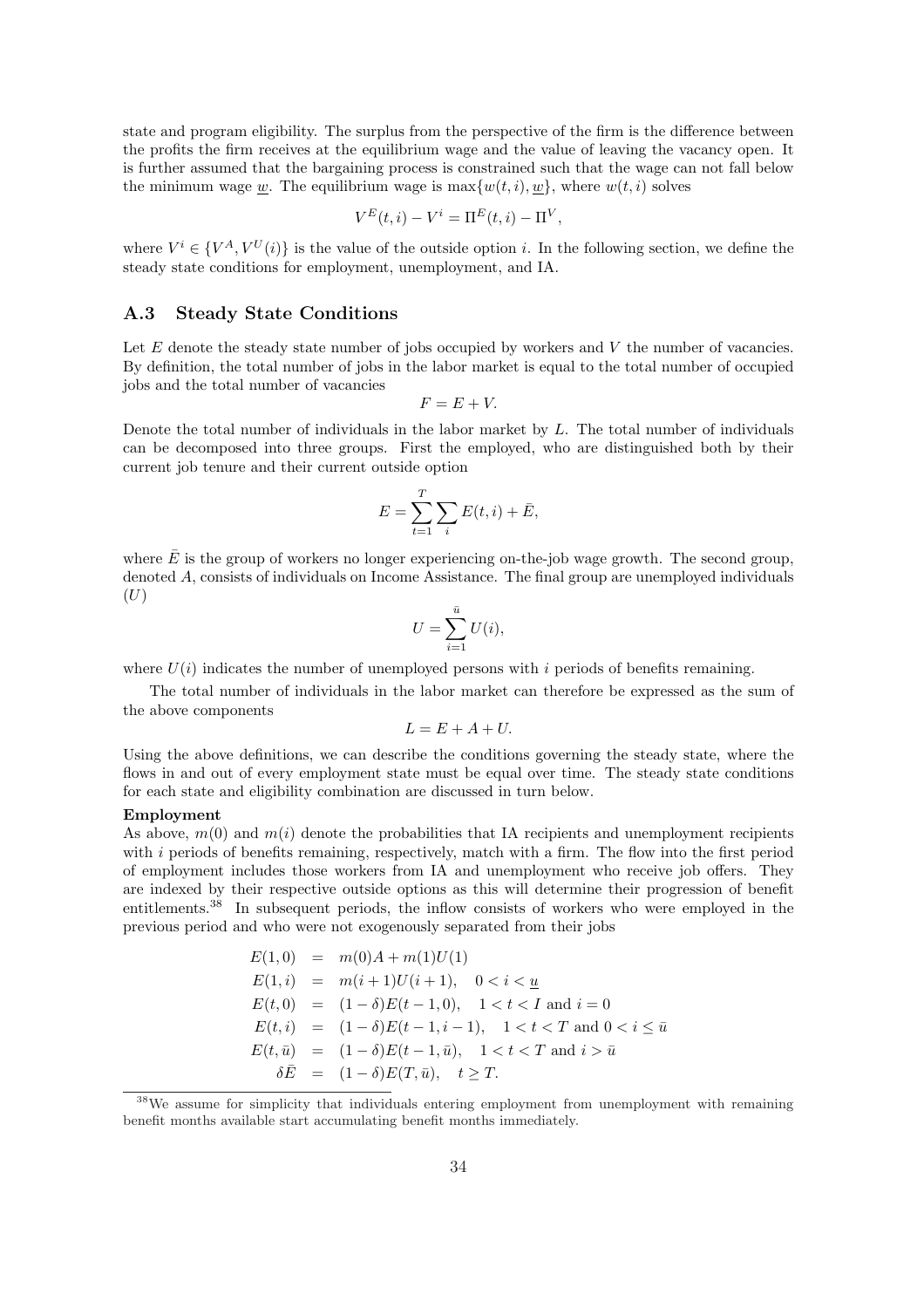state and program eligibility. The surplus from the perspective of the firm is the difference between the profits the firm receives at the equilibrium wage and the value of leaving the vacancy open. It is further assumed that the bargaining process is constrained such that the wage can not fall below the minimum wage $\underline{w}$. The equilibrium wage is $\max\{w(t,i), \underline{w}\}$, where $w(t,i)$ solves

$$V^E(t,i) - V^i = \Pi^E(t,i) - \Pi^V,$$

where $V^i \in \{V^A, V^U(i)\}$ is the value of the outside option $i$. In the following section, we define the steady state conditions for employment, unemployment, and IA.

### A.3 Steady State Conditions

Let $E$ denote the steady state number of jobs occupied by workers and $V$ the number of vacancies. By definition, the total number of jobs in the labor market is equal to the total number of occupied jobs and the total number of vacancies

$$F = E + V.$$

Denote the total number of individuals in the labor market by $L$. The total number of individuals can be decomposed into three groups. First the employed, who are distinguished both by their current job tenure and their current outside option

$$E = \sum_{t=1}^{T} \sum_{i} E(t,i) + \bar{E},$$

where $\bar{E}$ is the group of workers no longer experiencing on-the-job wage growth. The second group, denoted $A$, consists of individuals on Income Assistance. The final group are unemployed individuals ($U$)

$$U = \sum_{i=1}^{\bar{u}} U(i),$$

where $U(i)$ indicates the number of unemployed persons with $i$ periods of benefits remaining.

The total number of individuals in the labor market can therefore be expressed as the sum of the above components

$$L = E + A + U.$$

Using the above definitions, we can describe the conditions governing the steady state, where the flows in and out of every employment state must be equal over time. The steady state conditions for each state and eligibility combination are discussed in turn below.

**Employment**

As above, $m(0)$ and $m(i)$ denote the probabilities that IA recipients and unemployment recipients with $i$ periods of benefits remaining, respectively, match with a firm. The flow into the first period of employment includes those workers from IA and unemployment who receive job offers. They are indexed by their respective outside options as this will determine their progression of benefit entitlements.[38] In subsequent periods, the inflow consists of workers who were employed in the previous period and who were not exogenously separated from their jobs

$$
\begin{aligned}
E(1,0) &= m(0)A + m(1)U(1) \\
E(1,i) &= m(i+1)U(i+1), \quad 0 < i < \underline{u} \\
E(t,0) &= (1-\delta)E(t-1,0), \quad 1 < t < I \text{ and } i = 0 \\
E(t,i) &= (1-\delta)E(t-1,i-1), \quad 1 < t < T \text{ and } 0 < i \leq \bar{u} \\
E(t,\bar{u}) &= (1-\delta)E(t-1,\bar{u}), \quad 1 < t < T \text{ and } i > \bar{u} \\
\delta\bar{E} &= (1-\delta)E(T,\bar{u}), \quad t \geq T.
\end{aligned}
$$

[38] We assume for simplicity that individuals entering employment from unemployment with remaining benefit months available start accumulating benefit months immediately.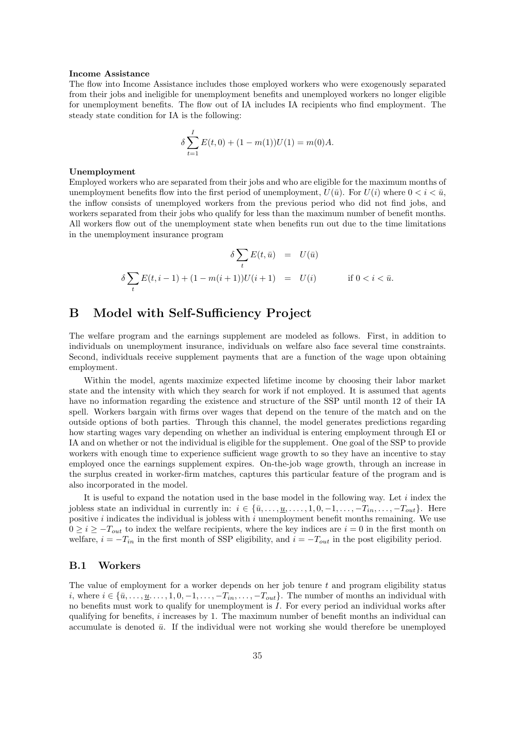**Income Assistance**

The flow into Income Assistance includes those employed workers who were exogenously separated from their jobs and ineligible for unemployment benefits and unemployed workers no longer eligible for unemployment benefits. The flow out of IA includes IA recipients who find employment. The steady state condition for IA is the following:

$$\delta \sum_{t=1}^{I} E(t,0) + (1 - m(1))U(1) = m(0)A.$$

**Unemployment**

Employed workers who are separated from their jobs and who are eligible for the maximum months of unemployment benefits flow into the first period of unemployment, $U(\bar{u})$. For $U(i)$ where $0 < i < \bar{u}$, the inflow consists of unemployed workers from the previous period who did not find jobs, and workers separated from their jobs who qualify for less than the maximum number of benefit months. All workers flow out of the unemployment state when benefits run out due to the time limitations in the unemployment insurance program

$$\begin{aligned} \delta \sum_{t} E(t, \bar{u}) &= U(\bar{u}) \\ \delta \sum_{t} E(t, i-1) + (1 - m(i+1))U(i+1) &= U(i) \qquad \text{if } 0 < i < \bar{u}. \end{aligned}$$

# B Model with Self-Sufficiency Project

The welfare program and the earnings supplement are modeled as follows. First, in addition to individuals on unemployment insurance, individuals on welfare also face several time constraints. Second, individuals receive supplement payments that are a function of the wage upon obtaining employment.

Within the model, agents maximize expected lifetime income by choosing their labor market state and the intensity with which they search for work if not employed. It is assumed that agents have no information regarding the existence and structure of the SSP until month 12 of their IA spell. Workers bargain with firms over wages that depend on the tenure of the match and on the outside options of both parties. Through this channel, the model generates predictions regarding how starting wages vary depending on whether an individual is entering employment through EI or IA and on whether or not the individual is eligible for the supplement. One goal of the SSP to provide workers with enough time to experience sufficient wage growth to so they have an incentive to stay employed once the earnings supplement expires. On-the-job wage growth, through an increase in the surplus created in worker-firm matches, captures this particular feature of the program and is also incorporated in the model.

It is useful to expand the notation used in the base model in the following way. Let $i$ index the jobless state an individual in currently in: $i \in \{\bar{u}, \ldots, \underline{u}, \ldots, 1, 0, -1, \ldots, -T_{in}, \ldots, -T_{out}\}$. Here positive $i$ indicates the individual is jobless with $i$ unemployment benefit months remaining. We use $0 \geq i \geq -T_{out}$ to index the welfare recipients, where the key indices are $i = 0$ in the first month on welfare, $i = -T_{in}$ in the first month of SSP eligibility, and $i = -T_{out}$ in the post eligibility period.

## B.1 Workers

The value of employment for a worker depends on her job tenure $t$ and program eligibility status $i$, where $i \in \{\bar{u}, \ldots, \underline{u}, \ldots, 1, 0, -1, \ldots, -T_{in}, \ldots, -T_{out}\}$. The number of months an individual with no benefits must work to qualify for unemployment is $I$. For every period an individual works after qualifying for benefits, $i$ increases by 1. The maximum number of benefit months an individual can accumulate is denoted $\bar{u}$. If the individual were not working she would therefore be unemployed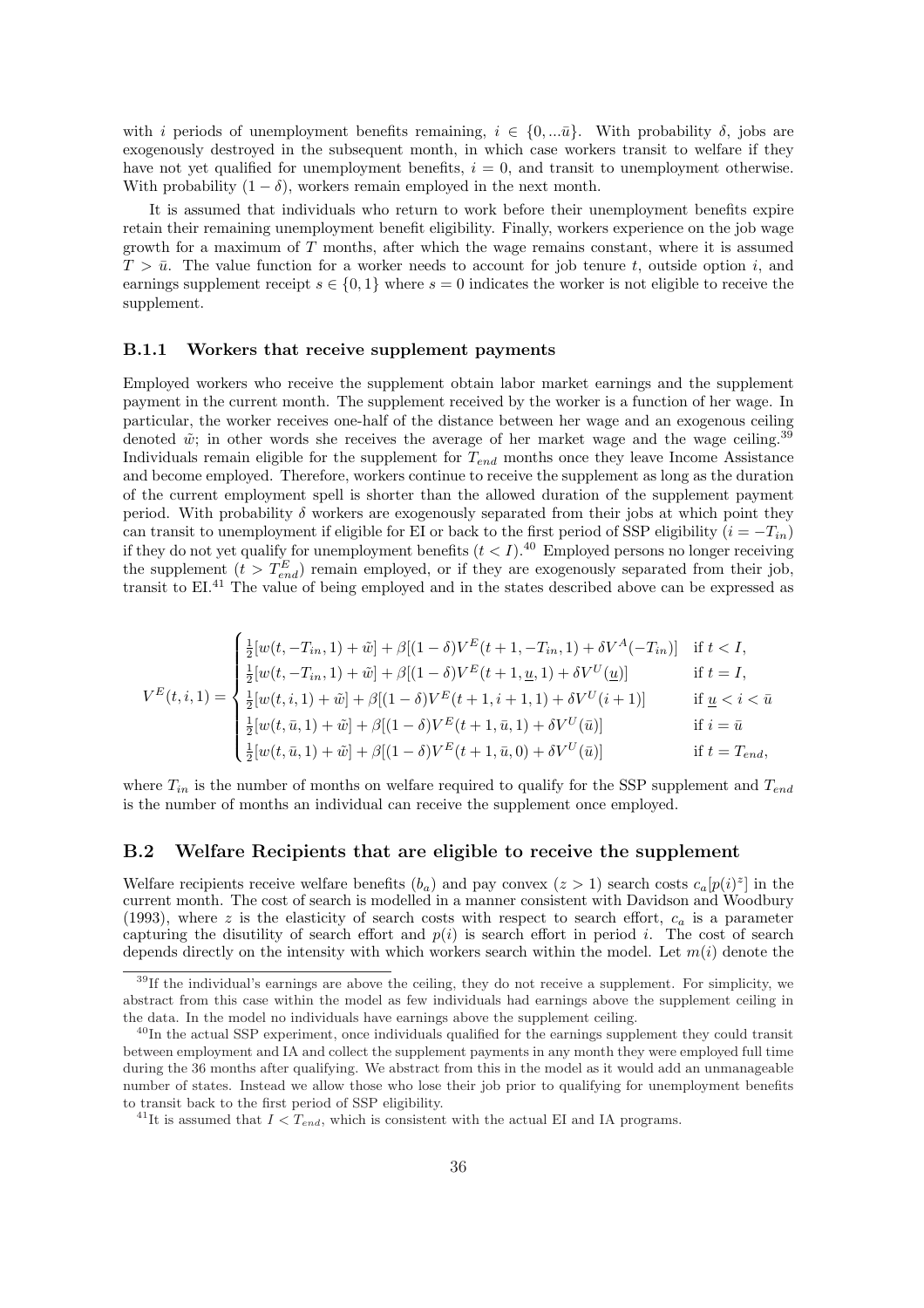with $i$ periods of unemployment benefits remaining, $i \in \{0, ...\bar{u}\}$. With probability $\delta$, jobs are exogenously destroyed in the subsequent month, in which case workers transit to welfare if they have not yet qualified for unemployment benefits, $i = 0$, and transit to unemployment otherwise. With probability $(1 - \delta)$, workers remain employed in the next month.

It is assumed that individuals who return to work before their unemployment benefits expire retain their remaining unemployment benefit eligibility. Finally, workers experience on the job wage growth for a maximum of $T$ months, after which the wage remains constant, where it is assumed $T > \bar{u}$. The value function for a worker needs to account for job tenure $t$, outside option $i$, and earnings supplement receipt $s \in \{0, 1\}$ where $s = 0$ indicates the worker is not eligible to receive the supplement.

### B.1.1 Workers that receive supplement payments

Employed workers who receive the supplement obtain labor market earnings and the supplement payment in the current month. The supplement received by the worker is a function of her wage. In particular, the worker receives one-half of the distance between her wage and an exogenous ceiling denoted $\tilde{w}$; in other words she receives the average of her market wage and the wage ceiling.[39] Individuals remain eligible for the supplement for $T_{end}$ months once they leave Income Assistance and become employed. Therefore, workers continue to receive the supplement as long as the duration of the current employment spell is shorter than the allowed duration of the supplement payment period. With probability $\delta$ workers are exogenously separated from their jobs at which point they can transit to unemployment if eligible for EI or back to the first period of SSP eligibility ($i = -T_{in}$) if they do not yet qualify for unemployment benefits ($t < I$).[40] Employed persons no longer receiving the supplement ($t > T^E_{end}$) remain employed, or if they are exogenously separated from their job, transit to EI.[41] The value of being employed and in the states described above can be expressed as

$$
V^E(t,i,1) = \begin{cases}
\frac{1}{2}[w(t,-T_{in},1) + \tilde{w}] + \beta[(1-\delta)V^E(t+1,-T_{in},1) + \delta V^A(-T_{in})] & \text{if } t < I, \\
\frac{1}{2}[w(t,-T_{in},1) + \tilde{w}] + \beta[(1-\delta)V^E(t+1,\underline{u},1) + \delta V^U(\underline{u})] & \text{if } t = I, \\
\frac{1}{2}[w(t,i,1) + \tilde{w}] + \beta[(1-\delta)V^E(t+1,i+1,1) + \delta V^U(i+1)] & \text{if } \underline{u} < i < \bar{u} \\
\frac{1}{2}[w(t,\bar{u},1) + \tilde{w}] + \beta[(1-\delta)V^E(t+1,\bar{u},1) + \delta V^U(\bar{u})] & \text{if } i = \bar{u} \\
\frac{1}{2}[w(t,\bar{u},1) + \tilde{w}] + \beta[(1-\delta)V^E(t+1,\bar{u},0) + \delta V^U(\bar{u})] & \text{if } t = T_{end},
\end{cases}
$$

where $T_{in}$ is the number of months on welfare required to qualify for the SSP supplement and $T_{end}$ is the number of months an individual can receive the supplement once employed.

## B.2 Welfare Recipients that are eligible to receive the supplement

Welfare recipients receive welfare benefits ($b_a$) and pay convex ($z > 1$) search costs $c_a[p(i)^z]$ in the current month. The cost of search is modelled in a manner consistent with Davidson and Woodbury (1993), where $z$ is the elasticity of search costs with respect to search effort, $c_a$ is a parameter capturing the disutility of search effort and $p(i)$ is search effort in period $i$. The cost of search depends directly on the intensity with which workers search within the model. Let $m(i)$ denote the

[39] If the individual's earnings are above the ceiling, they do not receive a supplement. For simplicity, we abstract from this case within the model as few individuals had earnings above the supplement ceiling in the data. In the model no individuals have earnings above the supplement ceiling.

[40] In the actual SSP experiment, once individuals qualified for the earnings supplement they could transit between employment and IA and collect the supplement payments in any month they were employed full time during the 36 months after qualifying. We abstract from this in the model as it would add an unmanageable number of states. Instead we allow those who lose their job prior to qualifying for unemployment benefits to transit back to the first period of SSP eligibility.

[41] It is assumed that $I < T_{end}$, which is consistent with the actual EI and IA programs.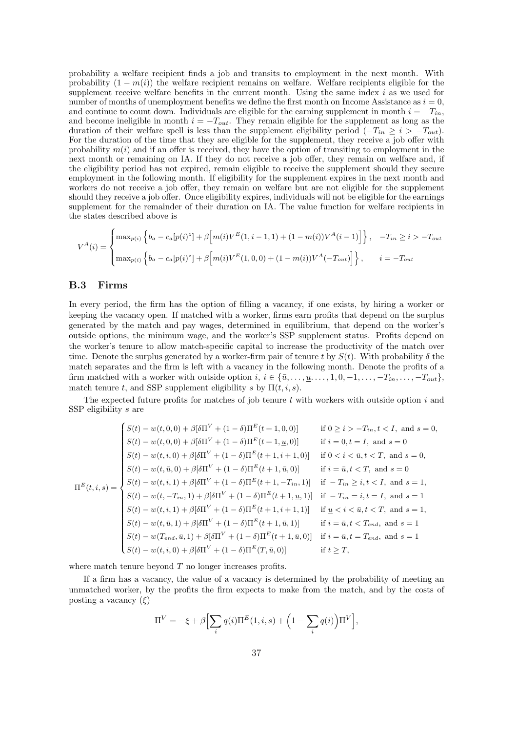probability a welfare recipient finds a job and transits to employment in the next month. With probability $(1 - m(i))$ the welfare recipient remains on welfare. Welfare recipients eligible for the supplement receive welfare benefits in the current month. Using the same index $i$ as we used for number of months of unemployment benefits we define the first month on Income Assistance as $i = 0$, and continue to count down. Individuals are eligible for the earning supplement in month $i = -T_{in}$, and become ineligible in month $i = -T_{out}$. They remain eligible for the supplement as long as the duration of their welfare spell is less than the supplement eligibility period $(-T_{in} \geq i > -T_{out})$. For the duration of the time that they are eligible for the supplement, they receive a job offer with probability $m(i)$ and if an offer is received, they have the option of transiting to employment in the next month or remaining on IA. If they do not receive a job offer, they remain on welfare and, if the eligibility period has not expired, remain eligible to receive the supplement should they secure employment in the following month. If eligibility for the supplement expires in the next month and workers do not receive a job offer, they remain on welfare but are not eligible for the supplement should they receive a job offer. Once eligibility expires, individuals will not be eligible for the earnings supplement for the remainder of their duration on IA. The value function for welfare recipients in the states described above is

$$V^A(i) = \begin{cases} \max_{p(i)} \Big\{ b_a - c_a[p(i)^z] + \beta \Big[ m(i)V^E(1, i-1, 1) + (1 - m(i))V^A(i-1) \Big] \Big\}, & -T_{in} \geq i > -T_{out} \\ \max_{p(i)} \Big\{ b_a - c_a[p(i)^z] + \beta \Big[ m(i)V^E(1, 0, 0) + (1 - m(i))V^A(-T_{out}) \Big] \Big\}, & i = -T_{out} \end{cases}$$

### B.3 Firms

In every period, the firm has the option of filling a vacancy, if one exists, by hiring a worker or keeping the vacancy open. If matched with a worker, firms earn profits that depend on the surplus generated by the match and pay wages, determined in equilibrium, that depend on the worker's outside options, the minimum wage, and the worker's SSP supplement status. Profits depend on the worker's tenure to allow match-specific capital to increase the productivity of the match over time. Denote the surplus generated by a worker-firm pair of tenure $t$ by $S(t)$. With probability $\delta$ the match separates and the firm is left with a vacancy in the following month. Denote the profits of a firm matched with a worker with outside option $i$, $i \in \{\bar{u}, \ldots, \underline{u}, \ldots, 1, 0, -1, \ldots, -T_{in}, \ldots, -T_{out}\}$, match tenure $t$, and SSP supplement eligibility $s$ by $\Pi(t, i, s)$.

The expected future profits for matches of job tenure $t$ with workers with outside option $i$ and SSP eligibility $s$ are

$$\Pi^E(t, i, s) = \begin{cases} S(t) - w(t, 0, 0) + \beta[\delta \Pi^V + (1 - \delta)\Pi^E(t + 1, 0, 0)] & \text{if } 0 \geq i > -T_{in}, t < I, \text{ and } s = 0, \\ S(t) - w(t, 0, 0) + \beta[\delta \Pi^V + (1 - \delta)\Pi^E(t + 1, \underline{u}, 0)] & \text{if } i = 0, t = I, \text{ and } s = 0 \\ S(t) - w(t, i, 0) + \beta[\delta \Pi^V + (1 - \delta)\Pi^E(t + 1, i + 1, 0)] & \text{if } 0 < i < \bar{u}, t < T, \text{ and } s = 0, \\ S(t) - w(t, \bar{u}, 0) + \beta[\delta \Pi^V + (1 - \delta)\Pi^E(t + 1, \bar{u}, 0)] & \text{if } i = \bar{u}, t < T, \text{ and } s = 0 \\ S(t) - w(t, i, 1) + \beta[\delta \Pi^V + (1 - \delta)\Pi^E(t + 1, -T_{in}, 1)] & \text{if } -T_{in} \geq i, t < I, \text{ and } s = 1, \\ S(t) - w(t, -T_{in}, 1) + \beta[\delta \Pi^V + (1 - \delta)\Pi^E(t + 1, \underline{u}, 1)] & \text{if } -T_{in} = i, t = I, \text{ and } s = 1 \\ S(t) - w(t, i, 1) + \beta[\delta \Pi^V + (1 - \delta)\Pi^E(t + 1, i + 1, 1)] & \text{if } \underline{u} < i < \bar{u}, t < T, \text{ and } s = 1, \\ S(t) - w(t, \bar{u}, 1) + \beta[\delta \Pi^V + (1 - \delta)\Pi^E(t + 1, \bar{u}, 1)] & \text{if } i = \bar{u}, t < T_{end}, \text{ and } s = 1 \\ S(t) - w(T_{end}, \bar{u}, 1) + \beta[\delta \Pi^V + (1 - \delta)\Pi^E(t + 1, \bar{u}, 0)] & \text{if } i = \bar{u}, t = T_{end}, \text{ and } s = 1 \\ S(t) - w(t, i, 0) + \beta[\delta \Pi^V + (1 - \delta)\Pi^E(T, \bar{u}, 0)] & \text{if } t \geq T, \end{cases}$$

where match tenure beyond $T$ no longer increases profits.

If a firm has a vacancy, the value of a vacancy is determined by the probability of meeting an unmatched worker, by the profits the firm expects to make from the match, and by the costs of posting a vacancy $(\xi)$

$$\Pi^V = -\xi + \beta \Big[ \sum_i q(i)\Pi^E(1, i, s) + \Big(1 - \sum_i q(i)\Big)\Pi^V \Big],$$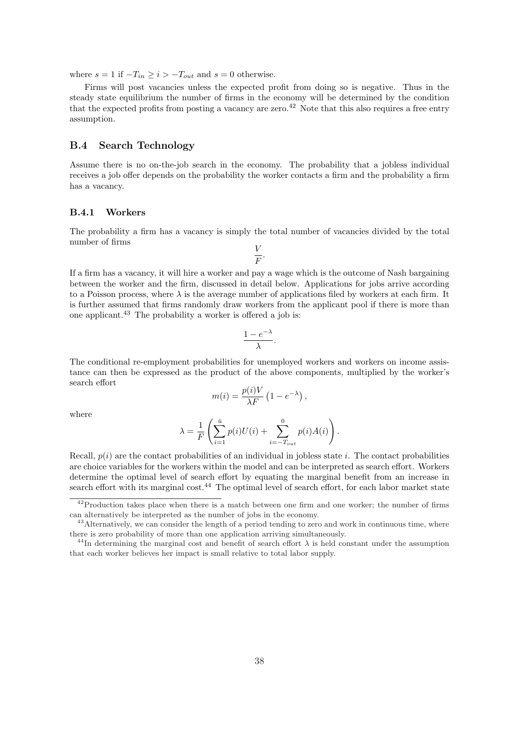where $s = 1$ if $-T_{in} \geq i > -T_{out}$ and $s = 0$ otherwise.

Firms will post vacancies unless the expected profit from doing so is negative. Thus in the steady state equilibrium the number of firms in the economy will be determined by the condition that the expected profits from posting a vacancy are zero.[42] Note that this also requires a free entry assumption.

## B.4 Search Technology

Assume there is no on-the-job search in the economy. The probability that a jobless individual receives a job offer depends on the probability the worker contacts a firm and the probability a firm has a vacancy.

### B.4.1 Workers

The probability a firm has a vacancy is simply the total number of vacancies divided by the total number of firms

$$\frac{V}{F}.$$

If a firm has a vacancy, it will hire a worker and pay a wage which is the outcome of Nash bargaining between the worker and the firm, discussed in detail below. Applications for jobs arrive according to a Poisson process, where $\lambda$ is the average number of applications filed by workers at each firm. It is further assumed that firms randomly draw workers from the applicant pool if there is more than one applicant.[43] The probability a worker is offered a job is:

$$\frac{1 - e^{-\lambda}}{\lambda}.$$

The conditional re-employment probabilities for unemployed workers and workers on income assistance can then be expressed as the product of the above components, multiplied by the worker's search effort

$$m(i) = \frac{p(i)V}{\lambda F}\left(1 - e^{-\lambda}\right),$$

where

$$\lambda = \frac{1}{F}\left(\sum_{i=1}^{\bar{u}} p(i)U(i) + \sum_{i=-T_{out}}^{0} p(i)A(i)\right).$$

Recall, $p(i)$ are the contact probabilities of an individual in jobless state $i$. The contact probabilities are choice variables for the workers within the model and can be interpreted as search effort. Workers determine the optimal level of search effort by equating the marginal benefit from an increase in search effort with its marginal cost.[44] The optimal level of search effort, for each labor market state

---

[42] Production takes place when there is a match between one firm and one worker; the number of firms can alternatively be interpreted as the number of jobs in the economy.

[43] Alternatively, we can consider the length of a period tending to zero and work in continuous time, where there is zero probability of more than one application arriving simultaneously.

[44] In determining the marginal cost and benefit of search effort $\lambda$ is held constant under the assumption that each worker believes her impact is small relative to total labor supply.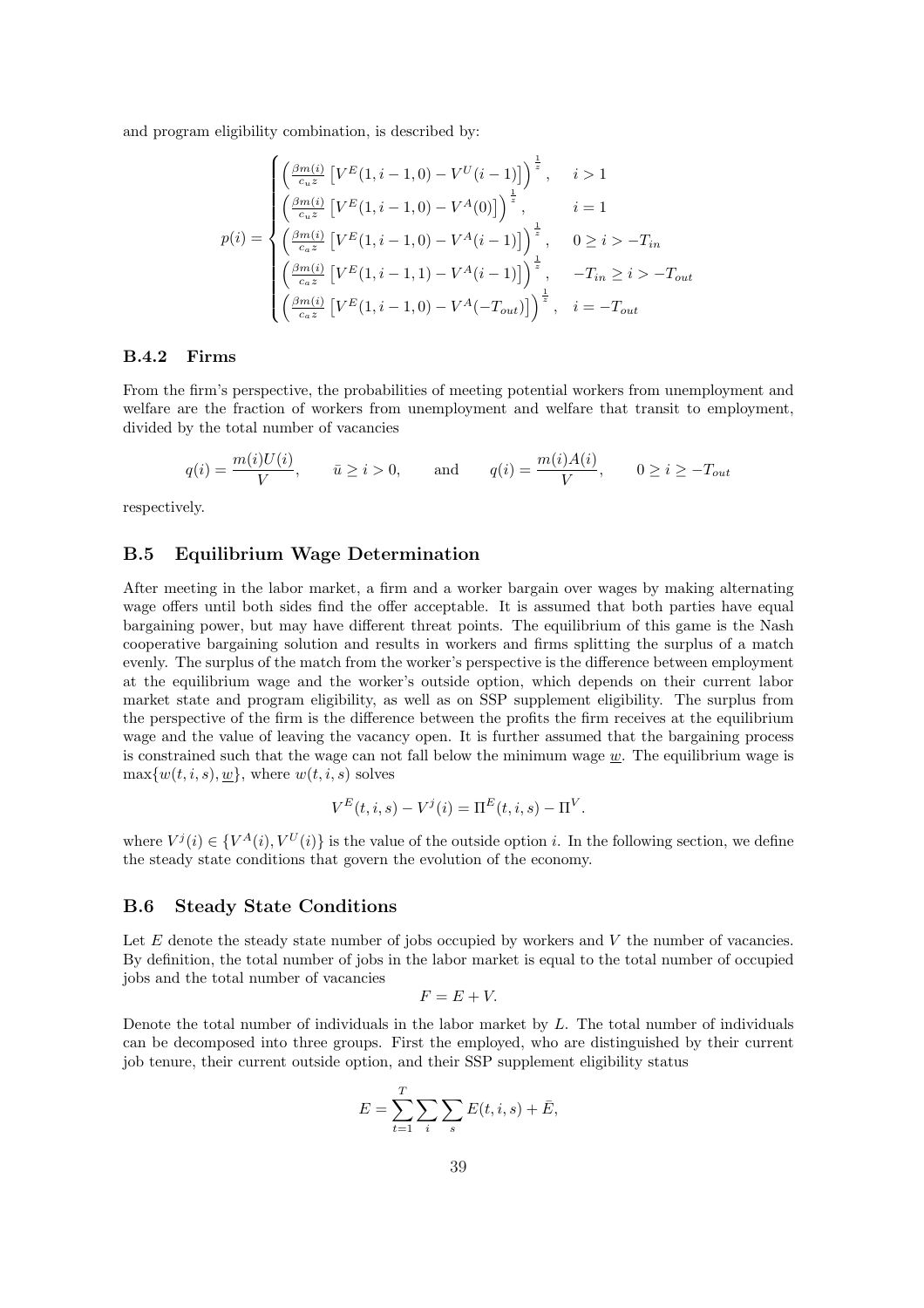and program eligibility combination, is described by:

$$
p(i) = \begin{cases}
\left(\frac{\beta m(i)}{c_u z}\left[V^E(1, i-1, 0) - V^U(i-1)\right]\right)^{\frac{1}{z}}, & i > 1 \\
\left(\frac{\beta m(i)}{c_u z}\left[V^E(1, i-1, 0) - V^A(0)\right]\right)^{\frac{1}{z}}, & i = 1 \\
\left(\frac{\beta m(i)}{c_a z}\left[V^E(1, i-1, 0) - V^A(i-1)\right]\right)^{\frac{1}{z}}, & 0 \geq i > -T_{in} \\
\left(\frac{\beta m(i)}{c_a z}\left[V^E(1, i-1, 1) - V^A(i-1)\right]\right)^{\frac{1}{z}}, & -T_{in} \geq i > -T_{out} \\
\left(\frac{\beta m(i)}{c_a z}\left[V^E(1, i-1, 0) - V^A(-T_{out})\right]\right)^{\frac{1}{z}}, & i = -T_{out}
\end{cases}
$$

### B.4.2 Firms

From the firm's perspective, the probabilities of meeting potential workers from unemployment and welfare are the fraction of workers from unemployment and welfare that transit to employment, divided by the total number of vacancies

$$
q(i) = \frac{m(i)U(i)}{V}, \qquad \bar{u} \geq i > 0, \qquad \text{and} \qquad q(i) = \frac{m(i)A(i)}{V}, \qquad 0 \geq i \geq -T_{out}
$$

respectively.

## B.5 Equilibrium Wage Determination

After meeting in the labor market, a firm and a worker bargain over wages by making alternating wage offers until both sides find the offer acceptable. It is assumed that both parties have equal bargaining power, but may have different threat points. The equilibrium of this game is the Nash cooperative bargaining solution and results in workers and firms splitting the surplus of a match evenly. The surplus of the match from the worker's perspective is the difference between employment at the equilibrium wage and the worker's outside option, which depends on their current labor market state and program eligibility, as well as on SSP supplement eligibility. The surplus from the perspective of the firm is the difference between the profits the firm receives at the equilibrium wage and the value of leaving the vacancy open. It is further assumed that the bargaining process is constrained such that the wage can not fall below the minimum wage $\underline{w}$. The equilibrium wage is $\max\{w(t, i, s), \underline{w}\}$, where $w(t, i, s)$ solves

$$
V^E(t, i, s) - V^j(i) = \Pi^E(t, i, s) - \Pi^V.
$$

where $V^j(i) \in \{V^A(i), V^U(i)\}$ is the value of the outside option $i$. In the following section, we define the steady state conditions that govern the evolution of the economy.

## B.6 Steady State Conditions

Let $E$ denote the steady state number of jobs occupied by workers and $V$ the number of vacancies. By definition, the total number of jobs in the labor market is equal to the total number of occupied jobs and the total number of vacancies

$$
F = E + V.
$$

Denote the total number of individuals in the labor market by $L$. The total number of individuals can be decomposed into three groups. First the employed, who are distinguished by their current job tenure, their current outside option, and their SSP supplement eligibility status

$$
E = \sum_{t=1}^{T} \sum_{i} \sum_{s} E(t, i, s) + \bar{E},
$$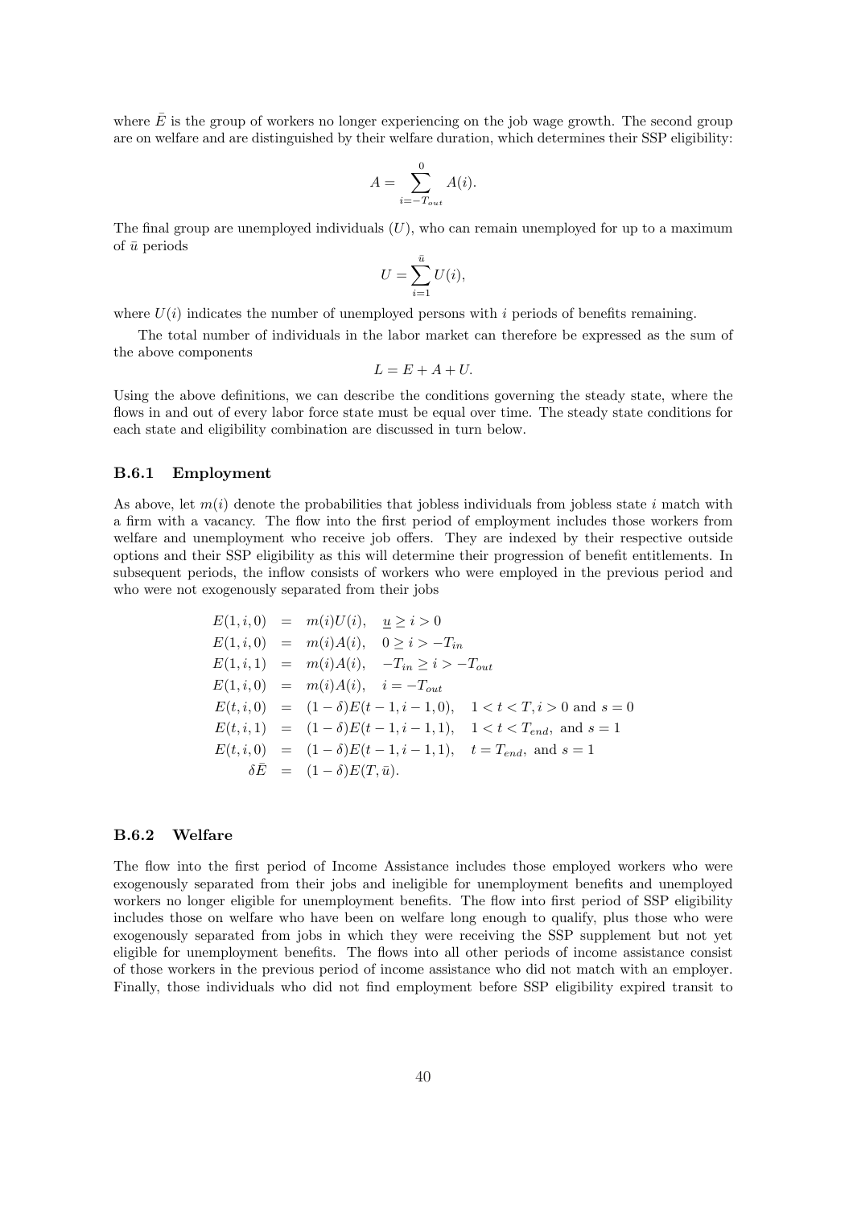where $\bar{E}$ is the group of workers no longer experiencing on the job wage growth. The second group are on welfare and are distinguished by their welfare duration, which determines their SSP eligibility:

$$A = \sum_{i=-T_{out}}^{0} A(i).$$

The final group are unemployed individuals ($U$), who can remain unemployed for up to a maximum of $\bar{u}$ periods

$$U = \sum_{i=1}^{\bar{u}} U(i),$$

where $U(i)$ indicates the number of unemployed persons with $i$ periods of benefits remaining.

The total number of individuals in the labor market can therefore be expressed as the sum of the above components

$$L = E + A + U.$$

Using the above definitions, we can describe the conditions governing the steady state, where the flows in and out of every labor force state must be equal over time. The steady state conditions for each state and eligibility combination are discussed in turn below.

### B.6.1 Employment

As above, let $m(i)$ denote the probabilities that jobless individuals from jobless state $i$ match with a firm with a vacancy. The flow into the first period of employment includes those workers from welfare and unemployment who receive job offers. They are indexed by their respective outside options and their SSP eligibility as this will determine their progression of benefit entitlements. In subsequent periods, the inflow consists of workers who were employed in the previous period and who were not exogenously separated from their jobs

$$
\begin{aligned}
E(1,i,0) &= m(i)U(i), \quad \underline{u} \geq i > 0 \\
E(1,i,0) &= m(i)A(i), \quad 0 \geq i > -T_{in} \\
E(1,i,1) &= m(i)A(i), \quad -T_{in} \geq i > -T_{out} \\
E(1,i,0) &= m(i)A(i), \quad i = -T_{out} \\
E(t,i,0) &= (1-\delta)E(t-1,i-1,0), \quad 1 < t < T, i > 0 \text{ and } s = 0 \\
E(t,i,1) &= (1-\delta)E(t-1,i-1,1), \quad 1 < t < T_{end}, \text{ and } s = 1 \\
E(t,i,0) &= (1-\delta)E(t-1,i-1,1), \quad t = T_{end}, \text{ and } s = 1 \\
\delta\bar{E} &= (1-\delta)E(T,\bar{u}).
\end{aligned}
$$

### B.6.2 Welfare

The flow into the first period of Income Assistance includes those employed workers who were exogenously separated from their jobs and ineligible for unemployment benefits and unemployed workers no longer eligible for unemployment benefits. The flow into first period of SSP eligibility includes those on welfare who have been on welfare long enough to qualify, plus those who were exogenously separated from jobs in which they were receiving the SSP supplement but not yet eligible for unemployment benefits. The flows into all other periods of income assistance consist of those workers in the previous period of income assistance who did not match with an employer. Finally, those individuals who did not find employment before SSP eligibility expired transit to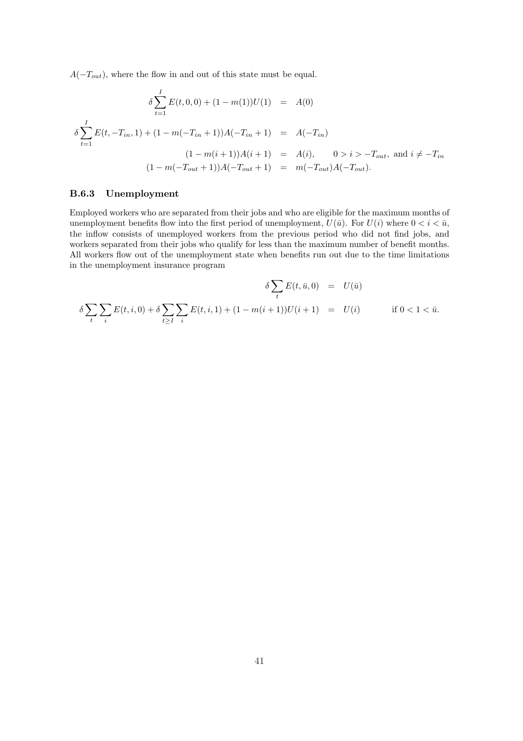$A(-T_{out})$, where the flow in and out of this state must be equal.

$$
\begin{aligned}
\delta \sum_{t=1}^{I} E(t,0,0) + (1-m(1))U(1) &= A(0) \\
\delta \sum_{t=1}^{I} E(t,-T_{in},1) + (1-m(-T_{in}+1))A(-T_{in}+1) &= A(-T_{in}) \\
(1-m(i+1))A(i+1) &= A(i), \qquad 0 > i > -T_{out}, \text{ and } i \neq -T_{in} \\
(1-m(-T_{out}+1))A(-T_{out}+1) &= m(-T_{out})A(-T_{out}).
\end{aligned}
$$

### B.6.3 Unemployment

Employed workers who are separated from their jobs and who are eligible for the maximum months of unemployment benefits flow into the first period of unemployment, $U(\bar{u})$. For $U(i)$ where $0 < i < \bar{u}$, the inflow consists of unemployed workers from the previous period who did not find jobs, and workers separated from their jobs who qualify for less than the maximum number of benefit months. All workers flow out of the unemployment state when benefits run out due to the time limitations in the unemployment insurance program

$$
\begin{aligned}
\delta \sum_{t} E(t,\bar{u},0) &= U(\bar{u}) \\
\delta \sum_{t} \sum_{i} E(t,i,0) + \delta \sum_{t \geq I} \sum_{i} E(t,i,1) + (1-m(i+1))U(i+1) &= U(i) \qquad \text{if } 0 < 1 < \bar{u}.
\end{aligned}
$$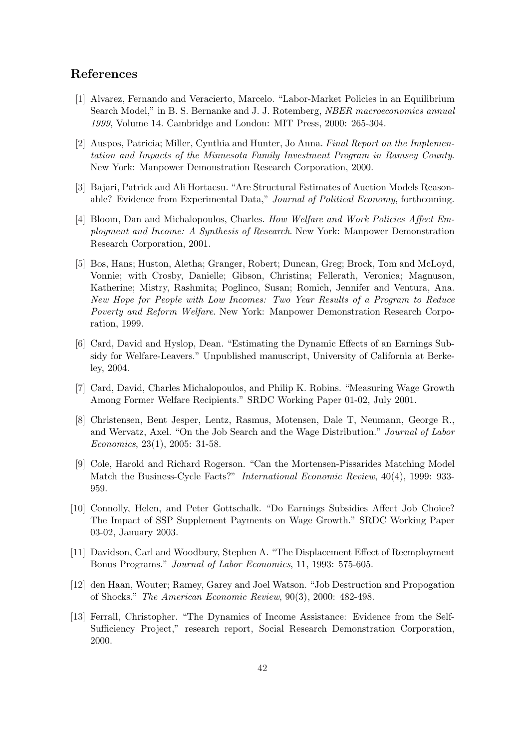## References

[1] Alvarez, Fernando and Veracierto, Marcelo. "Labor-Market Policies in an Equilibrium Search Model," in B. S. Bernanke and J. J. Rotemberg, *NBER macroeconomics annual 1999*, Volume 14. Cambridge and London: MIT Press, 2000: 265-304.

[2] Auspos, Patricia; Miller, Cynthia and Hunter, Jo Anna. *Final Report on the Implementation and Impacts of the Minnesota Family Investment Program in Ramsey County*. New York: Manpower Demonstration Research Corporation, 2000.

[3] Bajari, Patrick and Ali Hortacsu. "Are Structural Estimates of Auction Models Reasonable? Evidence from Experimental Data," *Journal of Political Economy*, forthcoming.

[4] Bloom, Dan and Michalopoulos, Charles. *How Welfare and Work Policies Affect Employment and Income: A Synthesis of Research*. New York: Manpower Demonstration Research Corporation, 2001.

[5] Bos, Hans; Huston, Aletha; Granger, Robert; Duncan, Greg; Brock, Tom and McLoyd, Vonnie; with Crosby, Danielle; Gibson, Christina; Fellerath, Veronica; Magnuson, Katherine; Mistry, Rashmita; Poglinco, Susan; Romich, Jennifer and Ventura, Ana. *New Hope for People with Low Incomes: Two Year Results of a Program to Reduce Poverty and Reform Welfare*. New York: Manpower Demonstration Research Corporation, 1999.

[6] Card, David and Hyslop, Dean. "Estimating the Dynamic Effects of an Earnings Subsidy for Welfare-Leavers." Unpublished manuscript, University of California at Berkeley, 2004.

[7] Card, David, Charles Michalopoulos, and Philip K. Robins. "Measuring Wage Growth Among Former Welfare Recipients." SRDC Working Paper 01-02, July 2001.

[8] Christensen, Bent Jesper, Lentz, Rasmus, Motensen, Dale T, Neumann, George R., and Wervatz, Axel. "On the Job Search and the Wage Distribution." *Journal of Labor Economics*, 23(1), 2005: 31-58.

[9] Cole, Harold and Richard Rogerson. "Can the Mortensen-Pissarides Matching Model Match the Business-Cycle Facts?" *International Economic Review*, 40(4), 1999: 933-959.

[10] Connolly, Helen, and Peter Gottschalk. "Do Earnings Subsidies Affect Job Choice? The Impact of SSP Supplement Payments on Wage Growth." SRDC Working Paper 03-02, January 2003.

[11] Davidson, Carl and Woodbury, Stephen A. "The Displacement Effect of Reemployment Bonus Programs." *Journal of Labor Economics*, 11, 1993: 575-605.

[12] den Haan, Wouter; Ramey, Garey and Joel Watson. "Job Destruction and Propogation of Shocks." *The American Economic Review*, 90(3), 2000: 482-498.

[13] Ferrall, Christopher. "The Dynamics of Income Assistance: Evidence from the Self-Sufficiency Project," research report, Social Research Demonstration Corporation, 2000.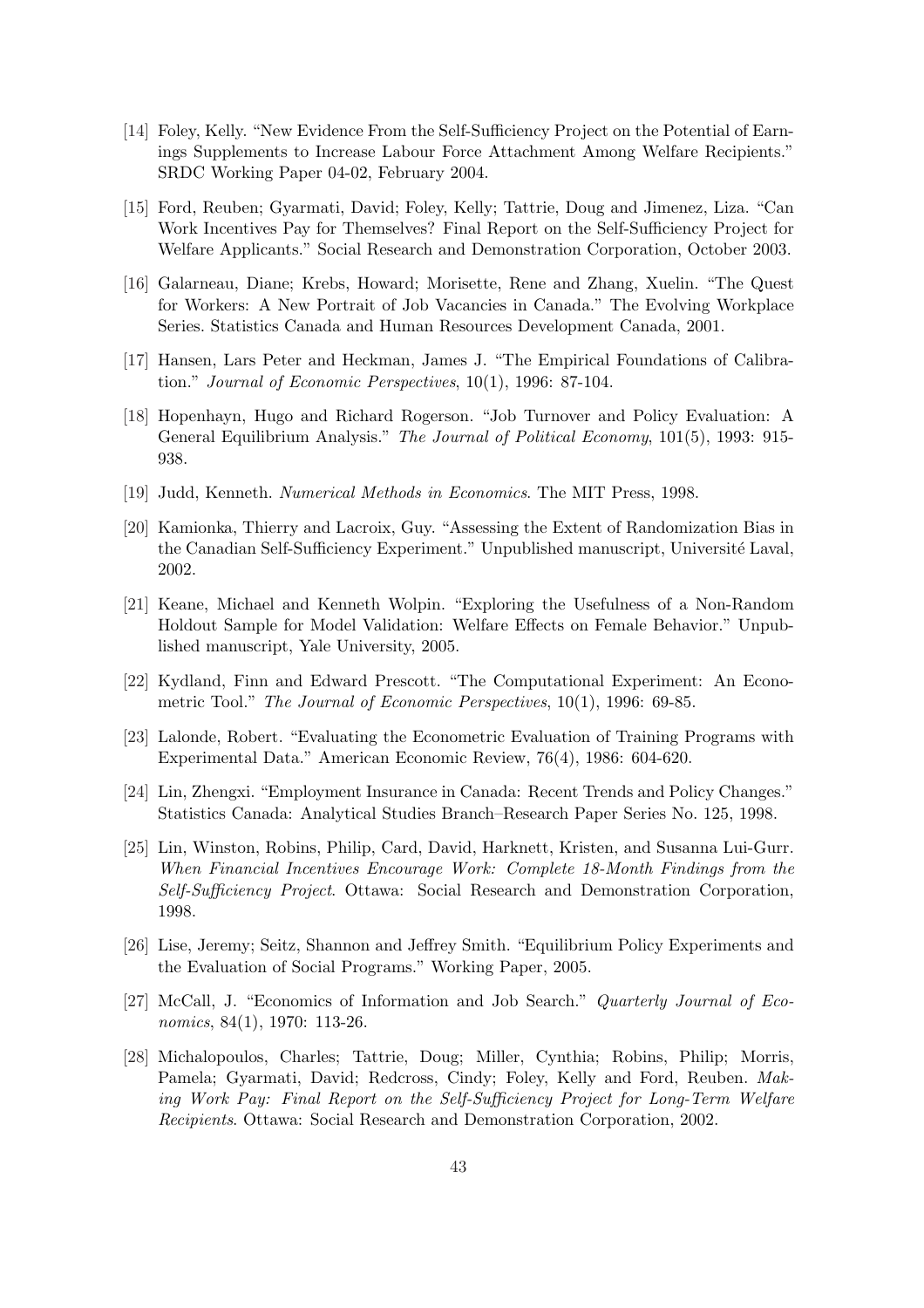[14] Foley, Kelly. "New Evidence From the Self-Sufficiency Project on the Potential of Earnings Supplements to Increase Labour Force Attachment Among Welfare Recipients." SRDC Working Paper 04-02, February 2004.

[15] Ford, Reuben; Gyarmati, David; Foley, Kelly; Tattrie, Doug and Jimenez, Liza. "Can Work Incentives Pay for Themselves? Final Report on the Self-Sufficiency Project for Welfare Applicants." Social Research and Demonstration Corporation, October 2003.

[16] Galarneau, Diane; Krebs, Howard; Morisette, Rene and Zhang, Xuelin. "The Quest for Workers: A New Portrait of Job Vacancies in Canada." The Evolving Workplace Series. Statistics Canada and Human Resources Development Canada, 2001.

[17] Hansen, Lars Peter and Heckman, James J. "The Empirical Foundations of Calibration." *Journal of Economic Perspectives*, 10(1), 1996: 87-104.

[18] Hopenhayn, Hugo and Richard Rogerson. "Job Turnover and Policy Evaluation: A General Equilibrium Analysis." *The Journal of Political Economy*, 101(5), 1993: 915-938.

[19] Judd, Kenneth. *Numerical Methods in Economics*. The MIT Press, 1998.

[20] Kamionka, Thierry and Lacroix, Guy. "Assessing the Extent of Randomization Bias in the Canadian Self-Sufficiency Experiment." Unpublished manuscript, Université Laval, 2002.

[21] Keane, Michael and Kenneth Wolpin. "Exploring the Usefulness of a Non-Random Holdout Sample for Model Validation: Welfare Effects on Female Behavior." Unpublished manuscript, Yale University, 2005.

[22] Kydland, Finn and Edward Prescott. "The Computational Experiment: An Econometric Tool." *The Journal of Economic Perspectives*, 10(1), 1996: 69-85.

[23] Lalonde, Robert. "Evaluating the Econometric Evaluation of Training Programs with Experimental Data." American Economic Review, 76(4), 1986: 604-620.

[24] Lin, Zhengxi. "Employment Insurance in Canada: Recent Trends and Policy Changes." Statistics Canada: Analytical Studies Branch–Research Paper Series No. 125, 1998.

[25] Lin, Winston, Robins, Philip, Card, David, Harknett, Kristen, and Susanna Lui-Gurr. *When Financial Incentives Encourage Work: Complete 18-Month Findings from the Self-Sufficiency Project*. Ottawa: Social Research and Demonstration Corporation, 1998.

[26] Lise, Jeremy; Seitz, Shannon and Jeffrey Smith. "Equilibrium Policy Experiments and the Evaluation of Social Programs." Working Paper, 2005.

[27] McCall, J. "Economics of Information and Job Search." *Quarterly Journal of Economics*, 84(1), 1970: 113-26.

[28] Michalopoulos, Charles; Tattrie, Doug; Miller, Cynthia; Robins, Philip; Morris, Pamela; Gyarmati, David; Redcross, Cindy; Foley, Kelly and Ford, Reuben. *Making Work Pay: Final Report on the Self-Sufficiency Project for Long-Term Welfare Recipients*. Ottawa: Social Research and Demonstration Corporation, 2002.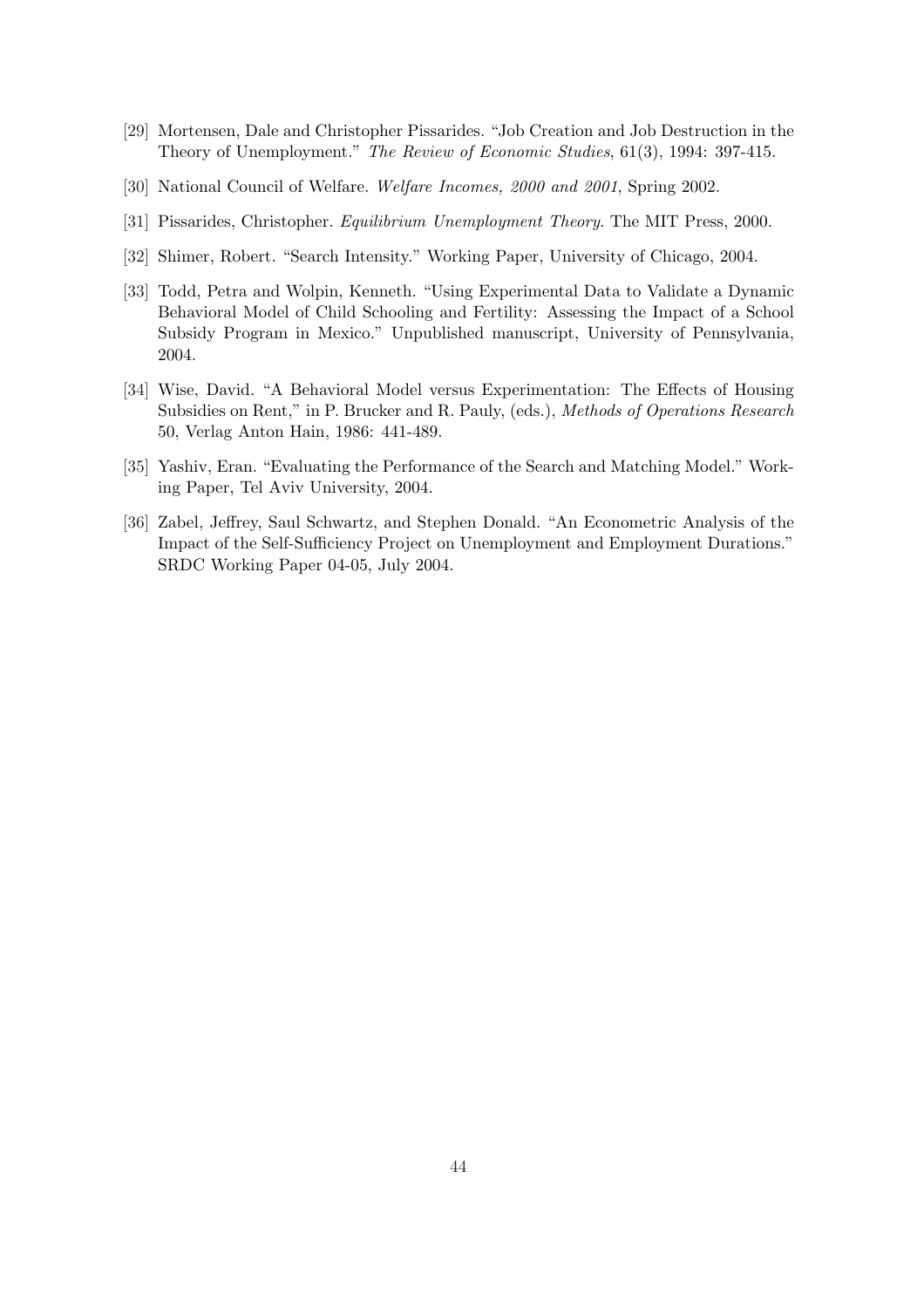[29] Mortensen, Dale and Christopher Pissarides. "Job Creation and Job Destruction in the Theory of Unemployment." *The Review of Economic Studies*, 61(3), 1994: 397-415.

[30] National Council of Welfare. *Welfare Incomes, 2000 and 2001*, Spring 2002.

[31] Pissarides, Christopher. *Equilibrium Unemployment Theory*. The MIT Press, 2000.

[32] Shimer, Robert. "Search Intensity." Working Paper, University of Chicago, 2004.

[33] Todd, Petra and Wolpin, Kenneth. "Using Experimental Data to Validate a Dynamic Behavioral Model of Child Schooling and Fertility: Assessing the Impact of a School Subsidy Program in Mexico." Unpublished manuscript, University of Pennsylvania, 2004.

[34] Wise, David. "A Behavioral Model versus Experimentation: The Effects of Housing Subsidies on Rent," in P. Brucker and R. Pauly, (eds.), *Methods of Operations Research* 50, Verlag Anton Hain, 1986: 441-489.

[35] Yashiv, Eran. "Evaluating the Performance of the Search and Matching Model." Working Paper, Tel Aviv University, 2004.

[36] Zabel, Jeffrey, Saul Schwartz, and Stephen Donald. "An Econometric Analysis of the Impact of the Self-Sufficiency Project on Unemployment and Employment Durations." SRDC Working Paper 04-05, July 2004.